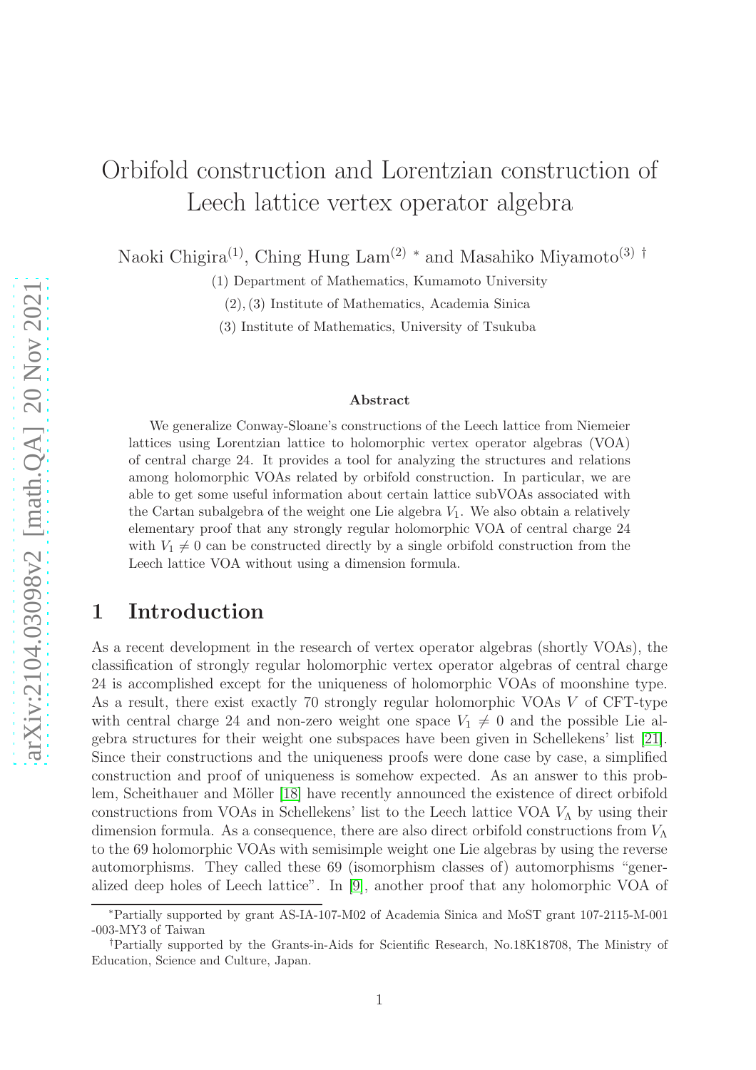# Orbifold construction and Lorentzian construction of Leech lattice vertex operator algebra

Naoki Chigira[(1)], Ching Hung Lam[(2)] * and Masahiko Miyamoto[(3)] †

(1) Department of Mathematics, Kumamoto University

(2), (3) Institute of Mathematics, Academia Sinica

(3) Institute of Mathematics, University of Tsukuba

### Abstract

We generalize Conway-Sloane's constructions of the Leech lattice from Niemeier lattices using Lorentzian lattice to holomorphic vertex operator algebras (VOA) of central charge 24. It provides a tool for analyzing the structures and relations among holomorphic VOAs related by orbifold construction. In particular, we are able to get some useful information about certain lattice subVOAs associated with the Cartan subalgebra of the weight one Lie algebra $V_1$. We also obtain a relatively elementary proof that any strongly regular holomorphic VOA of central charge 24 with $V_1 \neq 0$ can be constructed directly by a single orbifold construction from the Leech lattice VOA without using a dimension formula.

## 1 Introduction

As a recent development in the research of vertex operator algebras (shortly VOAs), the classification of strongly regular holomorphic vertex operator algebras of central charge 24 is accomplished except for the uniqueness of holomorphic VOAs of moonshine type. As a result, there exist exactly 70 strongly regular holomorphic VOAs $V$ of CFT-type with central charge 24 and non-zero weight one space $V_1 \neq 0$ and the possible Lie algebra structures for their weight one subspaces have been given in Schellekens' list [21]. Since their constructions and the uniqueness proofs were done case by case, a simplified construction and proof of uniqueness is somehow expected. As an answer to this problem, Scheithauer and Möller [18] have recently announced the existence of direct orbifold constructions from VOAs in Schellekens' list to the Leech lattice VOA $V_\Lambda$ by using their dimension formula. As a consequence, there are also direct orbifold constructions from $V_\Lambda$ to the 69 holomorphic VOAs with semisimple weight one Lie algebras by using the reverse automorphisms. They called these 69 (isomorphism classes of) automorphisms "generalized deep holes of Leech lattice". In [9], another proof that any holomorphic VOA of

---

*Partially supported by grant AS-IA-107-M02 of Academia Sinica and MoST grant 107-2115-M-001-003-MY3 of Taiwan

†Partially supported by the Grants-in-Aids for Scientific Research, No.18K18708, The Ministry of Education, Science and Culture, Japan.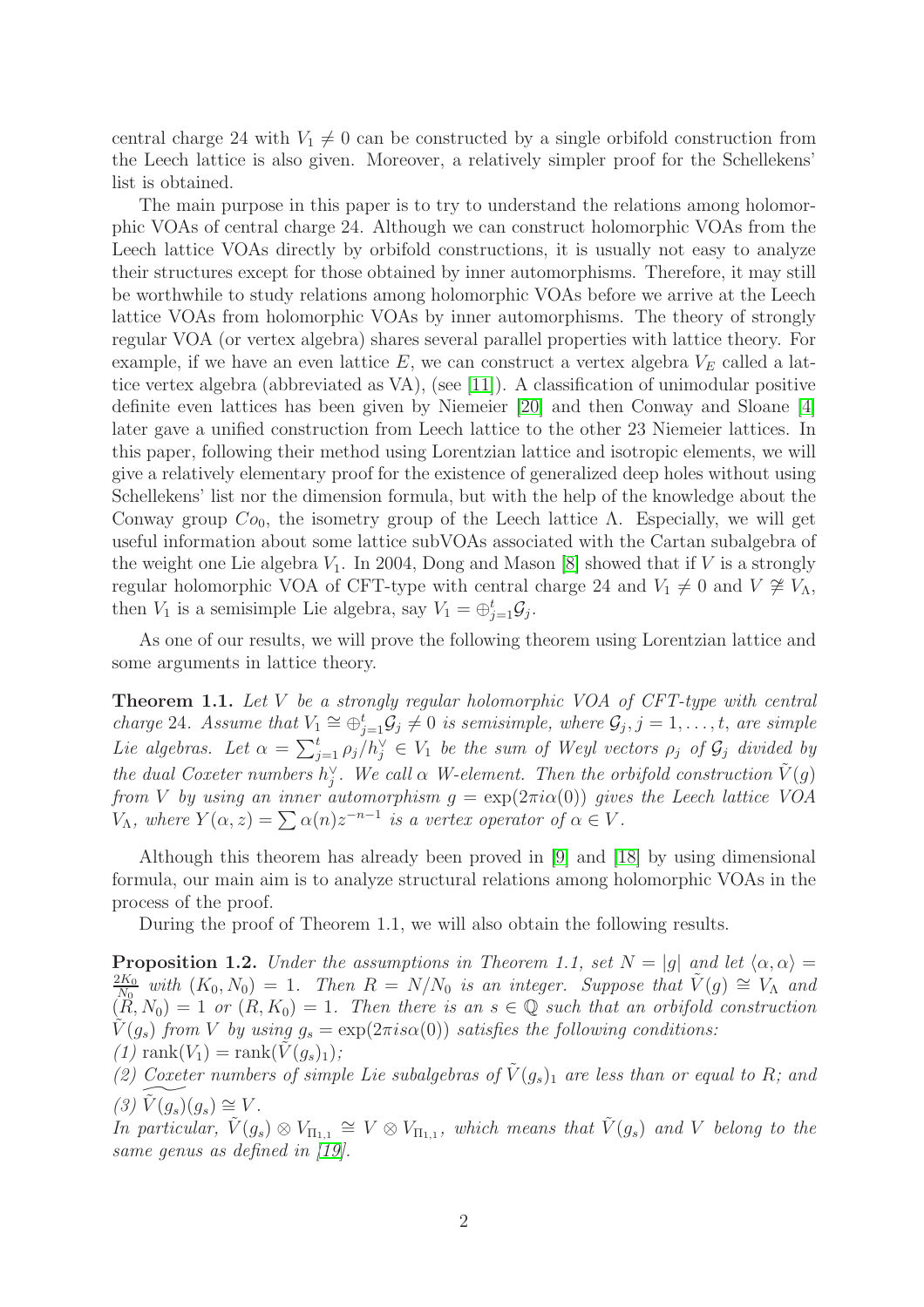central charge 24 with $V_1 \neq 0$ can be constructed by a single orbifold construction from the Leech lattice is also given. Moreover, a relatively simpler proof for the Schellekens' list is obtained.

The main purpose in this paper is to try to understand the relations among holomorphic VOAs of central charge 24. Although we can construct holomorphic VOAs from the Leech lattice VOAs directly by orbifold constructions, it is usually not easy to analyze their structures except for those obtained by inner automorphisms. Therefore, it may still be worthwhile to study relations among holomorphic VOAs before we arrive at the Leech lattice VOAs from holomorphic VOAs by inner automorphisms. The theory of strongly regular VOA (or vertex algebra) shares several parallel properties with lattice theory. For example, if we have an even lattice $E$, we can construct a vertex algebra $V_E$ called a lattice vertex algebra (abbreviated as VA), (see [11]). A classification of unimodular positive definite even lattices has been given by Niemeier [20] and then Conway and Sloane [4] later gave a unified construction from Leech lattice to the other 23 Niemeier lattices. In this paper, following their method using Lorentzian lattice and isotropic elements, we will give a relatively elementary proof for the existence of generalized deep holes without using Schellekens' list nor the dimension formula, but with the help of the knowledge about the Conway group $Co_0$, the isometry group of the Leech lattice $\Lambda$. Especially, we will get useful information about some lattice subVOAs associated with the Cartan subalgebra of the weight one Lie algebra $V_1$. In 2004, Dong and Mason [8] showed that if $V$ is a strongly regular holomorphic VOA of CFT-type with central charge 24 and $V_1 \neq 0$ and $V \not\cong V_\Lambda$, then $V_1$ is a semisimple Lie algebra, say $V_1 = \oplus_{j=1}^{t} \mathcal{G}_j$.

As one of our results, we will prove the following theorem using Lorentzian lattice and some arguments in lattice theory.

**Theorem 1.1.** *Let $V$ be a strongly regular holomorphic VOA of CFT-type with central charge 24. Assume that $V_1 \cong \oplus_{j=1}^{t} \mathcal{G}_j \neq 0$ is semisimple, where $\mathcal{G}_j, j = 1, \ldots, t$, are simple Lie algebras. Let $\alpha = \sum_{j=1}^{t} \rho_j / h_j^\vee \in V_1$ be the sum of Weyl vectors $\rho_j$ of $\mathcal{G}_j$ divided by the dual Coxeter numbers $h_j^\vee$. We call $\alpha$ W-element. Then the orbifold construction $\tilde{V}(g)$ from $V$ by using an inner automorphism $g = \exp(2\pi i \alpha(0))$ gives the Leech lattice VOA $V_\Lambda$, where $Y(\alpha, z) = \sum \alpha(n) z^{-n-1}$ is a vertex operator of $\alpha \in V$.*

Although this theorem has already been proved in [9] and [18] by using dimensional formula, our main aim is to analyze structural relations among holomorphic VOAs in the process of the proof.

During the proof of Theorem 1.1, we will also obtain the following results.

**Proposition 1.2.** *Under the assumptions in Theorem 1.1, set $N = |g|$ and let $\langle \alpha, \alpha \rangle = \frac{2K_0}{N_0}$ with $(K_0, N_0) = 1$. Then $R = N/N_0$ is an integer. Suppose that $\tilde{V}(g) \cong V_\Lambda$ and $(R, N_0) = 1$ or $(R, K_0) = 1$. Then there is an $s \in \mathbb{Q}$ such that an orbifold construction $\tilde{V}(g_s)$ from $V$ by using $g_s = \exp(2\pi i s \alpha(0))$ satisfies the following conditions:*
*(1) $\mathrm{rank}(V_1) = \mathrm{rank}(\tilde{V}(g_s)_1)$;*
*(2) Coxeter numbers of simple Lie subalgebras of $\tilde{V}(g_s)_1$ are less than or equal to $R$; and*
*(3) $\widetilde{\tilde{V}(g_s)}(g_s) \cong V$.*
*In particular, $\tilde{V}(g_s) \otimes V_{\Pi_{1,1}} \cong V \otimes V_{\Pi_{1,1}}$, which means that $\tilde{V}(g_s)$ and $V$ belong to the same genus as defined in [19].*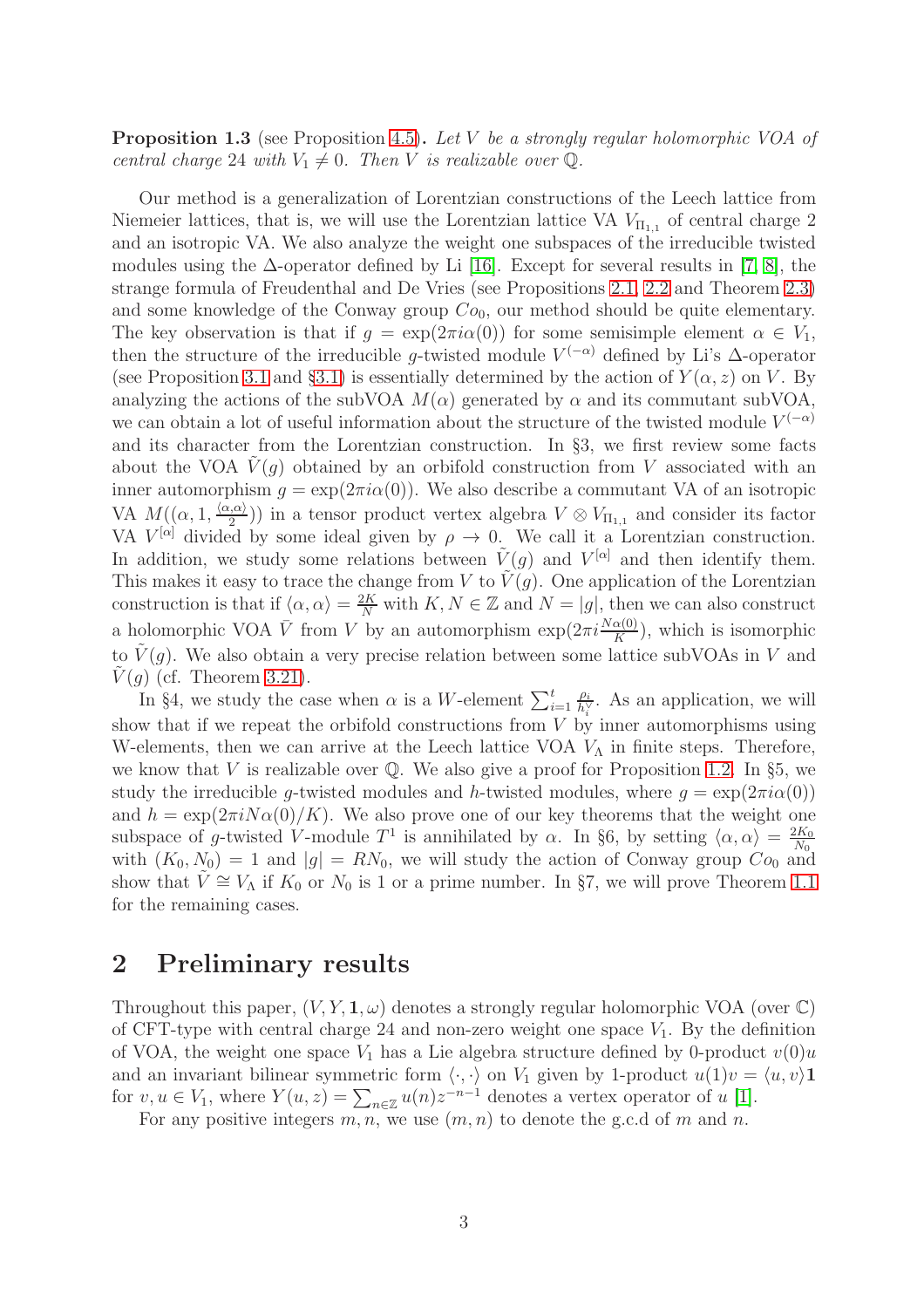**Proposition 1.3** (see Proposition 4.5). *Let $V$ be a strongly regular holomorphic VOA of central charge 24 with $V_1 \neq 0$. Then $V$ is realizable over $\mathbb{Q}$.*

Our method is a generalization of Lorentzian constructions of the Leech lattice from Niemeier lattices, that is, we will use the Lorentzian lattice VA $V_{\mathrm{II}_{1,1}}$ of central charge 2 and an isotropic VA. We also analyze the weight one subspaces of the irreducible twisted modules using the $\Delta$-operator defined by Li [16]. Except for several results in [7, 8], the strange formula of Freudenthal and De Vries (see Propositions 2.1, 2.2 and Theorem 2.3) and some knowledge of the Conway group $Co_0$, our method should be quite elementary. The key observation is that if $g = \exp(2\pi i\alpha(0))$ for some semisimple element $\alpha \in V_1$, then the structure of the irreducible $g$-twisted module $V^{(-\alpha)}$ defined by Li's $\Delta$-operator (see Proposition 3.1 and §3.1) is essentially determined by the action of $Y(\alpha, z)$ on $V$. By analyzing the actions of the subVOA $M(\alpha)$ generated by $\alpha$ and its commutant subVOA, we can obtain a lot of useful information about the structure of the twisted module $V^{(-\alpha)}$ and its character from the Lorentzian construction. In §3, we first review some facts about the VOA $\tilde{V}(g)$ obtained by an orbifold construction from $V$ associated with an inner automorphism $g = \exp(2\pi i\alpha(0))$. We also describe a commutant VA of an isotropic VA $M((\alpha, 1, \frac{\langle\alpha,\alpha\rangle}{2}))$ in a tensor product vertex algebra $V \otimes V_{\mathrm{II}_{1,1}}$ and consider its factor VA $V^{[\alpha]}$ divided by some ideal given by $\rho \to 0$. We call it a Lorentzian construction. In addition, we study some relations between $\tilde{V}(g)$ and $V^{[\alpha]}$ and then identify them. This makes it easy to trace the change from $V$ to $\tilde{V}(g)$. One application of the Lorentzian construction is that if $\langle\alpha, \alpha\rangle = \frac{2K}{N}$ with $K, N \in \mathbb{Z}$ and $N = |g|$, then we can also construct a holomorphic VOA $\bar{V}$ from $V$ by an automorphism $\exp(2\pi i\frac{N\alpha(0)}{K})$, which is isomorphic to $\tilde{V}(g)$. We also obtain a very precise relation between some lattice subVOAs in $V$ and $\tilde{V}(g)$ (cf. Theorem 3.21).

In §4, we study the case when $\alpha$ is a $W$-element $\sum_{i=1}^{t} \frac{\rho_i}{h_i^\vee}$. As an application, we will show that if we repeat the orbifold constructions from $V$ by inner automorphisms using W-elements, then we can arrive at the Leech lattice VOA $V_\Lambda$ in finite steps. Therefore, we know that $V$ is realizable over $\mathbb{Q}$. We also give a proof for Proposition 1.2. In §5, we study the irreducible $g$-twisted modules and $h$-twisted modules, where $g = \exp(2\pi i\alpha(0))$ and $h = \exp(2\pi i N\alpha(0)/K)$. We also prove one of our key theorems that the weight one subspace of $g$-twisted $V$-module $T^1$ is annihilated by $\alpha$. In §6, by setting $\langle\alpha, \alpha\rangle = \frac{2K_0}{N_0}$ with $(K_0, N_0) = 1$ and $|g| = RN_0$, we will study the action of Conway group $Co_0$ and show that $\tilde{V} \cong V_\Lambda$ if $K_0$ or $N_0$ is 1 or a prime number. In §7, we will prove Theorem 1.1 for the remaining cases.

## 2 Preliminary results

Throughout this paper, $(V, Y, \mathbf{1}, \omega)$ denotes a strongly regular holomorphic VOA (over $\mathbb{C}$) of CFT-type with central charge 24 and non-zero weight one space $V_1$. By the definition of VOA, the weight one space $V_1$ has a Lie algebra structure defined by 0-product $v(0)u$ and an invariant bilinear symmetric form $\langle\cdot, \cdot\rangle$ on $V_1$ given by 1-product $u(1)v = \langle u, v\rangle\mathbf{1}$ for $v, u \in V_1$, where $Y(u, z) = \sum_{n\in\mathbb{Z}} u(n)z^{-n-1}$ denotes a vertex operator of $u$ [1].

For any positive integers $m, n$, we use $(m, n)$ to denote the g.c.d of $m$ and $n$.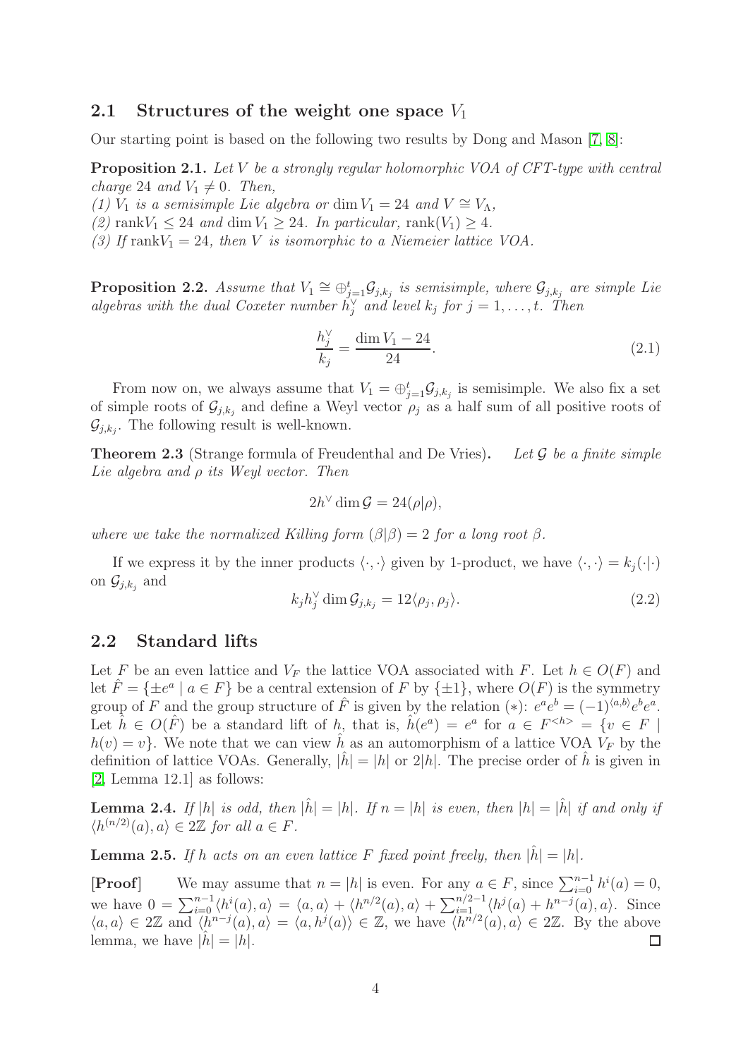## 2.1 Structures of the weight one space $V_1$

Our starting point is based on the following two results by Dong and Mason [7, 8]:

**Proposition 2.1.** *Let $V$ be a strongly regular holomorphic VOA of CFT-type with central charge 24 and $V_1 \neq 0$. Then,*
*(1) $V_1$ is a semisimple Lie algebra or $\dim V_1 = 24$ and $V \cong V_\Lambda$,*
*(2) $\mathrm{rank} V_1 \leq 24$ and $\dim V_1 \geq 24$. In particular, $\mathrm{rank}(V_1) \geq 4$.*
*(3) If $\mathrm{rank} V_1 = 24$, then $V$ is isomorphic to a Niemeier lattice VOA.*

**Proposition 2.2.** *Assume that $V_1 \cong \oplus_{j=1}^{t} \mathcal{G}_{j,k_j}$ is semisimple, where $\mathcal{G}_{j,k_j}$ are simple Lie algebras with the dual Coxeter number $h_j^\vee$ and level $k_j$ for $j = 1, \ldots, t$. Then*

$$\frac{h_j^\vee}{k_j} = \frac{\dim V_1 - 24}{24}. \tag{2.1}$$

From now on, we always assume that $V_1 = \oplus_{j=1}^{t} \mathcal{G}_{j,k_j}$ is semisimple. We also fix a set of simple roots of $\mathcal{G}_{j,k_j}$ and define a Weyl vector $\rho_j$ as a half sum of all positive roots of $\mathcal{G}_{j,k_j}$. The following result is well-known.

**Theorem 2.3** (Strange formula of Freudenthal and De Vries)**.** *Let $\mathcal{G}$ be a finite simple Lie algebra and $\rho$ its Weyl vector. Then*

$$2h^\vee \dim \mathcal{G} = 24(\rho|\rho),$$

*where we take the normalized Killing form $(\beta|\beta) = 2$ for a long root $\beta$.*

If we express it by the inner products $\langle \cdot, \cdot \rangle$ given by 1-product, we have $\langle \cdot, \cdot \rangle = k_j(\cdot|\cdot)$ on $\mathcal{G}_{j,k_j}$ and

$$k_j h_j^\vee \dim \mathcal{G}_{j,k_j} = 12\langle \rho_j, \rho_j \rangle. \tag{2.2}$$

## 2.2 Standard lifts

Let $F$ be an even lattice and $V_F$ the lattice VOA associated with $F$. Let $h \in O(F)$ and let $\hat{F} = \{\pm e^a \mid a \in F\}$ be a central extension of $F$ by $\{\pm 1\}$, where $O(F)$ is the symmetry group of $F$ and the group structure of $\hat{F}$ is given by the relation $(*)$: $e^a e^b = (-1)^{\langle a,b \rangle} e^b e^a$. Let $\hat{h} \in O(\hat{F})$ be a standard lift of $h$, that is, $\hat{h}(e^a) = e^a$ for $a \in F^{<h>} = \{v \in F \mid h(v) = v\}$. We note that we can view $\hat{h}$ as an automorphism of a lattice VOA $V_F$ by the definition of lattice VOAs. Generally, $|\hat{h}| = |h|$ or $2|h|$. The precise order of $\hat{h}$ is given in [2, Lemma 12.1] as follows:

**Lemma 2.4.** *If $|h|$ is odd, then $|\hat{h}| = |h|$. If $n = |h|$ is even, then $|h| = |\hat{h}|$ if and only if $\langle h^{(n/2)}(a), a \rangle \in 2\mathbb{Z}$ for all $a \in F$.*

**Lemma 2.5.** *If $h$ acts on an even lattice $F$ fixed point freely, then $|\hat{h}| = |h|$.*

**[Proof]** We may assume that $n = |h|$ is even. For any $a \in F$, since $\sum_{i=0}^{n-1} h^i(a) = 0$, we have $0 = \sum_{i=0}^{n-1} \langle h^i(a), a \rangle = \langle a, a \rangle + \langle h^{n/2}(a), a \rangle + \sum_{i=1}^{n/2-1} \langle h^j(a) + h^{n-j}(a), a \rangle$. Since $\langle a, a \rangle \in 2\mathbb{Z}$ and $\langle h^{n-j}(a), a \rangle = \langle a, h^j(a) \rangle \in \mathbb{Z}$, we have $\langle h^{n/2}(a), a \rangle \in 2\mathbb{Z}$. By the above lemma, we have $|\hat{h}| = |h|$. $\square$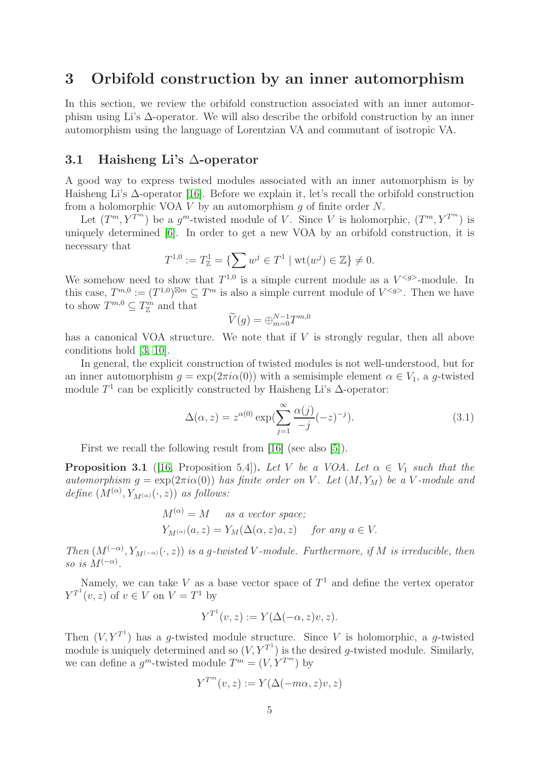# 3 Orbifold construction by an inner automorphism

In this section, we review the orbifold construction associated with an inner automorphism using Li's $\Delta$-operator. We will also describe the orbifold construction by an inner automorphism using the language of Lorentzian VA and commutant of isotropic VA.

## 3.1 Haisheng Li's $\Delta$-operator

A good way to express twisted modules associated with an inner automorphism is by Haisheng Li's $\Delta$-operator [16]. Before we explain it, let's recall the orbifold construction from a holomorphic VOA $V$ by an automorphism $g$ of finite order $N$.

Let $(T^m, Y^{T^m})$ be a $g^m$-twisted module of $V$. Since $V$ is holomorphic, $(T^m, Y^{T^m})$ is uniquely determined [6]. In order to get a new VOA by an orbifold construction, it is necessary that

$$T^{1,0} := T^1_{\mathbb{Z}} = \{\sum w^j \in T^1 \mid \mathrm{wt}(w^j) \in \mathbb{Z}\} \neq 0.$$

We somehow need to show that $T^{1,0}$ is a simple current module as a $V^{<g>}$-module. In this case, $T^{m,0} := (T^{1,0})^{\boxtimes m} \subseteq T^m$ is also a simple current module of $V^{<g>}$. Then we have to show $T^{m,0} \subseteq T^m_{\mathbb{Z}}$ and that

$$\widetilde{V}(g) = \oplus_{m=0}^{N-1} T^{m,0}$$

has a canonical VOA structure. We note that if $V$ is strongly regular, then all above conditions hold [3, 10].

In general, the explicit construction of twisted modules is not well-understood, but for an inner automorphism $g = \exp(2\pi i \alpha(0))$ with a semisimple element $\alpha \in V_1$, a $g$-twisted module $T^1$ can be explicitly constructed by Haisheng Li's $\Delta$-operator:

$$\Delta(\alpha, z) = z^{\alpha(0)} \exp\left(\sum_{j=1}^{\infty} \frac{\alpha(j)}{-j}(-z)^{-j}\right). \tag{3.1}$$

First we recall the following result from [16] (see also [5]).

**Proposition 3.1** ([16, Proposition 5.4]). *Let $V$ be a VOA. Let $\alpha \in V_1$ such that the automorphism $g = \exp(2\pi i \alpha(0))$ has finite order on $V$. Let $(M, Y_M)$ be a $V$-module and define $(M^{(\alpha)}, Y_{M^{(\alpha)}}(\cdot, z))$ as follows:*

$$M^{(\alpha)} = M \quad \text{as a vector space;}$$
$$Y_{M^{(\alpha)}}(a, z) = Y_M(\Delta(\alpha, z)a, z) \quad \text{for any } a \in V.$$

*Then $(M^{(-\alpha)}, Y_{M^{(-\alpha)}}(\cdot, z))$ is a $g$-twisted $V$-module. Furthermore, if $M$ is irreducible, then so is $M^{(-\alpha)}$.*

Namely, we can take $V$ as a base vector space of $T^1$ and define the vertex operator $Y^{T^1}(v, z)$ of $v \in V$ on $V = T^1$ by

$$Y^{T^1}(v, z) := Y(\Delta(-\alpha, z)v, z).$$

Then $(V, Y^{T^1})$ has a $g$-twisted module structure. Since $V$ is holomorphic, a $g$-twisted module is uniquely determined and so $(V, Y^{T^1})$ is the desired $g$-twisted module. Similarly, we can define a $g^m$-twisted module $T^m = (V, Y^{T^m})$ by

$$Y^{T^m}(v, z) := Y(\Delta(-m\alpha, z)v, z)$$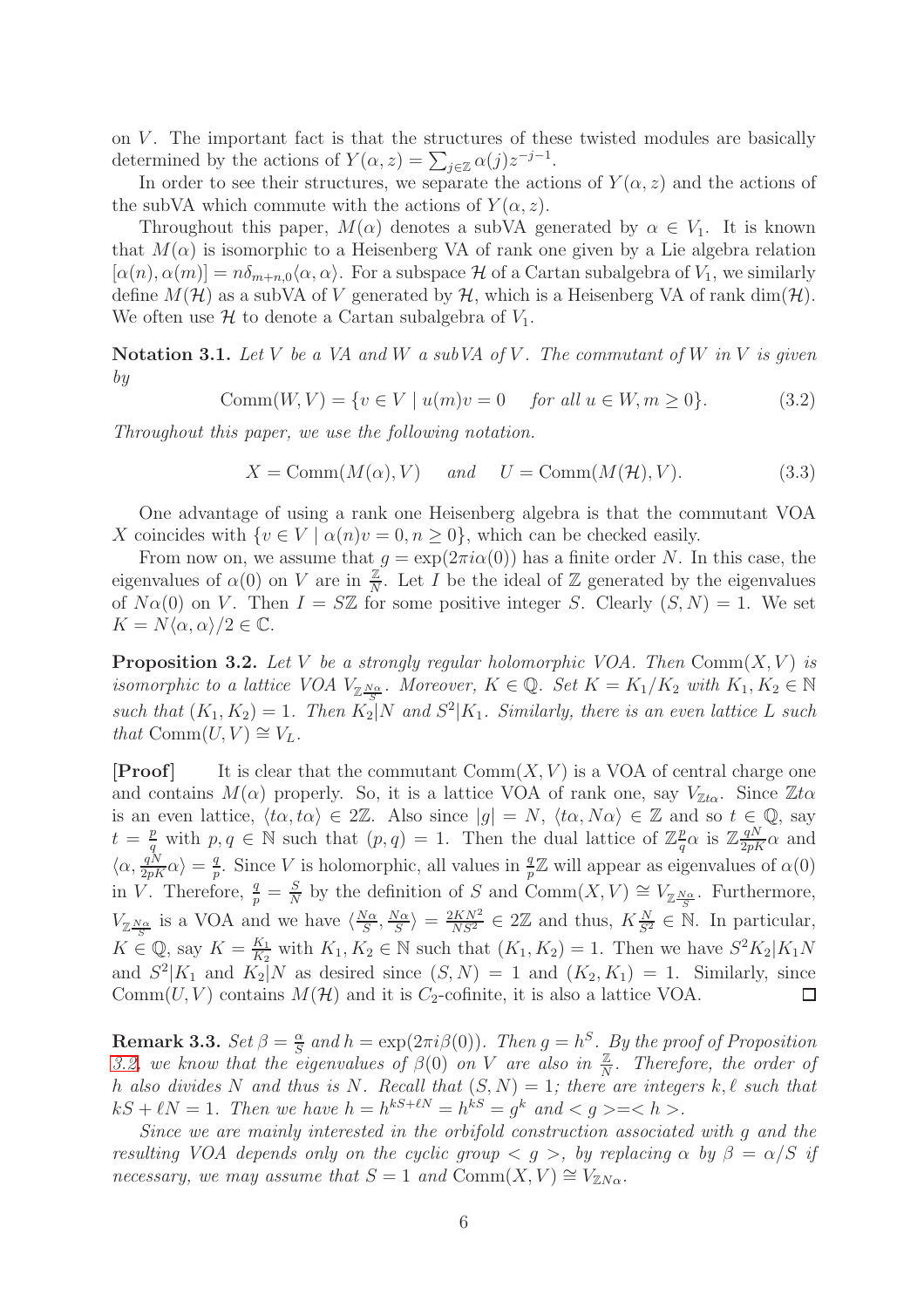on $V$. The important fact is that the structures of these twisted modules are basically determined by the actions of $Y(\alpha, z) = \sum_{j\in\mathbb{Z}} \alpha(j)z^{-j-1}$.

In order to see their structures, we separate the actions of $Y(\alpha, z)$ and the actions of the subVA which commute with the actions of $Y(\alpha, z)$.

Throughout this paper, $M(\alpha)$ denotes a subVA generated by $\alpha \in V_1$. It is known that $M(\alpha)$ is isomorphic to a Heisenberg VA of rank one given by a Lie algebra relation $[\alpha(n), \alpha(m)] = n\delta_{m+n,0}\langle\alpha, \alpha\rangle$. For a subspace $\mathcal{H}$ of a Cartan subalgebra of $V_1$, we similarly define $M(\mathcal{H})$ as a subVA of $V$ generated by $\mathcal{H}$, which is a Heisenberg VA of rank $\dim(\mathcal{H})$. We often use $\mathcal{H}$ to denote a Cartan subalgebra of $V_1$.

**Notation 3.1.** *Let $V$ be a VA and $W$ a subVA of $V$. The commutant of $W$ in $V$ is given by*

$$\mathrm{Comm}(W, V) = \{v \in V \mid u(m)v = 0 \quad \text{for all } u \in W, m \geq 0\}. \tag{3.2}$$

*Throughout this paper, we use the following notation.*

$$X = \mathrm{Comm}(M(\alpha), V) \quad \text{and} \quad U = \mathrm{Comm}(M(\mathcal{H}), V). \tag{3.3}$$

One advantage of using a rank one Heisenberg algebra is that the commutant VOA $X$ coincides with $\{v \in V \mid \alpha(n)v = 0, n \geq 0\}$, which can be checked easily.

From now on, we assume that $g = \exp(2\pi i\alpha(0))$ has a finite order $N$. In this case, the eigenvalues of $\alpha(0)$ on $V$ are in $\frac{\mathbb{Z}}{N}$. Let $I$ be the ideal of $\mathbb{Z}$ generated by the eigenvalues of $N\alpha(0)$ on $V$. Then $I = S\mathbb{Z}$ for some positive integer $S$. Clearly $(S, N) = 1$. We set $K = N\langle\alpha, \alpha\rangle/2 \in \mathbb{C}$.

**Proposition 3.2.** *Let $V$ be a strongly regular holomorphic VOA. Then $\mathrm{Comm}(X, V)$ is isomorphic to a lattice VOA $V_{\mathbb{Z}\frac{N\alpha}{S}}$. Moreover, $K \in \mathbb{Q}$. Set $K = K_1/K_2$ with $K_1, K_2 \in \mathbb{N}$ such that $(K_1, K_2) = 1$. Then $K_2|N$ and $S^2|K_1$. Similarly, there is an even lattice $L$ such that $\mathrm{Comm}(U, V) \cong V_L$.*

**[Proof]** It is clear that the commutant $\mathrm{Comm}(X, V)$ is a VOA of central charge one and contains $M(\alpha)$ properly. So, it is a lattice VOA of rank one, say $V_{\mathbb{Z}t\alpha}$. Since $\mathbb{Z}t\alpha$ is an even lattice, $\langle t\alpha, t\alpha\rangle \in 2\mathbb{Z}$. Also since $|g| = N$, $\langle t\alpha, N\alpha\rangle \in \mathbb{Z}$ and so $t \in \mathbb{Q}$, say $t = \frac{p}{q}$ with $p, q \in \mathbb{N}$ such that $(p, q) = 1$. Then the dual lattice of $\mathbb{Z}\frac{p}{q}\alpha$ is $\mathbb{Z}\frac{qN}{2pK}\alpha$ and $\langle\alpha, \frac{qN}{2pK}\alpha\rangle = \frac{q}{p}$. Since $V$ is holomorphic, all values in $\frac{q}{p}\mathbb{Z}$ will appear as eigenvalues of $\alpha(0)$ in $V$. Therefore, $\frac{q}{p} = \frac{S}{N}$ by the definition of $S$ and $\mathrm{Comm}(X, V) \cong V_{\mathbb{Z}\frac{N\alpha}{S}}$. Furthermore, $V_{\mathbb{Z}\frac{N\alpha}{S}}$ is a VOA and we have $\langle\frac{N\alpha}{S}, \frac{N\alpha}{S}\rangle = \frac{2KN^2}{NS^2} \in 2\mathbb{Z}$ and thus, $K\frac{N}{S^2} \in \mathbb{N}$. In particular, $K \in \mathbb{Q}$, say $K = \frac{K_1}{K_2}$ with $K_1, K_2 \in \mathbb{N}$ such that $(K_1, K_2) = 1$. Then we have $S^2K_2|K_1N$ and $S^2|K_1$ and $K_2|N$ as desired since $(S, N) = 1$ and $(K_2, K_1) = 1$. Similarly, since $\mathrm{Comm}(U, V)$ contains $M(\mathcal{H})$ and it is $C_2$-cofinite, it is also a lattice VOA. $\square$

**Remark 3.3.** *Set $\beta = \frac{\alpha}{S}$ and $h = \exp(2\pi i\beta(0))$. Then $g = h^S$. By the proof of Proposition 3.2, we know that the eigenvalues of $\beta(0)$ on $V$ are also in $\frac{\mathbb{Z}}{N}$. Therefore, the order of $h$ also divides $N$ and thus is $N$. Recall that $(S, N) = 1$; there are integers $k, \ell$ such that $kS + \ell N = 1$. Then we have $h = h^{kS+\ell N} = h^{kS} = g^k$ and $< g >=< h >$.*

*Since we are mainly interested in the orbifold construction associated with $g$ and the resulting VOA depends only on the cyclic group $< g >$, by replacing $\alpha$ by $\beta = \alpha/S$ if necessary, we may assume that $S = 1$ and $\mathrm{Comm}(X, V) \cong V_{\mathbb{Z}N\alpha}$.*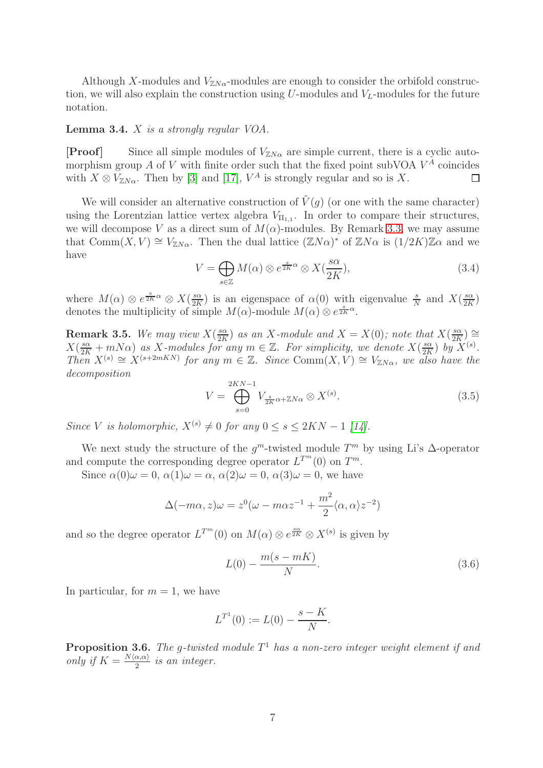Although $X$-modules and $V_{\mathbb{Z}N\alpha}$-modules are enough to consider the orbifold construction, we will also explain the construction using $U$-modules and $V_L$-modules for the future notation.

**Lemma 3.4.** *$X$ is a strongly regular VOA.*

**[Proof]** Since all simple modules of $V_{\mathbb{Z}N\alpha}$ are simple current, there is a cyclic automorphism group $A$ of $V$ with finite order such that the fixed point subVOA $V^A$ coincides with $X \otimes V_{\mathbb{Z}N\alpha}$. Then by [3] and [17], $V^A$ is strongly regular and so is $X$. □

We will consider an alternative construction of $\tilde{V}(g)$ (or one with the same character) using the Lorentzian lattice vertex algebra $V_{\Pi_{1,1}}$. In order to compare their structures, we will decompose $V$ as a direct sum of $M(\alpha)$-modules. By Remark 3.3, we may assume that $\mathrm{Comm}(X,V) \cong V_{\mathbb{Z}N\alpha}$. Then the dual lattice $(\mathbb{Z}N\alpha)^*$ of $\mathbb{Z}N\alpha$ is $(1/2K)\mathbb{Z}\alpha$ and we have

$$V = \bigoplus_{s\in\mathbb{Z}} M(\alpha) \otimes e^{\frac{s}{2K}\alpha} \otimes X(\frac{s\alpha}{2K}), \tag{3.4}$$

where $M(\alpha) \otimes e^{\frac{s}{2K}\alpha} \otimes X(\frac{s\alpha}{2K})$ is an eigenspace of $\alpha(0)$ with eigenvalue $\frac{s}{N}$ and $X(\frac{s\alpha}{2K})$ denotes the multiplicity of simple $M(\alpha)$-module $M(\alpha) \otimes e^{\frac{s}{2K}\alpha}$.

**Remark 3.5.** *We may view $X(\frac{s\alpha}{2K})$ as an $X$-module and $X = X(0)$; note that $X(\frac{s\alpha}{2K}) \cong X(\frac{s\alpha}{2K} + mN\alpha)$ as $X$-modules for any $m \in \mathbb{Z}$. For simplicity, we denote $X(\frac{s\alpha}{2K})$ by $X^{(s)}$. Then $X^{(s)} \cong X^{(s+2mKN)}$ for any $m \in \mathbb{Z}$. Since $\mathrm{Comm}(X,V) \cong V_{\mathbb{Z}N\alpha}$, we also have the decomposition*

$$V = \bigoplus_{s=0}^{2KN-1} V_{\frac{s}{2K}\alpha + \mathbb{Z}N\alpha} \otimes X^{(s)}. \tag{3.5}$$

*Since $V$ is holomorphic, $X^{(s)} \neq 0$ for any $0 \leq s \leq 2KN-1$ [14].*

We next study the structure of the $g^m$-twisted module $T^m$ by using Li's $\Delta$-operator and compute the corresponding degree operator $L^{T^m}(0)$ on $T^m$.

Since $\alpha(0)\omega = 0$, $\alpha(1)\omega = \alpha$, $\alpha(2)\omega = 0$, $\alpha(3)\omega = 0$, we have

$$\Delta(-m\alpha, z)\omega = z^0(\omega - m\alpha z^{-1} + \frac{m^2}{2}\langle\alpha,\alpha\rangle z^{-2})$$

and so the degree operator $L^{T^m}(0)$ on $M(\alpha) \otimes e^{\frac{s\alpha}{2K}} \otimes X^{(s)}$ is given by

$$L(0) - \frac{m(s-mK)}{N}. \tag{3.6}$$

In particular, for $m = 1$, we have

$$L^{T^1}(0) := L(0) - \frac{s-K}{N}.$$

**Proposition 3.6.** *The $g$-twisted module $T^1$ has a non-zero integer weight element if and only if $K = \frac{N\langle\alpha,\alpha\rangle}{2}$ is an integer.*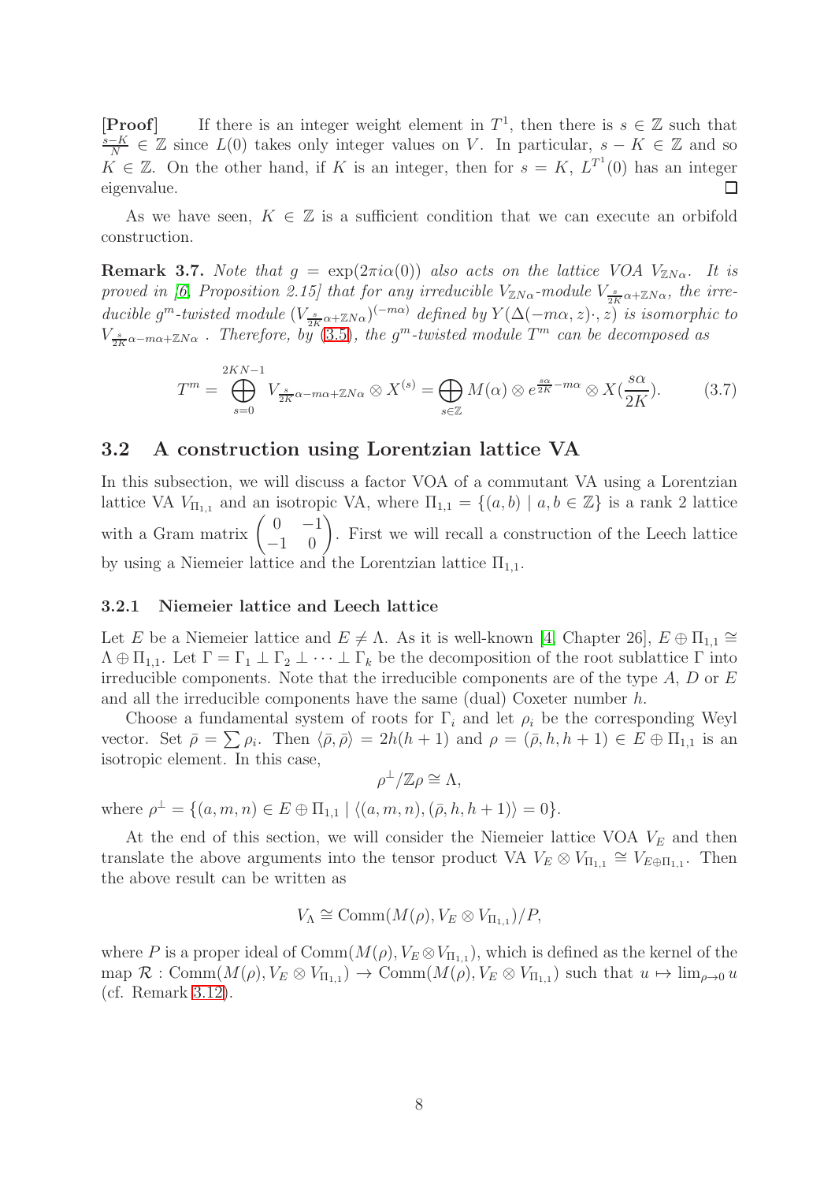**[Proof]** If there is an integer weight element in $T^1$, then there is $s \in \mathbb{Z}$ such that $\frac{s-K}{N} \in \mathbb{Z}$ since $L(0)$ takes only integer values on $V$. In particular, $s - K \in \mathbb{Z}$ and so $K \in \mathbb{Z}$. On the other hand, if $K$ is an integer, then for $s = K$, $L^{T^1}(0)$ has an integer eigenvalue. □

As we have seen, $K \in \mathbb{Z}$ is a sufficient condition that we can execute an orbifold construction.

**Remark 3.7.** *Note that $g = \exp(2\pi i\alpha(0))$ also acts on the lattice VOA $V_{\mathbb{Z}N\alpha}$. It is proved in [6, Proposition 2.15] that for any irreducible $V_{\mathbb{Z}N\alpha}$-module $V_{\frac{s}{2K}\alpha+\mathbb{Z}N\alpha}$, the irreducible $g^m$-twisted module $(V_{\frac{s}{2K}\alpha+\mathbb{Z}N\alpha})^{(-m\alpha)}$ defined by $Y(\Delta(-m\alpha,z)\cdot,z)$ is isomorphic to $V_{\frac{s}{2K}\alpha-m\alpha+\mathbb{Z}N\alpha}$. Therefore, by (3.5), the $g^m$-twisted module $T^m$ can be decomposed as*

$$T^m = \bigoplus_{s=0}^{2KN-1} V_{\frac{s}{2K}\alpha-m\alpha+\mathbb{Z}N\alpha} \otimes X^{(s)} = \bigoplus_{s\in\mathbb{Z}} M(\alpha) \otimes e^{\frac{s\alpha}{2K}-m\alpha} \otimes X(\frac{s\alpha}{2K}). \qquad (3.7)$$

## 3.2 A construction using Lorentzian lattice VA

In this subsection, we will discuss a factor VOA of a commutant VA using a Lorentzian lattice VA $V_{\Pi_{1,1}}$ and an isotropic VA, where $\Pi_{1,1} = \{(a,b) \mid a,b \in \mathbb{Z}\}$ is a rank 2 lattice with a Gram matrix $\begin{pmatrix} 0 & -1 \\ -1 & 0 \end{pmatrix}$. First we will recall a construction of the Leech lattice by using a Niemeier lattice and the Lorentzian lattice $\Pi_{1,1}$.

### 3.2.1 Niemeier lattice and Leech lattice

Let $E$ be a Niemeier lattice and $E \neq \Lambda$. As it is well-known [4, Chapter 26], $E \oplus \Pi_{1,1} \cong \Lambda \oplus \Pi_{1,1}$. Let $\Gamma = \Gamma_1 \perp \Gamma_2 \perp \cdots \perp \Gamma_k$ be the decomposition of the root sublattice $\Gamma$ into irreducible components. Note that the irreducible components are of the type $A$, $D$ or $E$ and all the irreducible components have the same (dual) Coxeter number $h$.

Choose a fundamental system of roots for $\Gamma_i$ and let $\rho_i$ be the corresponding Weyl vector. Set $\bar{\rho} = \sum \rho_i$. Then $\langle \bar{\rho}, \bar{\rho} \rangle = 2h(h+1)$ and $\rho = (\bar{\rho}, h, h+1) \in E \oplus \Pi_{1,1}$ is an isotropic element. In this case,

$$\rho^\perp / \mathbb{Z}\rho \cong \Lambda,$$

where $\rho^\perp = \{(a,m,n) \in E \oplus \Pi_{1,1} \mid \langle (a,m,n), (\bar{\rho}, h, h+1) \rangle = 0\}$.

At the end of this section, we will consider the Niemeier lattice VOA $V_E$ and then translate the above arguments into the tensor product VA $V_E \otimes V_{\Pi_{1,1}} \cong V_{E\oplus\Pi_{1,1}}$. Then the above result can be written as

$$V_\Lambda \cong \mathrm{Comm}(M(\rho), V_E \otimes V_{\Pi_{1,1}})/P,$$

where $P$ is a proper ideal of $\mathrm{Comm}(M(\rho), V_E \otimes V_{\Pi_{1,1}})$, which is defined as the kernel of the map $\mathcal{R} : \mathrm{Comm}(M(\rho), V_E \otimes V_{\Pi_{1,1}}) \to \mathrm{Comm}(M(\rho), V_E \otimes V_{\Pi_{1,1}})$ such that $u \mapsto \lim_{\rho\to 0} u$ (cf. Remark 3.12).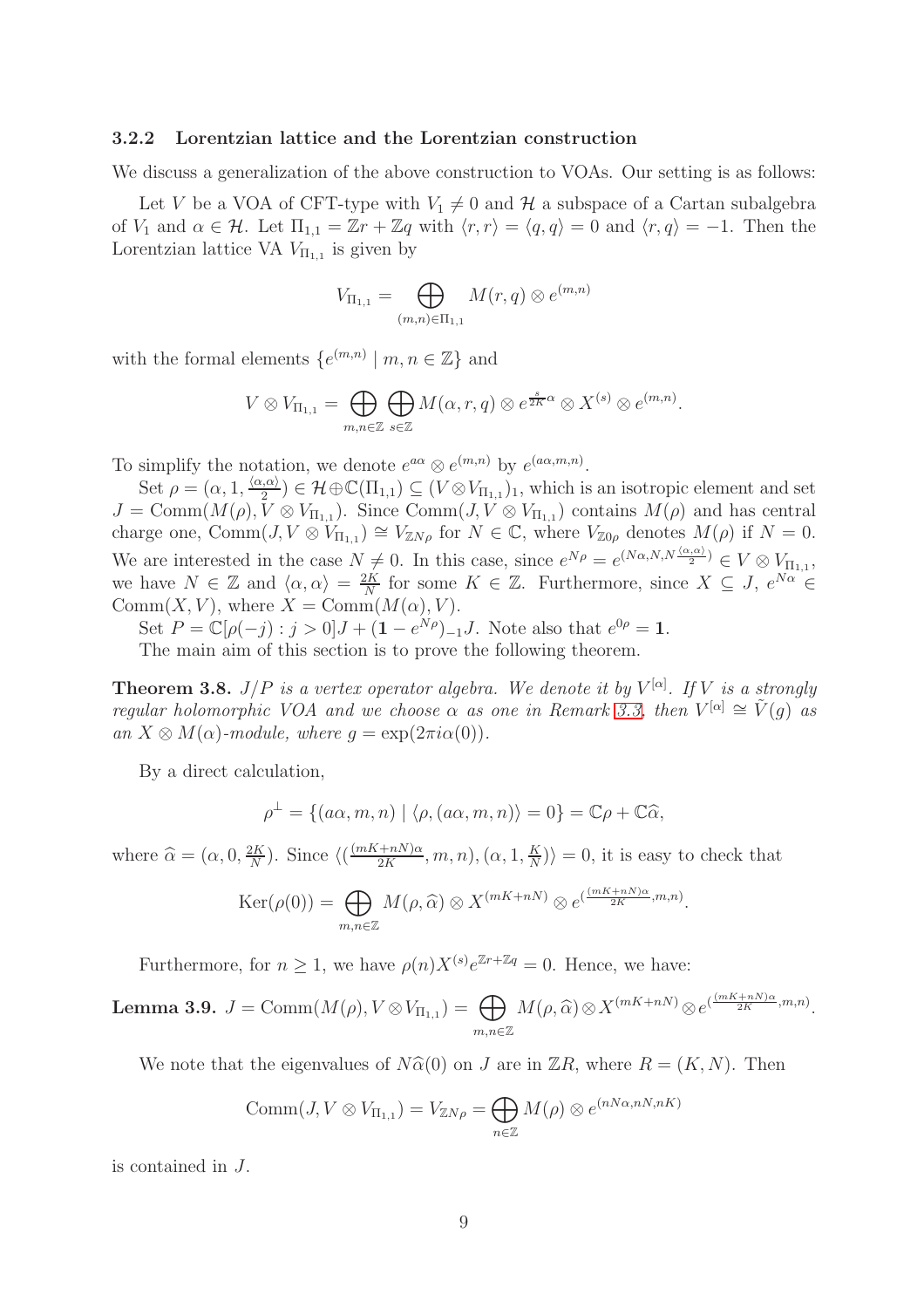### 3.2.2 Lorentzian lattice and the Lorentzian construction

We discuss a generalization of the above construction to VOAs. Our setting is as follows:

Let $V$ be a VOA of CFT-type with $V_1 \neq 0$ and $\mathcal{H}$ a subspace of a Cartan subalgebra of $V_1$ and $\alpha \in \mathcal{H}$. Let $\Pi_{1,1} = \mathbb{Z}r + \mathbb{Z}q$ with $\langle r, r\rangle = \langle q, q\rangle = 0$ and $\langle r, q\rangle = -1$. Then the Lorentzian lattice VA $V_{\Pi_{1,1}}$ is given by

$$V_{\Pi_{1,1}} = \bigoplus_{(m,n)\in \Pi_{1,1}} M(r,q) \otimes e^{(m,n)}$$

with the formal elements $\{e^{(m,n)} \mid m, n \in \mathbb{Z}\}$ and

$$V \otimes V_{\Pi_{1,1}} = \bigoplus_{m,n\in\mathbb{Z}} \bigoplus_{s\in\mathbb{Z}} M(\alpha, r, q) \otimes e^{\frac{s}{2K}\alpha} \otimes X^{(s)} \otimes e^{(m,n)}.$$

To simplify the notation, we denote $e^{a\alpha} \otimes e^{(m,n)}$ by $e^{(a\alpha,m,n)}$.

Set $\rho = (\alpha, 1, \frac{\langle \alpha,\alpha\rangle}{2}) \in \mathcal{H} \oplus \mathbb{C}(\Pi_{1,1}) \subseteq (V \otimes V_{\Pi_{1,1}})_1$, which is an isotropic element and set $J = \mathrm{Comm}(M(\rho), V \otimes V_{\Pi_{1,1}})$. Since $\mathrm{Comm}(J, V \otimes V_{\Pi_{1,1}})$ contains $M(\rho)$ and has central charge one, $\mathrm{Comm}(J, V \otimes V_{\Pi_{1,1}}) \cong V_{\mathbb{Z}N\rho}$ for $N \in \mathbb{C}$, where $V_{\mathbb{Z}0\rho}$ denotes $M(\rho)$ if $N = 0$. We are interested in the case $N \neq 0$. In this case, since $e^{N\rho} = e^{(N\alpha, N, N\frac{\langle\alpha,\alpha\rangle}{2})} \in V \otimes V_{\Pi_{1,1}}$, we have $N \in \mathbb{Z}$ and $\langle \alpha, \alpha\rangle = \frac{2K}{N}$ for some $K \in \mathbb{Z}$. Furthermore, since $X \subseteq J$, $e^{N\alpha} \in \mathrm{Comm}(X, V)$, where $X = \mathrm{Comm}(M(\alpha), V)$.

Set $P = \mathbb{C}[\rho(-j) : j > 0]J + (\mathbf{1} - e^{N\rho})_{-1}J$. Note also that $e^{0\rho} = \mathbf{1}$.

The main aim of this section is to prove the following theorem.

**Theorem 3.8.** *$J/P$ is a vertex operator algebra. We denote it by $V^{[\alpha]}$. If $V$ is a strongly regular holomorphic VOA and we choose $\alpha$ as one in Remark 3.3, then $V^{[\alpha]} \cong \tilde{V}(g)$ as an $X \otimes M(\alpha)$-module, where $g = \exp(2\pi i\alpha(0))$.*

By a direct calculation,

$$\rho^\perp = \{(a\alpha, m, n) \mid \langle \rho, (a\alpha, m, n)\rangle = 0\} = \mathbb{C}\rho + \mathbb{C}\widehat{\alpha},$$

where $\widehat{\alpha} = (\alpha, 0, \frac{2K}{N})$. Since $\langle (\frac{(mK+nN)\alpha}{2K}, m, n), (\alpha, 1, \frac{K}{N})\rangle = 0$, it is easy to check that

$$\mathrm{Ker}(\rho(0)) = \bigoplus_{m,n\in\mathbb{Z}} M(\rho, \widehat{\alpha}) \otimes X^{(mK+nN)} \otimes e^{(\frac{(mK+nN)\alpha}{2K}, m, n)}.$$

Furthermore, for $n \geq 1$, we have $\rho(n)X^{(s)}e^{\mathbb{Z}r+\mathbb{Z}q} = 0$. Hence, we have:

**Lemma 3.9.** $J = \mathrm{Comm}(M(\rho), V \otimes V_{\Pi_{1,1}}) = \bigoplus_{m,n\in\mathbb{Z}} M(\rho, \widehat{\alpha}) \otimes X^{(mK+nN)} \otimes e^{(\frac{(mK+nN)\alpha}{2K}, m, n)}$.

We note that the eigenvalues of $N\widehat{\alpha}(0)$ on $J$ are in $\mathbb{Z}R$, where $R = (K, N)$. Then

$$\mathrm{Comm}(J, V \otimes V_{\Pi_{1,1}}) = V_{\mathbb{Z}N\rho} = \bigoplus_{n\in\mathbb{Z}} M(\rho) \otimes e^{(nN\alpha, nN, nK)}$$

is contained in $J$.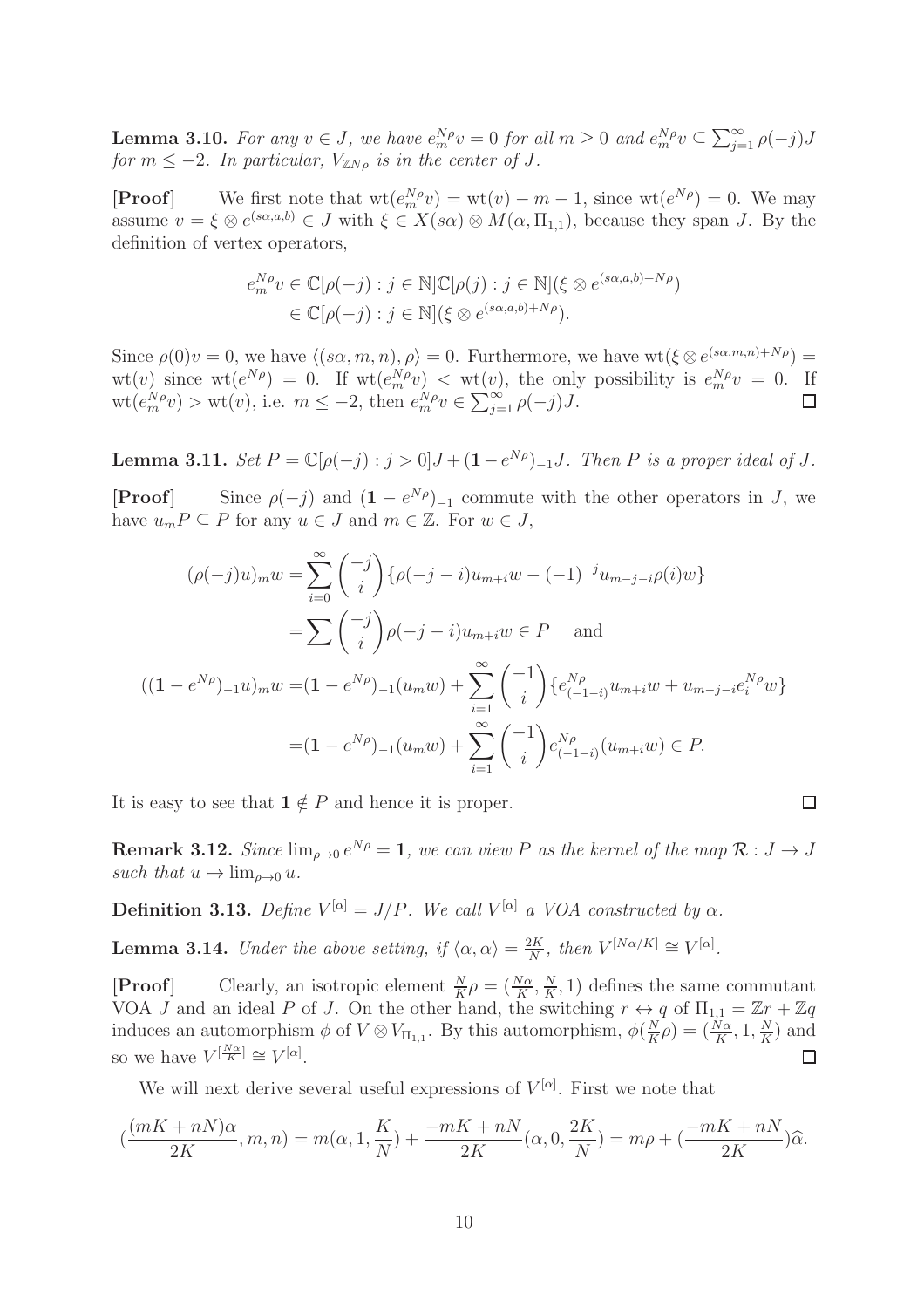**Lemma 3.10.** *For any $v \in J$, we have $e^{N\rho}_m v = 0$ for all $m \geq 0$ and $e^{N\rho}_m v \subseteq \sum_{j=1}^{\infty} \rho(-j)J$ for $m \leq -2$. In particular, $V_{\mathbb{Z}N\rho}$ is in the center of $J$.*

**[Proof]** We first note that $\mathrm{wt}(e^{N\rho}_m v) = \mathrm{wt}(v) - m - 1$, since $\mathrm{wt}(e^{N\rho}) = 0$. We may assume $v = \xi \otimes e^{(s\alpha,a,b)} \in J$ with $\xi \in X(s\alpha) \otimes M(\alpha, \Pi_{1,1})$, because they span $J$. By the definition of vertex operators,

$$
\begin{aligned}
e^{N\rho}_m v &\in \mathbb{C}[\rho(-j) : j \in \mathbb{N}]\mathbb{C}[\rho(j) : j \in \mathbb{N}](\xi \otimes e^{(s\alpha,a,b)+N\rho}) \\
&\in \mathbb{C}[\rho(-j) : j \in \mathbb{N}](\xi \otimes e^{(s\alpha,a,b)+N\rho}).
\end{aligned}
$$

Since $\rho(0)v = 0$, we have $\langle (s\alpha, m, n), \rho\rangle = 0$. Furthermore, we have $\mathrm{wt}(\xi \otimes e^{(s\alpha,m,n)+N\rho}) = \mathrm{wt}(v)$ since $\mathrm{wt}(e^{N\rho}) = 0$. If $\mathrm{wt}(e^{N\rho}_m v) < \mathrm{wt}(v)$, the only possibility is $e^{N\rho}_m v = 0$. If $\mathrm{wt}(e^{N\rho}_m v) > \mathrm{wt}(v)$, i.e. $m \leq -2$, then $e^{N\rho}_m v \in \sum_{j=1}^{\infty} \rho(-j)J$. □

**Lemma 3.11.** *Set $P = \mathbb{C}[\rho(-j) : j > 0]J + (\mathbf{1} - e^{N\rho})_{-1}J$. Then $P$ is a proper ideal of $J$.*

**[Proof]** Since $\rho(-j)$ and $(\mathbf{1} - e^{N\rho})_{-1}$ commute with the other operators in $J$, we have $u_m P \subseteq P$ for any $u \in J$ and $m \in \mathbb{Z}$. For $w \in J$,

$$
\begin{aligned}
(\rho(-j)u)_m w &= \sum_{i=0}^{\infty} \binom{-j}{i} \{\rho(-j-i)u_{m+i}w - (-1)^{-j} u_{m-j-i}\rho(i)w\} \\
&= \sum \binom{-j}{i} \rho(-j-i)u_{m+i}w \in P \quad \text{ and} \\
((\mathbf{1} - e^{N\rho})_{-1}u)_m w &= (\mathbf{1} - e^{N\rho})_{-1}(u_m w) + \sum_{i=1}^{\infty} \binom{-1}{i} \{e^{N\rho}_{(-1-i)} u_{m+i} w + u_{m-j-i} e^{N\rho}_i w\} \\
&= (\mathbf{1} - e^{N\rho})_{-1}(u_m w) + \sum_{i=1}^{\infty} \binom{-1}{i} e^{N\rho}_{(-1-i)}(u_{m+i}w) \in P.
\end{aligned}
$$

It is easy to see that $\mathbf{1} \notin P$ and hence it is proper. □

**Remark 3.12.** *Since $\lim_{\rho \to 0} e^{N\rho} = \mathbf{1}$, we can view $P$ as the kernel of the map $\mathcal{R} : J \to J$ such that $u \mapsto \lim_{\rho \to 0} u$.*

**Definition 3.13.** *Define $V^{[\alpha]} = J/P$. We call $V^{[\alpha]}$ a VOA constructed by $\alpha$.*

**Lemma 3.14.** *Under the above setting, if $\langle \alpha, \alpha \rangle = \frac{2K}{N}$, then $V^{[N\alpha/K]} \cong V^{[\alpha]}$.*

**[Proof]** Clearly, an isotropic element $\frac{N}{K}\rho = (\frac{N\alpha}{K}, \frac{N}{K}, 1)$ defines the same commutant VOA $J$ and an ideal $P$ of $J$. On the other hand, the switching $r \leftrightarrow q$ of $\Pi_{1,1} = \mathbb{Z}r + \mathbb{Z}q$ induces an automorphism $\phi$ of $V \otimes V_{\Pi_{1,1}}$. By this automorphism, $\phi(\frac{N}{K}\rho) = (\frac{N\alpha}{K}, 1, \frac{N}{K})$ and so we have $V^{[\frac{N\alpha}{K}]} \cong V^{[\alpha]}$. □

We will next derive several useful expressions of $V^{[\alpha]}$. First we note that

$$
(\frac{(mK + nN)\alpha}{2K}, m, n) = m(\alpha, 1, \frac{K}{N}) + \frac{-mK + nN}{2K}(\alpha, 0, \frac{2K}{N}) = m\rho + (\frac{-mK + nN}{2K})\widehat{\alpha}.
$$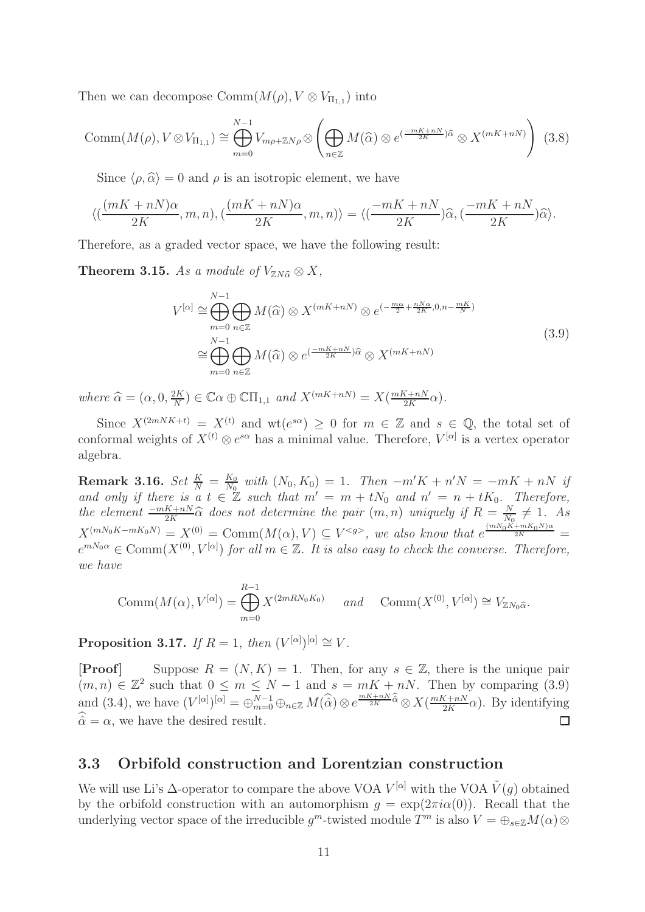Then we can decompose $\mathrm{Comm}(M(\rho), V\otimes V_{\Pi_{1,1}})$ into

$$\mathrm{Comm}(M(\rho), V\otimes V_{\Pi_{1,1}}) \cong \bigoplus_{m=0}^{N-1} V_{m\rho+\mathbb{Z}N\rho}\otimes \left(\bigoplus_{n\in\mathbb{Z}} M(\widehat{\alpha})\otimes e^{(\frac{-mK+nN}{2K})\widehat{\alpha}}\otimes X^{(mK+nN)}\right) \quad (3.8)$$

Since $\langle \rho, \widehat{\alpha}\rangle = 0$ and $\rho$ is an isotropic element, we have

$$\langle (\frac{(mK+nN)\alpha}{2K}, m, n), (\frac{(mK+nN)\alpha}{2K}, m, n)\rangle = \langle (\frac{-mK+nN}{2K})\widehat{\alpha}, (\frac{-mK+nN}{2K})\widehat{\alpha}\rangle.$$

Therefore, as a graded vector space, we have the following result:

**Theorem 3.15.** *As a module of $V_{\mathbb{Z}N\widehat{\alpha}}\otimes X$,*

$$\begin{aligned} V^{[\alpha]} &\cong \bigoplus_{m=0}^{N-1}\bigoplus_{n\in\mathbb{Z}} M(\widehat{\alpha})\otimes X^{(mK+nN)}\otimes e^{(-\frac{m\alpha}{2}+\frac{nN\alpha}{2K}, 0, n-\frac{mK}{N})} \\ &\cong \bigoplus_{m=0}^{N-1}\bigoplus_{n\in\mathbb{Z}} M(\widehat{\alpha})\otimes e^{(\frac{-mK+nN}{2K})\widehat{\alpha}}\otimes X^{(mK+nN)} \end{aligned} \quad (3.9)$$

*where $\widehat{\alpha} = (\alpha, 0, \frac{2K}{N}) \in \mathbb{C}\alpha\oplus\mathbb{C}\Pi_{1,1}$ and $X^{(mK+nN)} = X(\frac{mK+nN}{2K}\alpha)$.*

Since $X^{(2mNK+t)} = X^{(t)}$ and $\mathrm{wt}(e^{s\alpha}) \geq 0$ for $m\in\mathbb{Z}$ and $s\in\mathbb{Q}$, the total set of conformal weights of $X^{(t)}\otimes e^{s\alpha}$ has a minimal value. Therefore, $V^{[\alpha]}$ is a vertex operator algebra.

**Remark 3.16.** *Set $\frac{K}{N} = \frac{K_0}{N_0}$ with $(N_0, K_0) = 1$. Then $-m'K + n'N = -mK + nN$ if and only if there is a $t\in\mathbb{Z}$ such that $m' = m + tN_0$ and $n' = n + tK_0$. Therefore, the element $\frac{-mK+nN}{2K}\widehat{\alpha}$ does not determine the pair $(m, n)$ uniquely if $R = \frac{N}{N_0} \neq 1$. As $X^{(mN_0K-mK_0N)} = X^{(0)} = \mathrm{Comm}(M(\alpha), V) \subseteq V^{<g>}$, we also know that $e^{\frac{(mN_0K+mK_0N)\alpha}{2K}} = e^{mN_0\alpha} \in \mathrm{Comm}(X^{(0)}, V^{[\alpha]})$ for all $m\in\mathbb{Z}$. It is also easy to check the converse. Therefore, we have*

$$\mathrm{Comm}(M(\alpha), V^{[\alpha]}) = \bigoplus_{m=0}^{R-1} X^{(2mRN_0K_0)} \quad \textit{and} \quad \mathrm{Comm}(X^{(0)}, V^{[\alpha]}) \cong V_{\mathbb{Z}N_0\widehat{\alpha}}.$$

**Proposition 3.17.** *If $R = 1$, then $(V^{[\alpha]})^{[\alpha]} \cong V$.*

**[Proof]** Suppose $R = (N, K) = 1$. Then, for any $s\in\mathbb{Z}$, there is the unique pair $(m, n)\in\mathbb{Z}^2$ such that $0\leq m\leq N-1$ and $s = mK + nN$. Then by comparing (3.9) and (3.4), we have $(V^{[\alpha]})^{[\alpha]} = \oplus_{m=0}^{N-1}\oplus_{n\in\mathbb{Z}} M(\widehat{\hat{\alpha}})\otimes e^{\frac{mK+nN}{2K}\widehat{\hat{\alpha}}}\otimes X(\frac{mK+nN}{2K}\alpha)$. By identifying $\widehat{\hat{\alpha}} = \alpha$, we have the desired result. $\square$

## 3.3 Orbifold construction and Lorentzian construction

We will use Li's $\Delta$-operator to compare the above VOA $V^{[\alpha]}$ with the VOA $\tilde{V}(g)$ obtained by the orbifold construction with an automorphism $g = \exp(2\pi i\alpha(0))$. Recall that the underlying vector space of the irreducible $g^m$-twisted module $T^m$ is also $V = \oplus_{s\in\mathbb{Z}} M(\alpha)\otimes$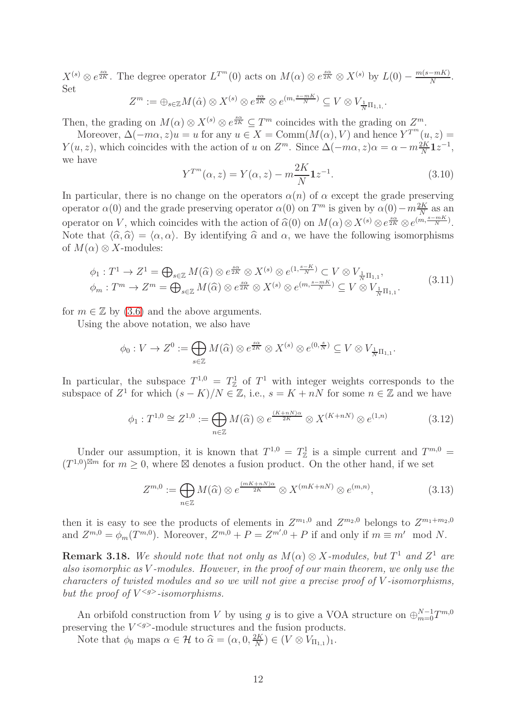$X^{(s)} \otimes e^{\frac{s\alpha}{2K}}$. The degree operator $L^{T^m}(0)$ acts on $M(\alpha) \otimes e^{\frac{s\alpha}{2K}} \otimes X^{(s)}$ by $L(0) - \frac{m(s-mK)}{N}$. Set

$$
Z^m := \oplus_{s\in\mathbb{Z}} M(\hat{\alpha}) \otimes X^{(s)} \otimes e^{\frac{s\alpha}{2K}} \otimes e^{(m,\frac{s-mK}{N})} \subseteq V \otimes V_{\frac{1}{N}\Pi_{1,1}}.
$$

Then, the grading on $M(\alpha) \otimes X^{(s)} \otimes e^{\frac{s\alpha}{2K}} \subseteq T^m$ coincides with the grading on $Z^m$.

Moreover, $\Delta(-m\alpha, z)u = u$ for any $u \in X = \mathrm{Comm}(M(\alpha), V)$ and hence $Y^{T^m}(u, z) = Y(u, z)$, which coincides with the action of $u$ on $Z^m$. Since $\Delta(-m\alpha, z)\alpha = \alpha - m\frac{2K}{N}\mathbf{1}z^{-1}$, we have

$$
Y^{T^m}(\alpha, z) = Y(\alpha, z) - m\frac{2K}{N}\mathbf{1}z^{-1}. \tag{3.10}
$$

In particular, there is no change on the operators $\alpha(n)$ of $\alpha$ except the grade preserving operator $\alpha(0)$ and the grade preserving operator $\alpha(0)$ on $T^m$ is given by $\alpha(0) - m\frac{2K}{N}$ as an operator on $V$, which coincides with the action of $\widehat{\alpha}(0)$ on $M(\alpha) \otimes X^{(s)} \otimes e^{\frac{s\alpha}{2K}} \otimes e^{(m,\frac{s-mK}{N})}$. Note that $\langle \widehat{\alpha}, \widehat{\alpha} \rangle = \langle \alpha, \alpha \rangle$. By identifying $\widehat{\alpha}$ and $\alpha$, we have the following isomorphisms of $M(\alpha) \otimes X$-modules:

$$
\begin{aligned}
\phi_1 &: T^1 \to Z^1 = \bigoplus_{s\in\mathbb{Z}} M(\widehat{\alpha}) \otimes e^{\frac{s\alpha}{2K}} \otimes X^{(s)} \otimes e^{(1,\frac{s-K}{N})} \subset V \otimes V_{\frac{1}{N}\Pi_{1,1}}, \\
\phi_m &: T^m \to Z^m = \bigoplus_{s\in\mathbb{Z}} M(\widehat{\alpha}) \otimes e^{\frac{s\alpha}{2K}} \otimes X^{(s)} \otimes e^{(m,\frac{s-mK}{N})} \subseteq V \otimes V_{\frac{1}{N}\Pi_{1,1}}.
\end{aligned} \tag{3.11}
$$

for $m \in \mathbb{Z}$ by (3.6) and the above arguments.

Using the above notation, we also have

$$
\phi_0 : V \to Z^0 := \bigoplus_{s\in\mathbb{Z}} M(\widehat{\alpha}) \otimes e^{\frac{s\alpha}{2K}} \otimes X^{(s)} \otimes e^{(0,\frac{s}{N})} \subseteq V \otimes V_{\frac{1}{N}\Pi_{1,1}}.
$$

In particular, the subspace $T^{1,0} = T^1_{\mathbb{Z}}$ of $T^1$ with integer weights corresponds to the subspace of $Z^1$ for which $(s - K)/N \in \mathbb{Z}$, i.e., $s = K + nN$ for some $n \in \mathbb{Z}$ and we have

$$
\phi_1 : T^{1,0} \cong Z^{1,0} := \bigoplus_{n\in\mathbb{Z}} M(\widehat{\alpha}) \otimes e^{\frac{(K+nN)\alpha}{2K}} \otimes X^{(K+nN)} \otimes e^{(1,n)} \tag{3.12}
$$

Under our assumption, it is known that $T^{1,0} = T^1_{\mathbb{Z}}$ is a simple current and $T^{m,0} = (T^{1,0})^{\boxtimes m}$ for $m \geq 0$, where $\boxtimes$ denotes a fusion product. On the other hand, if we set

$$
Z^{m,0} := \bigoplus_{n\in\mathbb{Z}} M(\widehat{\alpha}) \otimes e^{\frac{(mK+nN)\alpha}{2K}} \otimes X^{(mK+nN)} \otimes e^{(m,n)}, \tag{3.13}
$$

then it is easy to see the products of elements in $Z^{m_1,0}$ and $Z^{m_2,0}$ belongs to $Z^{m_1+m_2,0}$ and $Z^{m,0} = \phi_m(T^{m,0})$. Moreover, $Z^{m,0} + P = Z^{m',0} + P$ if and only if $m \equiv m' \mod N$.

**Remark 3.18.** *We should note that not only as $M(\alpha) \otimes X$-modules, but $T^1$ and $Z^1$ are also isomorphic as $V$-modules. However, in the proof of our main theorem, we only use the characters of twisted modules and so we will not give a precise proof of $V$-isomorphisms, but the proof of $V^{<g>}$-isomorphisms.*

An orbifold construction from $V$ by using $g$ is to give a VOA structure on $\oplus_{m=0}^{N-1} T^{m,0}$ preserving the $V^{<g>}$-module structures and the fusion products.

Note that $\phi_0$ maps $\alpha \in \mathcal{H}$ to $\widehat{\alpha} = (\alpha, 0, \frac{2K}{N}) \in (V \otimes V_{\Pi_{1,1}})_1$.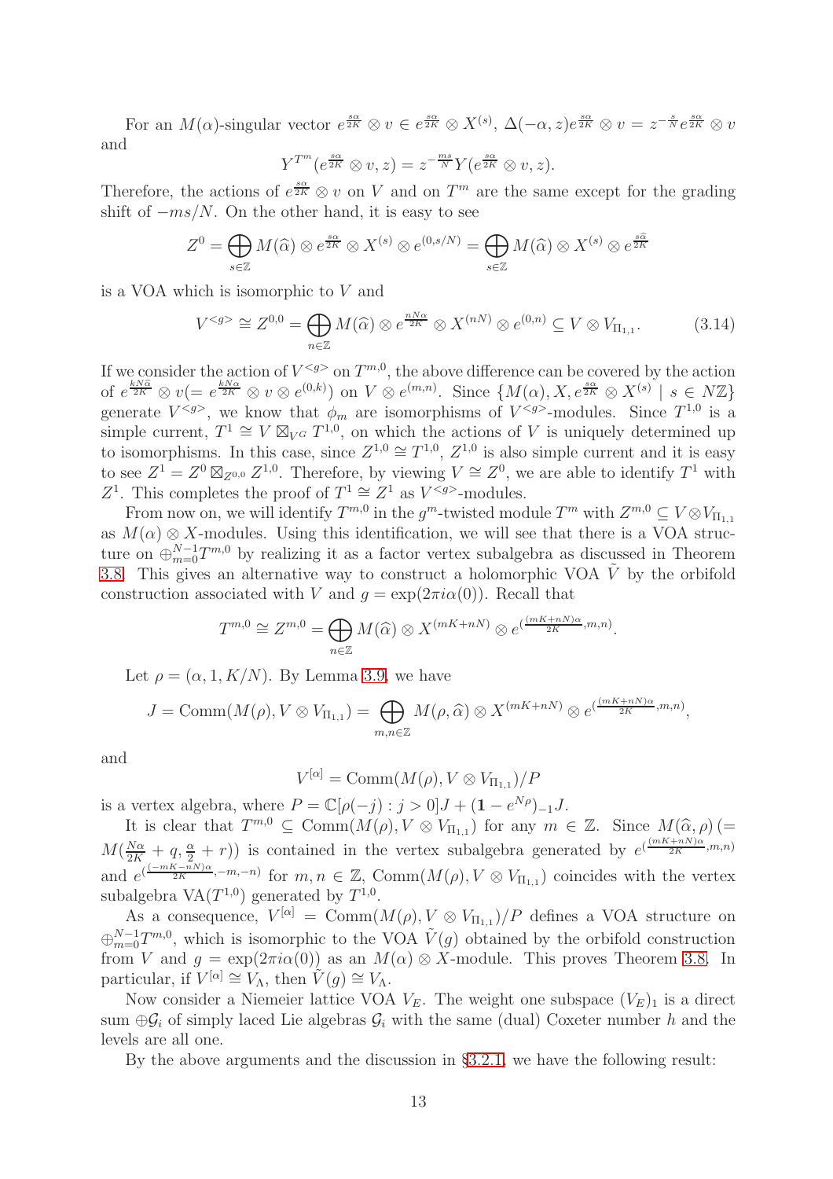For an $M(\alpha)$-singular vector $e^{\frac{s\alpha}{2K}} \otimes v \in e^{\frac{s\alpha}{2K}} \otimes X^{(s)}$, $\Delta(-\alpha, z)e^{\frac{s\alpha}{2K}} \otimes v = z^{-\frac{s}{N}} e^{\frac{s\alpha}{2K}} \otimes v$ and

$$Y^{T^m}(e^{\frac{s\alpha}{2K}} \otimes v, z) = z^{-\frac{ms}{N}} Y(e^{\frac{s\alpha}{2K}} \otimes v, z).$$

Therefore, the actions of $e^{\frac{s\alpha}{2K}} \otimes v$ on $V$ and on $T^m$ are the same except for the grading shift of $-ms/N$. On the other hand, it is easy to see

$$Z^0 = \bigoplus_{s\in\mathbb{Z}} M(\widehat{\alpha}) \otimes e^{\frac{s\alpha}{2K}} \otimes X^{(s)} \otimes e^{(0,s/N)} = \bigoplus_{s\in\mathbb{Z}} M(\widehat{\alpha}) \otimes X^{(s)} \otimes e^{\frac{s\widehat{\alpha}}{2K}}$$

is a VOA which is isomorphic to $V$ and

$$V^{<g>} \cong Z^{0,0} = \bigoplus_{n\in\mathbb{Z}} M(\widehat{\alpha}) \otimes e^{\frac{nN\alpha}{2K}} \otimes X^{(nN)} \otimes e^{(0,n)} \subseteq V \otimes V_{\Pi_{1,1}}. \tag{3.14}$$

If we consider the action of $V^{<g>}$ on $T^{m,0}$, the above difference can be covered by the action of $e^{\frac{kN\widehat{\alpha}}{2K}} \otimes v (= e^{\frac{kN\alpha}{2K}} \otimes v \otimes e^{(0,k)})$ on $V \otimes e^{(m,n)}$. Since $\{M(\alpha), X, e^{\frac{s\alpha}{2K}} \otimes X^{(s)} \mid s \in N\mathbb{Z}\}$ generate $V^{<g>}$, we know that $\phi_m$ are isomorphisms of $V^{<g>}$-modules. Since $T^{1,0}$ is a simple current, $T^1 \cong V \boxtimes_{V^G} T^{1,0}$, on which the actions of $V$ is uniquely determined up to isomorphisms. In this case, since $Z^{1,0} \cong T^{1,0}$, $Z^{1,0}$ is also simple current and it is easy to see $Z^1 = Z^0 \boxtimes_{Z^{0,0}} Z^{1,0}$. Therefore, by viewing $V \cong Z^0$, we are able to identify $T^1$ with $Z^1$. This completes the proof of $T^1 \cong Z^1$ as $V^{<g>}$-modules.

From now on, we will identify $T^{m,0}$ in the $g^m$-twisted module $T^m$ with $Z^{m,0} \subseteq V \otimes V_{\Pi_{1,1}}$ as $M(\alpha) \otimes X$-modules. Using this identification, we will see that there is a VOA structure on $\oplus_{m=0}^{N-1} T^{m,0}$ by realizing it as a factor vertex subalgebra as discussed in Theorem 3.8. This gives an alternative way to construct a holomorphic VOA $\tilde{V}$ by the orbifold construction associated with $V$ and $g = \exp(2\pi i \alpha(0))$. Recall that

$$T^{m,0} \cong Z^{m,0} = \bigoplus_{n\in\mathbb{Z}} M(\widehat{\alpha}) \otimes X^{(mK+nN)} \otimes e^{(\frac{(mK+nN)\alpha}{2K}, m, n)}.$$

Let $\rho = (\alpha, 1, K/N)$. By Lemma 3.9, we have

$$J = \mathrm{Comm}(M(\rho), V \otimes V_{\Pi_{1,1}}) = \bigoplus_{m,n\in\mathbb{Z}} M(\rho, \widehat{\alpha}) \otimes X^{(mK+nN)} \otimes e^{(\frac{(mK+nN)\alpha}{2K}, m, n)},$$

and

$$V^{[\alpha]} = \mathrm{Comm}(M(\rho), V \otimes V_{\Pi_{1,1}})/P$$

is a vertex algebra, where $P = \mathbb{C}[\rho(-j) : j > 0]J + (\mathbf{1} - e^{N\rho})_{-1}J$.

It is clear that $T^{m,0} \subseteq \mathrm{Comm}(M(\rho), V \otimes V_{\Pi_{1,1}})$ for any $m \in \mathbb{Z}$. Since $M(\widehat{\alpha}, \rho) (= M(\frac{N\alpha}{2K} + q, \frac{\alpha}{2} + r))$ is contained in the vertex subalgebra generated by $e^{(\frac{(mK+nN)\alpha}{2K}, m, n)}$ and $e^{(\frac{(-mK-nN)\alpha}{2K}, -m, -n)}$ for $m, n \in \mathbb{Z}$, $\mathrm{Comm}(M(\rho), V \otimes V_{\Pi_{1,1}})$ coincides with the vertex subalgebra $\mathrm{VA}(T^{1,0})$ generated by $T^{1,0}$.

As a consequence, $V^{[\alpha]} = \mathrm{Comm}(M(\rho), V \otimes V_{\Pi_{1,1}})/P$ defines a VOA structure on $\oplus_{m=0}^{N-1} T^{m,0}$, which is isomorphic to the VOA $\tilde{V}(g)$ obtained by the orbifold construction from $V$ and $g = \exp(2\pi i \alpha(0))$ as an $M(\alpha) \otimes X$-module. This proves Theorem 3.8. In particular, if $V^{[\alpha]} \cong V_\Lambda$, then $\tilde{V}(g) \cong V_\Lambda$.

Now consider a Niemeier lattice VOA $V_E$. The weight one subspace $(V_E)_1$ is a direct sum $\oplus \mathcal{G}_i$ of simply laced Lie algebras $\mathcal{G}_i$ with the same (dual) Coxeter number $h$ and the levels are all one.

By the above arguments and the discussion in §3.2.1, we have the following result: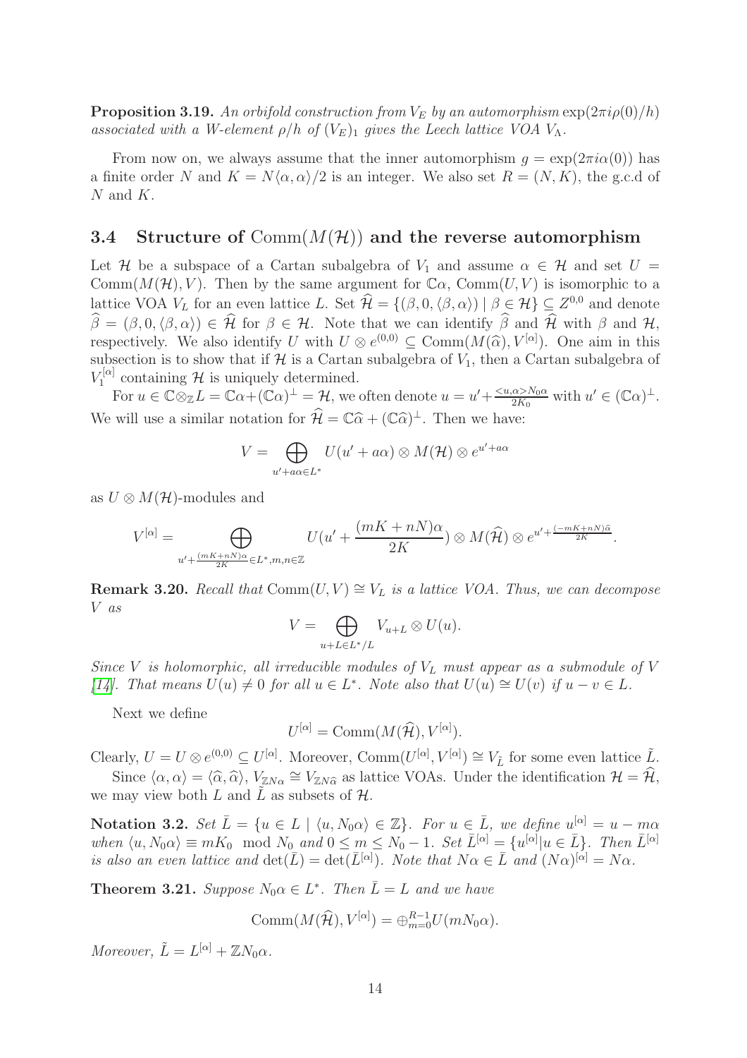**Proposition 3.19.** *An orbifold construction from $V_E$ by an automorphism $\exp(2\pi i\rho(0)/h)$ associated with a W-element $\rho/h$ of $(V_E)_1$ gives the Leech lattice VOA $V_\Lambda$.*

From now on, we always assume that the inner automorphism $g = \exp(2\pi i\alpha(0))$ has a finite order $N$ and $K = N\langle\alpha,\alpha\rangle/2$ is an integer. We also set $R = (N, K)$, the g.c.d of $N$ and $K$.

## 3.4 Structure of $\mathrm{Comm}(M(\mathcal{H}))$ and the reverse automorphism

Let $\mathcal{H}$ be a subspace of a Cartan subalgebra of $V_1$ and assume $\alpha \in \mathcal{H}$ and set $U = \mathrm{Comm}(M(\mathcal{H}), V)$. Then by the same argument for $\mathbb{C}\alpha$, $\mathrm{Comm}(U, V)$ is isomorphic to a lattice VOA $V_L$ for an even lattice $L$. Set $\widehat{\mathcal{H}} = \{(\beta, 0, \langle\beta,\alpha\rangle) \mid \beta \in \mathcal{H}\} \subseteq Z^{0,0}$ and denote $\widehat{\beta} = (\beta, 0, \langle\beta,\alpha\rangle) \in \widehat{\mathcal{H}}$ for $\beta \in \mathcal{H}$. Note that we can identify $\widehat{\beta}$ and $\widehat{\mathcal{H}}$ with $\beta$ and $\mathcal{H}$, respectively. We also identify $U$ with $U \otimes e^{(0,0)} \subseteq \mathrm{Comm}(M(\widehat{\alpha}), V^{[\alpha]})$. One aim in this subsection is to show that if $\mathcal{H}$ is a Cartan subalgebra of $V_1$, then a Cartan subalgebra of $V_1^{[\alpha]}$ containing $\mathcal{H}$ is uniquely determined.

For $u \in \mathbb{C}\otimes_{\mathbb{Z}} L = \mathbb{C}\alpha + (\mathbb{C}\alpha)^\perp = \mathcal{H}$, we often denote $u = u' + \frac{<u,\alpha>N_0\alpha}{2K_0}$ with $u' \in (\mathbb{C}\alpha)^\perp$. We will use a similar notation for $\widehat{\mathcal{H}} = \mathbb{C}\widehat{\alpha} + (\mathbb{C}\widehat{\alpha})^\perp$. Then we have:

$$V = \bigoplus_{u'+a\alpha \in L^*} U(u' + a\alpha) \otimes M(\mathcal{H}) \otimes e^{u'+a\alpha}$$

as $U \otimes M(\mathcal{H})$-modules and

$$V^{[\alpha]} = \bigoplus_{u'+\frac{(mK+nN)\alpha}{2K} \in L^*, m,n\in\mathbb{Z}} U(u' + \frac{(mK+nN)\alpha}{2K}) \otimes M(\widehat{\mathcal{H}}) \otimes e^{u'+\frac{(-mK+nN)\widehat{\alpha}}{2K}}.$$

**Remark 3.20.** *Recall that $\mathrm{Comm}(U, V) \cong V_L$ is a lattice VOA. Thus, we can decompose $V$ as*

$$V = \bigoplus_{u+L \in L^*/L} V_{u+L} \otimes U(u).$$

*Since $V$ is holomorphic, all irreducible modules of $V_L$ must appear as a submodule of $V$ [14]. That means $U(u) \neq 0$ for all $u \in L^*$. Note also that $U(u) \cong U(v)$ if $u - v \in L$.*

Next we define

$$U^{[\alpha]} = \mathrm{Comm}(M(\widehat{\mathcal{H}}), V^{[\alpha]}).$$

Clearly, $U = U \otimes e^{(0,0)} \subseteq U^{[\alpha]}$. Moreover, $\mathrm{Comm}(U^{[\alpha]}, V^{[\alpha]}) \cong V_{\tilde{L}}$ for some even lattice $\tilde{L}$.

Since $\langle\alpha,\alpha\rangle = \langle\widehat{\alpha},\widehat{\alpha}\rangle$, $V_{\mathbb{Z}N\alpha} \cong V_{\mathbb{Z}N\widehat{\alpha}}$ as lattice VOAs. Under the identification $\mathcal{H} = \widehat{\mathcal{H}}$, we may view both $L$ and $\tilde{L}$ as subsets of $\mathcal{H}$.

**Notation 3.2.** *Set $\bar{L} = \{u \in L \mid \langle u, N_0\alpha\rangle \in \mathbb{Z}\}$. For $u \in \bar{L}$, we define $u^{[\alpha]} = u - m\alpha$ when $\langle u, N_0\alpha\rangle \equiv mK_0 \mod N_0$ and $0 \leq m \leq N_0 - 1$. Set $\bar{L}^{[\alpha]} = \{u^{[\alpha]} | u \in \bar{L}\}$. Then $\bar{L}^{[\alpha]}$ is also an even lattice and $\det(\bar{L}) = \det(\bar{L}^{[\alpha]})$. Note that $N\alpha \in \bar{L}$ and $(N\alpha)^{[\alpha]} = N\alpha$.*

**Theorem 3.21.** *Suppose $N_0\alpha \in L^*$. Then $\bar{L} = L$ and we have*

$$\mathrm{Comm}(M(\widehat{\mathcal{H}}), V^{[\alpha]}) = \oplus_{m=0}^{R-1} U(mN_0\alpha).$$

*Moreover, $\tilde{L} = L^{[\alpha]} + \mathbb{Z}N_0\alpha$.*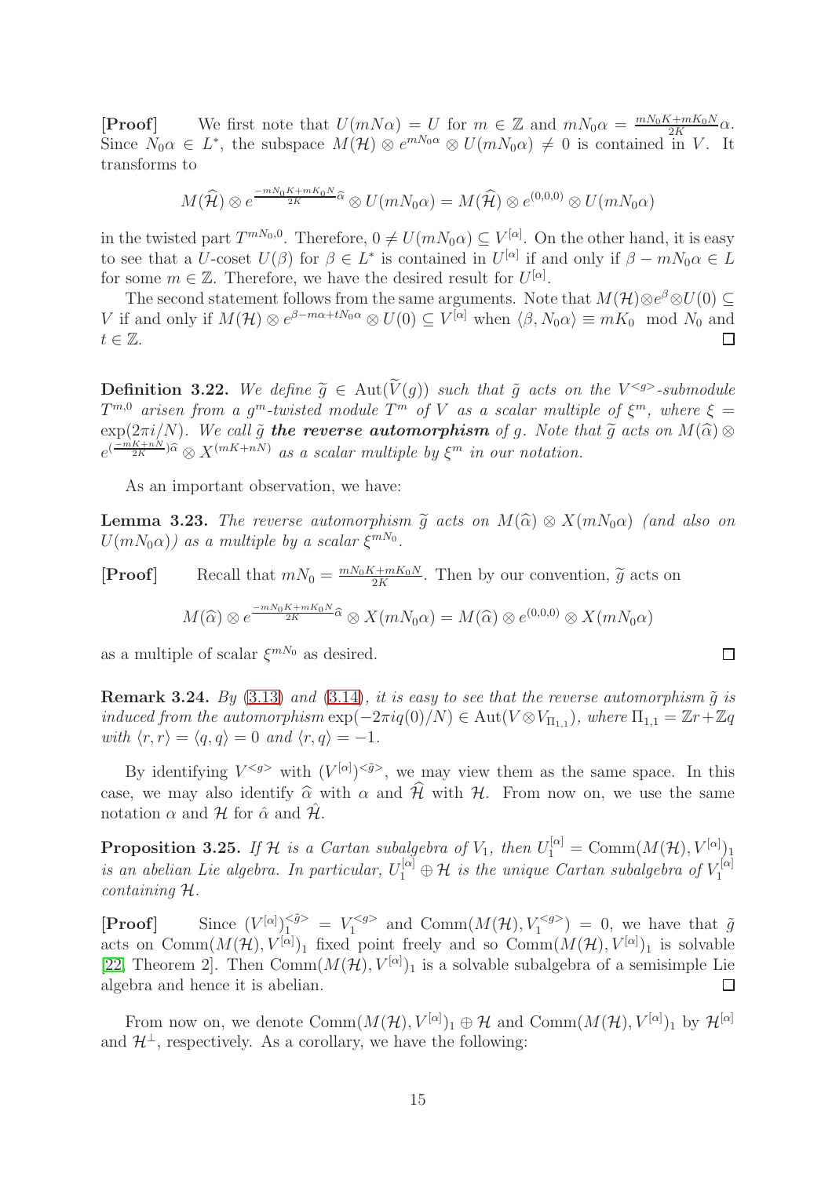**[Proof]** We first note that $U(mN\alpha) = U$ for $m \in \mathbb{Z}$ and $mN_0\alpha = \frac{mN_0K+mK_0N}{2K}\alpha$. Since $N_0\alpha \in L^*$, the subspace $M(\mathcal{H}) \otimes e^{mN_0\alpha} \otimes U(mN_0\alpha) \neq 0$ is contained in $V$. It transforms to

$$M(\widehat{\mathcal{H}}) \otimes e^{\frac{-mN_0K+mK_0N}{2K}\widehat{\alpha}} \otimes U(mN_0\alpha) = M(\widehat{\mathcal{H}}) \otimes e^{(0,0,0)} \otimes U(mN_0\alpha)$$

in the twisted part $T^{mN_0,0}$. Therefore, $0 \neq U(mN_0\alpha) \subseteq V^{[\alpha]}$. On the other hand, it is easy to see that a $U$-coset $U(\beta)$ for $\beta \in L^*$ is contained in $U^{[\alpha]}$ if and only if $\beta - mN_0\alpha \in L$ for some $m \in \mathbb{Z}$. Therefore, we have the desired result for $U^{[\alpha]}$.

The second statement follows from the same arguments. Note that $M(\mathcal{H}) \otimes e^{\beta} \otimes U(0) \subseteq V$ if and only if $M(\mathcal{H}) \otimes e^{\beta - m\alpha + tN_0\alpha} \otimes U(0) \subseteq V^{[\alpha]}$ when $\langle \beta, N_0\alpha\rangle \equiv mK_0 \mod N_0$ and $t \in \mathbb{Z}$. $\square$

**Definition 3.22.** *We define $\widetilde{g} \in \mathrm{Aut}(\widetilde{V}(g))$ such that $\tilde{g}$ acts on the $V^{<g>}$-submodule $T^{m,0}$ arisen from a $g^m$-twisted module $T^m$ of $V$ as a scalar multiple of $\xi^m$, where $\xi = \exp(2\pi i/N)$. We call $\tilde{g}$* ***the reverse automorphism*** *of $g$. Note that $\widetilde{g}$ acts on $M(\widehat{\alpha}) \otimes e^{(\frac{-mK+nN}{2K})\widehat{\alpha}} \otimes X^{(mK+nN)}$ as a scalar multiple by $\xi^m$ in our notation.*

As an important observation, we have:

**Lemma 3.23.** *The reverse automorphism $\widetilde{g}$ acts on $M(\widehat{\alpha}) \otimes X(mN_0\alpha)$ (and also on $U(mN_0\alpha)$) as a multiple by a scalar $\xi^{mN_0}$.*

**[Proof]** Recall that $mN_0 = \frac{mN_0K+mK_0N}{2K}$. Then by our convention, $\widetilde{g}$ acts on

$$M(\widehat{\alpha}) \otimes e^{\frac{-mN_0K+mK_0N}{2K}\widehat{\alpha}} \otimes X(mN_0\alpha) = M(\widehat{\alpha}) \otimes e^{(0,0,0)} \otimes X(mN_0\alpha)$$

as a multiple of scalar $\xi^{mN_0}$ as desired. $\square$

**Remark 3.24.** *By (3.13) and (3.14), it is easy to see that the reverse automorphism $\tilde{g}$ is induced from the automorphism $\exp(-2\pi i q(0)/N) \in \mathrm{Aut}(V \otimes V_{\Pi_{1,1}})$, where $\Pi_{1,1} = \mathbb{Z}r + \mathbb{Z}q$ with $\langle r, r\rangle = \langle q, q\rangle = 0$ and $\langle r, q\rangle = -1$.*

By identifying $V^{<g>}$ with $(V^{[\alpha]})^{<\tilde{g}>}$, we may view them as the same space. In this case, we may also identify $\widehat{\alpha}$ with $\alpha$ and $\widehat{\mathcal{H}}$ with $\mathcal{H}$. From now on, we use the same notation $\alpha$ and $\mathcal{H}$ for $\hat{\alpha}$ and $\hat{\mathcal{H}}$.

**Proposition 3.25.** *If $\mathcal{H}$ is a Cartan subalgebra of $V_1$, then $U_1^{[\alpha]} = \mathrm{Comm}(M(\mathcal{H}), V^{[\alpha]})_1$ is an abelian Lie algebra. In particular, $U_1^{[\alpha]} \oplus \mathcal{H}$ is the unique Cartan subalgebra of $V_1^{[\alpha]}$ containing $\mathcal{H}$.*

**[Proof]** Since $(V^{[\alpha]})_1^{<\tilde{g}>} = V_1^{<g>}$ and $\mathrm{Comm}(M(\mathcal{H}), V_1^{<g>}) = 0$, we have that $\tilde{g}$ acts on $\mathrm{Comm}(M(\mathcal{H}), V^{[\alpha]})_1$ fixed point freely and so $\mathrm{Comm}(M(\mathcal{H}), V^{[\alpha]})_1$ is solvable [22, Theorem 2]. Then $\mathrm{Comm}(M(\mathcal{H}), V^{[\alpha]})_1$ is a solvable subalgebra of a semisimple Lie algebra and hence it is abelian. $\square$

From now on, we denote $\mathrm{Comm}(M(\mathcal{H}), V^{[\alpha]})_1 \oplus \mathcal{H}$ and $\mathrm{Comm}(M(\mathcal{H}), V^{[\alpha]})_1$ by $\mathcal{H}^{[\alpha]}$ and $\mathcal{H}^{\perp}$, respectively. As a corollary, we have the following: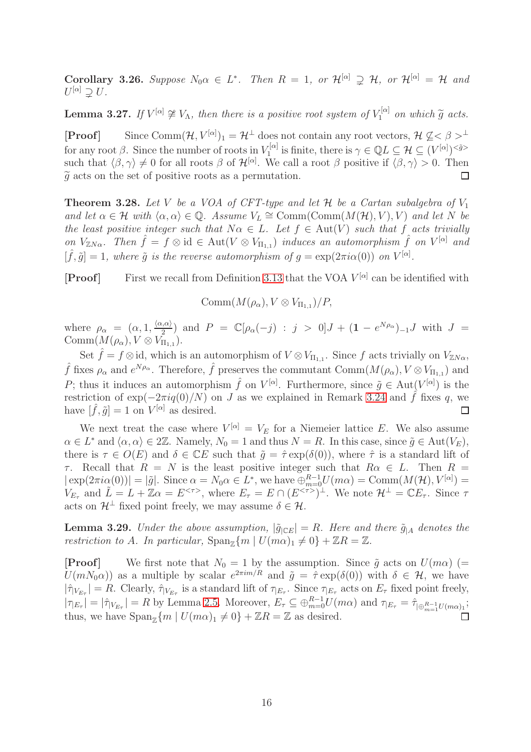**Corollary 3.26.** *Suppose $N_0\alpha \in L^*$. Then $R = 1$, or $\mathcal{H}^{[\alpha]} \supsetneq \mathcal{H}$, or $\mathcal{H}^{[\alpha]} = \mathcal{H}$ and $U^{[\alpha]} \supsetneq U$.*

**Lemma 3.27.** *If $V^{[\alpha]} \not\cong V_\Lambda$, then there is a positive root system of $V_1^{[\alpha]}$ on which $\widetilde{g}$ acts.*

**[Proof]** Since $\mathrm{Comm}(\mathcal{H}, V^{[\alpha]})_1 = \mathcal{H}^\perp$ does not contain any root vectors, $\mathcal{H} \not\subseteq <\beta>^\perp$ for any root $\beta$. Since the number of roots in $V_1^{[\alpha]}$ is finite, there is $\gamma \in \mathbb{Q}L \subseteq \mathcal{H} \subseteq (V^{[\alpha]})^{<\tilde{g}>}$ such that $\langle \beta, \gamma\rangle \neq 0$ for all roots $\beta$ of $\mathcal{H}^{[\alpha]}$. We call a root $\beta$ positive if $\langle \beta, \gamma\rangle > 0$. Then $\widetilde{g}$ acts on the set of positive roots as a permutation. □

**Theorem 3.28.** *Let $V$ be a VOA of CFT-type and let $\mathcal{H}$ be a Cartan subalgebra of $V_1$ and let $\alpha \in \mathcal{H}$ with $\langle \alpha, \alpha\rangle \in \mathbb{Q}$. Assume $V_L \cong \mathrm{Comm}(\mathrm{Comm}(M(\mathcal{H}), V), V)$ and let $N$ be the least positive integer such that $N\alpha \in L$. Let $f \in \mathrm{Aut}(V)$ such that $f$ acts trivially on $V_{\mathbb{Z}N\alpha}$. Then $\hat{f} = f \otimes \mathrm{id} \in \mathrm{Aut}(V \otimes V_{\Pi_{1,1}})$ induces an automorphism $\hat{f}$ on $V^{[\alpha]}$ and $[\hat{f}, \tilde{g}] = 1$, where $\tilde{g}$ is the reverse automorphism of $g = \exp(2\pi i \alpha(0))$ on $V^{[\alpha]}$.*

**[Proof]** First we recall from Definition 3.13 that the VOA $V^{[\alpha]}$ can be identified with

$$\mathrm{Comm}(M(\rho_\alpha), V \otimes V_{\Pi_{1,1}})/P,$$

where $\rho_\alpha = (\alpha, 1, \frac{\langle \alpha,\alpha\rangle}{2})$ and $P = \mathbb{C}[\rho_\alpha(-j) : j > 0]J + (\mathbf{1} - e^{N\rho_\alpha})_{-1}J$ with $J = \mathrm{Comm}(M(\rho_\alpha), V \otimes V_{\Pi_{1,1}})$.

Set $\hat{f} = f \otimes \mathrm{id}$, which is an automorphism of $V \otimes V_{\Pi_{1,1}}$. Since $f$ acts trivially on $V_{\mathbb{Z}N\alpha}$, $\hat{f}$ fixes $\rho_\alpha$ and $e^{N\rho_\alpha}$. Therefore, $\hat{f}$ preserves the commutant $\mathrm{Comm}(M(\rho_\alpha), V \otimes V_{\Pi_{1,1}})$ and $P$; thus it induces an automorphism $\hat{f}$ on $V^{[\alpha]}$. Furthermore, since $\tilde{g} \in \mathrm{Aut}(V^{[\alpha]})$ is the restriction of $\exp(-2\pi i q(0)/N)$ on $J$ as we explained in Remark 3.24 and $\hat{f}$ fixes $q$, we have $[\hat{f}, \tilde{g}] = 1$ on $V^{[\alpha]}$ as desired. □

We next treat the case where $V^{[\alpha]} = V_E$ for a Niemeier lattice $E$. We also assume $\alpha \in L^*$ and $\langle \alpha, \alpha\rangle \in 2\mathbb{Z}$. Namely, $N_0 = 1$ and thus $N = R$. In this case, since $\tilde{g} \in \mathrm{Aut}(V_E)$, there is $\tau \in O(E)$ and $\delta \in \mathbb{C}E$ such that $\tilde{g} = \hat{\tau}\exp(\delta(0))$, where $\hat{\tau}$ is a standard lift of $\tau$. Recall that $R = N$ is the least positive integer such that $R\alpha \in L$. Then $R = |\exp(2\pi i \alpha(0))| = |\tilde{g}|$. Since $\alpha = N_0\alpha \in L^*$, we have $\oplus_{m=0}^{R-1} U(m\alpha) = \mathrm{Comm}(M(\mathcal{H}), V^{[\alpha]}) = V_{E_\tau}$ and $\tilde{L} = L + \mathbb{Z}\alpha = E^{<\tau>}$, where $E_\tau = E \cap (E^{<\tau>})^\perp$. We note $\mathcal{H}^\perp = \mathbb{C}E_\tau$. Since $\tau$ acts on $\mathcal{H}^\perp$ fixed point freely, we may assume $\delta \in \mathcal{H}$.

**Lemma 3.29.** *Under the above assumption, $|\tilde{g}_{|\mathbb{C}E}| = R$. Here and there $\tilde{g}_{|A}$ denotes the restriction to $A$. In particular, $\mathrm{Span}_{\mathbb{Z}}\{m \mid U(m\alpha)_1 \neq 0\} + \mathbb{Z}R = \mathbb{Z}$.*

**[Proof]** We first note that $N_0 = 1$ by the assumption. Since $\tilde{g}$ acts on $U(m\alpha)$ ($= U(mN_0\alpha)$) as a multiple by scalar $e^{2\pi i m/R}$ and $\tilde{g} = \hat{\tau}\exp(\delta(0))$ with $\delta \in \mathcal{H}$, we have $|\hat{\tau}_{|V_{E_\tau}}| = R$. Clearly, $\hat{\tau}_{|V_{E_\tau}}$ is a standard lift of $\tau_{|E_\tau}$. Since $\tau_{|E_\tau}$ acts on $E_\tau$ fixed point freely, $|\tau_{|E_\tau}| = |\hat{\tau}_{|V_{E_\tau}}| = R$ by Lemma 2.5. Moreover, $E_\tau \subseteq \oplus_{m=0}^{R-1} U(m\alpha)$ and $\tau_{|E_\tau} = \hat{\tau}_{|\oplus_{m=1}^{R-1} U(m\alpha)_1}$; thus, we have $\mathrm{Span}_{\mathbb{Z}}\{m \mid U(m\alpha)_1 \neq 0\} + \mathbb{Z}R = \mathbb{Z}$ as desired. □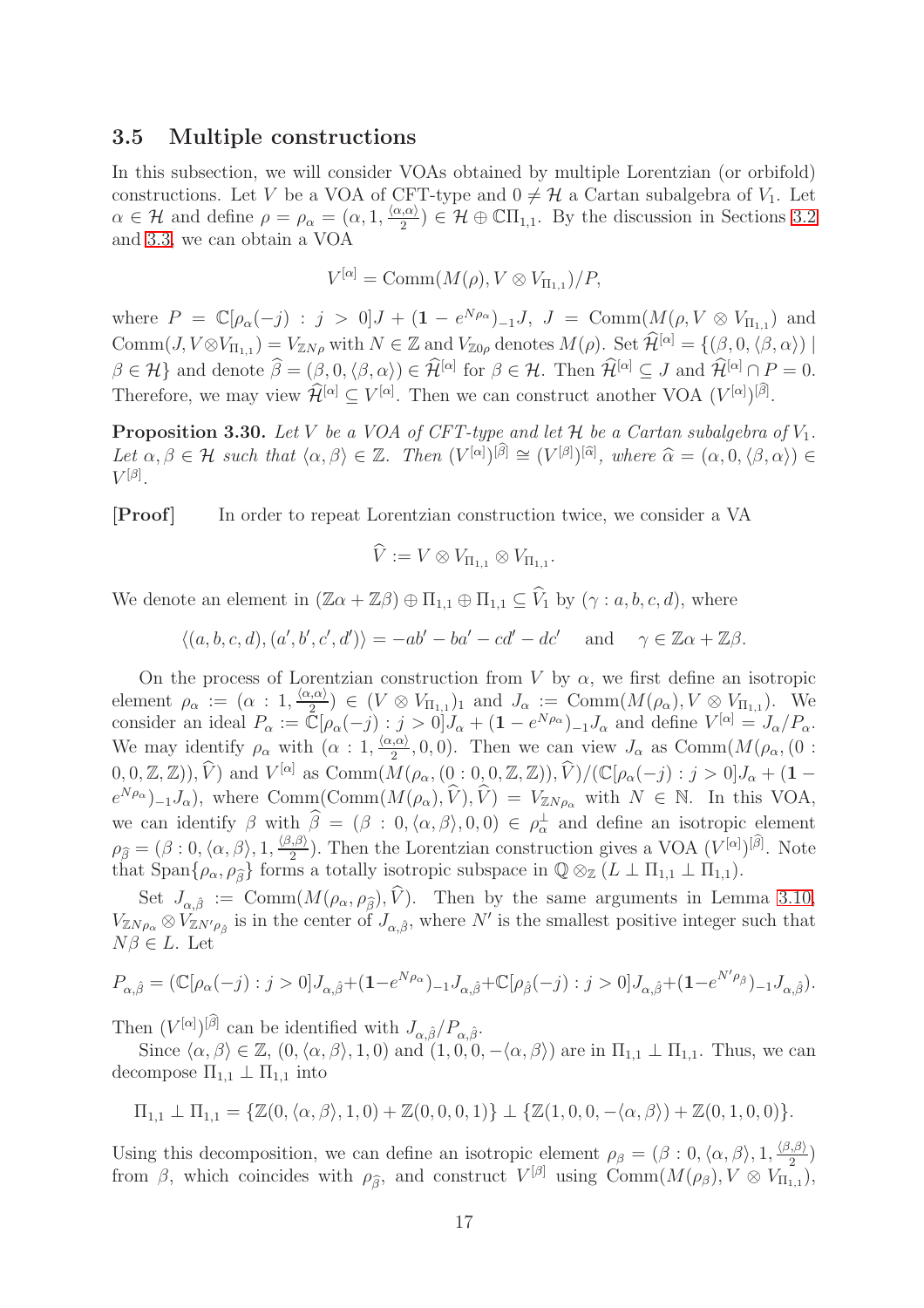### 3.5 Multiple constructions

In this subsection, we will consider VOAs obtained by multiple Lorentzian (or orbifold) constructions. Let $V$ be a VOA of CFT-type and $0 \neq \mathcal{H}$ a Cartan subalgebra of $V_1$. Let $\alpha \in \mathcal{H}$ and define $\rho = \rho_\alpha = (\alpha, 1, \frac{\langle \alpha,\alpha\rangle}{2}) \in \mathcal{H} \oplus \mathbb{C}\Pi_{1,1}$. By the discussion in Sections 3.2 and 3.3, we can obtain a VOA

$$V^{[\alpha]} = \mathrm{Comm}(M(\rho), V \otimes V_{\Pi_{1,1}})/P,$$

where $P = \mathbb{C}[\rho_\alpha(-j) : j > 0]J + (\mathbf{1} - e^{N\rho_\alpha})_{-1}J$, $J = \mathrm{Comm}(M(\rho, V \otimes V_{\Pi_{1,1}})$ and $\mathrm{Comm}(J, V \otimes V_{\Pi_{1,1}}) = V_{\mathbb{Z}N\rho}$ with $N \in \mathbb{Z}$ and $V_{\mathbb{Z}0\rho}$ denotes $M(\rho)$. Set $\widehat{\mathcal{H}}^{[\alpha]} = \{(\beta, 0, \langle \beta, \alpha\rangle) \mid \beta \in \mathcal{H}\}$ and denote $\widehat{\beta} = (\beta, 0, \langle \beta, \alpha\rangle) \in \widehat{\mathcal{H}}^{[\alpha]}$ for $\beta \in \mathcal{H}$. Then $\widehat{\mathcal{H}}^{[\alpha]} \subseteq J$ and $\widehat{\mathcal{H}}^{[\alpha]} \cap P = 0$. Therefore, we may view $\widehat{\mathcal{H}}^{[\alpha]} \subseteq V^{[\alpha]}$. Then we can construct another VOA $(V^{[\alpha]})^{[\widehat{\beta}]}$.

**Proposition 3.30.** *Let $V$ be a VOA of CFT-type and let $\mathcal{H}$ be a Cartan subalgebra of $V_1$. Let $\alpha, \beta \in \mathcal{H}$ such that $\langle \alpha, \beta\rangle \in \mathbb{Z}$. Then $(V^{[\alpha]})^{[\widehat{\beta}]} \cong (V^{[\beta]})^{[\widehat{\alpha}]}$, where $\widehat{\alpha} = (\alpha, 0, \langle \beta, \alpha\rangle) \in V^{[\beta]}$.*

**[Proof]** In order to repeat Lorentzian construction twice, we consider a VA

$$\widehat{V} := V \otimes V_{\Pi_{1,1}} \otimes V_{\Pi_{1,1}}.$$

We denote an element in $(\mathbb{Z}\alpha + \mathbb{Z}\beta) \oplus \Pi_{1,1} \oplus \Pi_{1,1} \subseteq \widehat{V}_1$ by $(\gamma : a, b, c, d)$, where

$$\langle (a, b, c, d), (a', b', c', d')\rangle = -ab' - ba' - cd' - dc' \quad \text{and} \quad \gamma \in \mathbb{Z}\alpha + \mathbb{Z}\beta.$$

On the process of Lorentzian construction from $V$ by $\alpha$, we first define an isotropic element $\rho_\alpha := (\alpha : 1, \frac{\langle \alpha,\alpha\rangle}{2}) \in (V \otimes V_{\Pi_{1,1}})_1$ and $J_\alpha := \mathrm{Comm}(M(\rho_\alpha), V \otimes V_{\Pi_{1,1}})$. We consider an ideal $P_\alpha := \mathbb{C}[\rho_\alpha(-j) : j > 0]J_\alpha + (\mathbf{1} - e^{N\rho_\alpha})_{-1}J_\alpha$ and define $V^{[\alpha]} = J_\alpha/P_\alpha$. We may identify $\rho_\alpha$ with $(\alpha : 1, \frac{\langle \alpha,\alpha\rangle}{2}, 0, 0)$. Then we can view $J_\alpha$ as $\mathrm{Comm}(M(\rho_\alpha, (0 : 0, 0, \mathbb{Z}, \mathbb{Z})), \widehat{V})$ and $V^{[\alpha]}$ as $\mathrm{Comm}(M(\rho_\alpha, (0 : 0, 0, \mathbb{Z}, \mathbb{Z})), \widehat{V})/(\mathbb{C}[\rho_\alpha(-j) : j > 0]J_\alpha + (\mathbf{1} - e^{N\rho_\alpha})_{-1}J_\alpha)$, where $\mathrm{Comm}(\mathrm{Comm}(M(\rho_\alpha), \widehat{V}), \widehat{V}) = V_{\mathbb{Z}N\rho_\alpha}$ with $N \in \mathbb{N}$. In this VOA, we can identify $\beta$ with $\widehat{\beta} = (\beta : 0, \langle \alpha, \beta\rangle, 0, 0) \in \rho_\alpha^{\perp}$ and define an isotropic element $\rho_{\widehat{\beta}} = (\beta : 0, \langle \alpha, \beta\rangle, 1, \frac{\langle \beta,\beta\rangle}{2})$. Then the Lorentzian construction gives a VOA $(V^{[\alpha]})^{[\widehat{\beta}]}$. Note that $\mathrm{Span}\{\rho_\alpha, \rho_{\widehat{\beta}}\}$ forms a totally isotropic subspace in $\mathbb{Q} \otimes_{\mathbb{Z}} (L \perp \Pi_{1,1} \perp \Pi_{1,1})$.

Set $J_{\alpha,\hat{\beta}} := \mathrm{Comm}(M(\rho_\alpha, \rho_{\widehat{\beta}}), \widehat{V})$. Then by the same arguments in Lemma 3.10, $V_{\mathbb{Z}N\rho_\alpha} \otimes V_{\mathbb{Z}N'\rho_{\hat{\beta}}}$ is in the center of $J_{\alpha,\hat{\beta}}$, where $N'$ is the smallest positive integer such that $N\beta \in L$. Let

$$P_{\alpha,\hat{\beta}} = (\mathbb{C}[\rho_\alpha(-j) : j > 0]J_{\alpha,\hat{\beta}} + (\mathbf{1} - e^{N\rho_\alpha})_{-1}J_{\alpha,\hat{\beta}} + \mathbb{C}[\rho_{\hat{\beta}}(-j) : j > 0]J_{\alpha,\hat{\beta}} + (\mathbf{1} - e^{N'\rho_{\hat{\beta}}})_{-1}J_{\alpha,\hat{\beta}}).$$

Then $(V^{[\alpha]})^{[\widehat{\beta}]}$ can be identified with $J_{\alpha,\hat{\beta}}/P_{\alpha,\hat{\beta}}$.

Since $\langle \alpha, \beta\rangle \in \mathbb{Z}$, $(0, \langle \alpha, \beta\rangle, 1, 0)$ and $(1, 0, 0, -\langle \alpha, \beta\rangle)$ are in $\Pi_{1,1} \perp \Pi_{1,1}$. Thus, we can decompose $\Pi_{1,1} \perp \Pi_{1,1}$ into

$$\Pi_{1,1} \perp \Pi_{1,1} = \{\mathbb{Z}(0, \langle \alpha, \beta\rangle, 1, 0) + \mathbb{Z}(0, 0, 0, 1)\} \perp \{\mathbb{Z}(1, 0, 0, -\langle \alpha, \beta\rangle) + \mathbb{Z}(0, 1, 0, 0)\}.$$

Using this decomposition, we can define an isotropic element $\rho_\beta = (\beta : 0, \langle \alpha, \beta\rangle, 1, \frac{\langle \beta,\beta\rangle}{2})$ from $\beta$, which coincides with $\rho_{\widehat{\beta}}$, and construct $V^{[\beta]}$ using $\mathrm{Comm}(M(\rho_\beta), V \otimes V_{\Pi_{1,1}})$,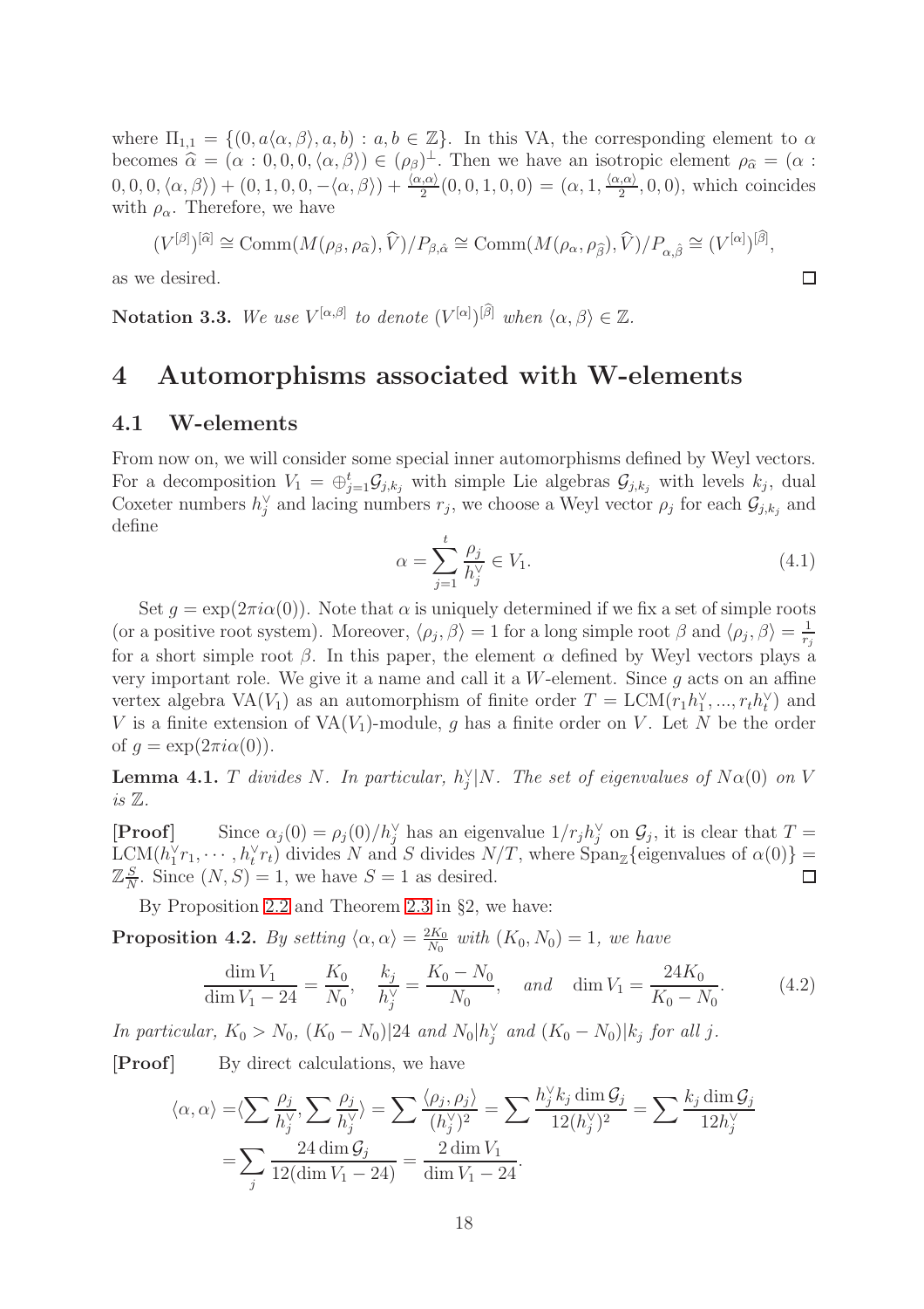where $\Pi_{1,1} = \{(0, a\langle\alpha,\beta\rangle, a, b) : a, b \in \mathbb{Z}\}$. In this VA, the corresponding element to $\alpha$ becomes $\widehat{\alpha} = (\alpha : 0, 0, 0, \langle\alpha,\beta\rangle) \in (\rho_\beta)^\perp$. Then we have an isotropic element $\rho_{\widehat{\alpha}} = (\alpha : 0, 0, 0, \langle\alpha,\beta\rangle) + (0, 1, 0, 0, -\langle\alpha,\beta\rangle) + \frac{\langle\alpha,\alpha\rangle}{2}(0, 0, 1, 0, 0) = (\alpha, 1, \frac{\langle\alpha,\alpha\rangle}{2}, 0, 0)$, which coincides with $\rho_\alpha$. Therefore, we have

$$(V^{[\beta]})^{[\widehat{\alpha}]} \cong \mathrm{Comm}(M(\rho_\beta, \rho_{\widehat{\alpha}}), \widehat{V})/P_{\beta,\hat{\alpha}} \cong \mathrm{Comm}(M(\rho_\alpha, \rho_{\widehat{\beta}}), \widehat{V})/P_{\alpha,\hat{\beta}} \cong (V^{[\alpha]})^{[\widehat{\beta}]},$$

as we desired. □

**Notation 3.3.** *We use $V^{[\alpha,\beta]}$ to denote $(V^{[\alpha]})^{[\widehat{\beta}]}$ when $\langle\alpha,\beta\rangle \in \mathbb{Z}$.*

# 4 Automorphisms associated with W-elements

## 4.1 W-elements

From now on, we will consider some special inner automorphisms defined by Weyl vectors. For a decomposition $V_1 = \oplus_{j=1}^t \mathcal{G}_{j,k_j}$ with simple Lie algebras $\mathcal{G}_{j,k_j}$ with levels $k_j$, dual Coxeter numbers $h_j^\vee$ and lacing numbers $r_j$, we choose a Weyl vector $\rho_j$ for each $\mathcal{G}_{j,k_j}$ and define

$$\alpha = \sum_{j=1}^t \frac{\rho_j}{h_j^\vee} \in V_1. \tag{4.1}$$

Set $g = \exp(2\pi i\alpha(0))$. Note that $\alpha$ is uniquely determined if we fix a set of simple roots (or a positive root system). Moreover, $\langle\rho_j,\beta\rangle = 1$ for a long simple root $\beta$ and $\langle\rho_j,\beta\rangle = \frac{1}{r_j}$ for a short simple root $\beta$. In this paper, the element $\alpha$ defined by Weyl vectors plays a very important role. We give it a name and call it a $W$-element. Since $g$ acts on an affine vertex algebra $\mathrm{VA}(V_1)$ as an automorphism of finite order $T = \mathrm{LCM}(r_1h_1^\vee, ..., r_th_t^\vee)$ and $V$ is a finite extension of $\mathrm{VA}(V_1)$-module, $g$ has a finite order on $V$. Let $N$ be the order of $g = \exp(2\pi i\alpha(0))$.

**Lemma 4.1.** *$T$ divides $N$. In particular, $h_j^\vee | N$. The set of eigenvalues of $N\alpha(0)$ on $V$ is $\mathbb{Z}$.*

**[Proof]** Since $\alpha_j(0) = \rho_j(0)/h_j^\vee$ has an eigenvalue $1/r_jh_j^\vee$ on $\mathcal{G}_j$, it is clear that $T = \mathrm{LCM}(h_1^\vee r_1, \cdots, h_t^\vee r_t)$ divides $N$ and $S$ divides $N/T$, where $\mathrm{Span}_{\mathbb{Z}}\{\text{eigenvalues of } \alpha(0)\} = \mathbb{Z}\frac{S}{N}$. Since $(N,S) = 1$, we have $S = 1$ as desired. □

By Proposition 2.2 and Theorem 2.3 in §2, we have:

**Proposition 4.2.** *By setting $\langle\alpha,\alpha\rangle = \frac{2K_0}{N_0}$ with $(K_0, N_0) = 1$, we have*

$$\frac{\dim V_1}{\dim V_1 - 24} = \frac{K_0}{N_0}, \quad \frac{k_j}{h_j^\vee} = \frac{K_0 - N_0}{N_0}, \quad \textit{and} \quad \dim V_1 = \frac{24K_0}{K_0 - N_0}. \tag{4.2}$$

*In particular, $K_0 > N_0$, $(K_0 - N_0)|24$ and $N_0|h_j^\vee$ and $(K_0 - N_0)|k_j$ for all $j$.*

**[Proof]** By direct calculations, we have

$$\begin{aligned}\langle\alpha,\alpha\rangle =& \langle\sum \frac{\rho_j}{h_j^\vee}, \sum \frac{\rho_j}{h_j^\vee}\rangle = \sum \frac{\langle\rho_j,\rho_j\rangle}{(h_j^\vee)^2} = \sum \frac{h_j^\vee k_j \dim \mathcal{G}_j}{12(h_j^\vee)^2} = \sum \frac{k_j \dim \mathcal{G}_j}{12h_j^\vee} \\ =& \sum_j \frac{24 \dim \mathcal{G}_j}{12(\dim V_1 - 24)} = \frac{2\dim V_1}{\dim V_1 - 24}.\end{aligned}$$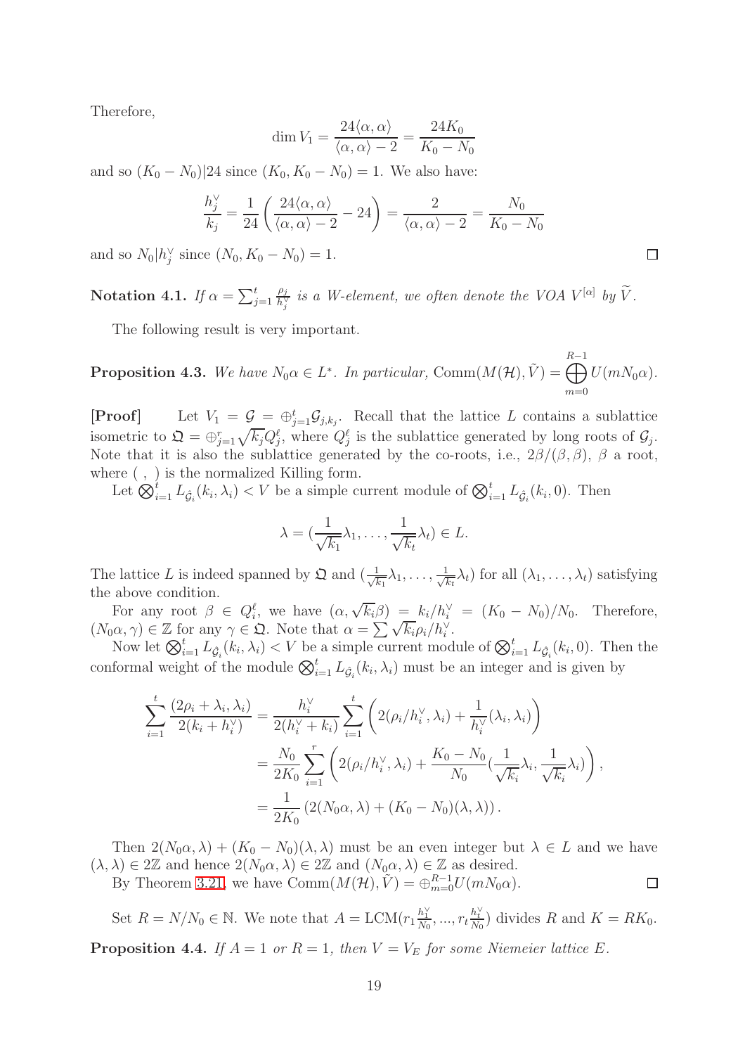Therefore,

$$\dim V_1 = \frac{24\langle \alpha, \alpha\rangle}{\langle \alpha, \alpha\rangle - 2} = \frac{24K_0}{K_0 - N_0}$$

and so $(K_0 - N_0)|24$ since $(K_0, K_0 - N_0) = 1$. We also have:

$$\frac{h_j^\vee}{k_j} = \frac{1}{24}\left(\frac{24\langle \alpha, \alpha\rangle}{\langle \alpha, \alpha\rangle - 2} - 24\right) = \frac{2}{\langle \alpha, \alpha\rangle - 2} = \frac{N_0}{K_0 - N_0}$$

and so $N_0 | h_j^\vee$ since $(N_0, K_0 - N_0) = 1$. □

**Notation 4.1.** *If $\alpha = \sum_{j=1}^t \frac{\rho_j}{h_j^\vee}$ is a W-element, we often denote the VOA $V^{[\alpha]}$ by $\widetilde{V}$.*

The following result is very important.

**Proposition 4.3.** *We have $N_0\alpha \in L^*$. In particular, $\mathrm{Comm}(M(\mathcal{H}), \tilde{V}) = \bigoplus_{m=0}^{R-1} U(mN_0\alpha)$.*

**[Proof]** Let $V_1 = \mathcal{G} = \oplus_{j=1}^t \mathcal{G}_{j,k_j}$. Recall that the lattice $L$ contains a sublattice isometric to $\mathfrak{Q} = \oplus_{j=1}^r \sqrt{k_j} Q_j^\ell$, where $Q_j^\ell$ is the sublattice generated by long roots of $\mathcal{G}_j$. Note that it is also the sublattice generated by the co-roots, i.e., $2\beta/(\beta,\beta)$, $\beta$ a root, where $(\ ,\ )$ is the normalized Killing form.

Let $\bigotimes_{i=1}^t L_{\hat{\mathcal{G}}_i}(k_i, \lambda_i) < V$ be a simple current module of $\bigotimes_{i=1}^t L_{\hat{\mathcal{G}}_i}(k_i, 0)$. Then

$$\lambda = \left(\frac{1}{\sqrt{k_1}}\lambda_1, \ldots, \frac{1}{\sqrt{k_t}}\lambda_t\right) \in L.$$

The lattice $L$ is indeed spanned by $\mathfrak{Q}$ and $(\frac{1}{\sqrt{k_1}}\lambda_1, \ldots, \frac{1}{\sqrt{k_t}}\lambda_t)$ for all $(\lambda_1, \ldots, \lambda_t)$ satisfying the above condition.

For any root $\beta \in Q_i^\ell$, we have $(\alpha, \sqrt{k_i}\beta) = k_i/h_i^\vee = (K_0 - N_0)/N_0$. Therefore, $(N_0\alpha, \gamma) \in \mathbb{Z}$ for any $\gamma \in \mathfrak{Q}$. Note that $\alpha = \sum \sqrt{k_i}\rho_i/h_i^\vee$.

Now let $\bigotimes_{i=1}^t L_{\hat{\mathcal{G}}_i}(k_i, \lambda_i) < V$ be a simple current module of $\bigotimes_{i=1}^t L_{\hat{\mathcal{G}}_i}(k_i, 0)$. Then the conformal weight of the module $\bigotimes_{i=1}^t L_{\hat{\mathcal{G}}_i}(k_i, \lambda_i)$ must be an integer and is given by

$$\begin{aligned}
\sum_{i=1}^t \frac{(2\rho_i + \lambda_i, \lambda_i)}{2(k_i + h_i^\vee)} &= \frac{h_i^\vee}{2(h_i^\vee + k_i)} \sum_{i=1}^t \left(2(\rho_i/h_i^\vee, \lambda_i) + \frac{1}{h_i^\vee}(\lambda_i, \lambda_i)\right) \\
&= \frac{N_0}{2K_0} \sum_{i=1}^r \left(2(\rho_i/h_i^\vee, \lambda_i) + \frac{K_0 - N_0}{N_0}\left(\frac{1}{\sqrt{k_i}}\lambda_i, \frac{1}{\sqrt{k_i}}\lambda_i\right)\right), \\
&= \frac{1}{2K_0}\left(2(N_0\alpha, \lambda) + (K_0 - N_0)(\lambda, \lambda)\right).
\end{aligned}$$

Then $2(N_0\alpha, \lambda) + (K_0 - N_0)(\lambda, \lambda)$ must be an even integer but $\lambda \in L$ and we have $(\lambda, \lambda) \in 2\mathbb{Z}$ and hence $2(N_0\alpha, \lambda) \in 2\mathbb{Z}$ and $(N_0\alpha, \lambda) \in \mathbb{Z}$ as desired.

By Theorem 3.21, we have $\mathrm{Comm}(M(\mathcal{H}), \tilde{V}) = \oplus_{m=0}^{R-1} U(mN_0\alpha)$. □

Set $R = N/N_0 \in \mathbb{N}$. We note that $A = \mathrm{LCM}(r_1\frac{h_1^\vee}{N_0}, \ldots, r_t\frac{h_t^\vee}{N_0})$ divides $R$ and $K = RK_0$.

**Proposition 4.4.** *If $A = 1$ or $R = 1$, then $V = V_E$ for some Niemeier lattice $E$.*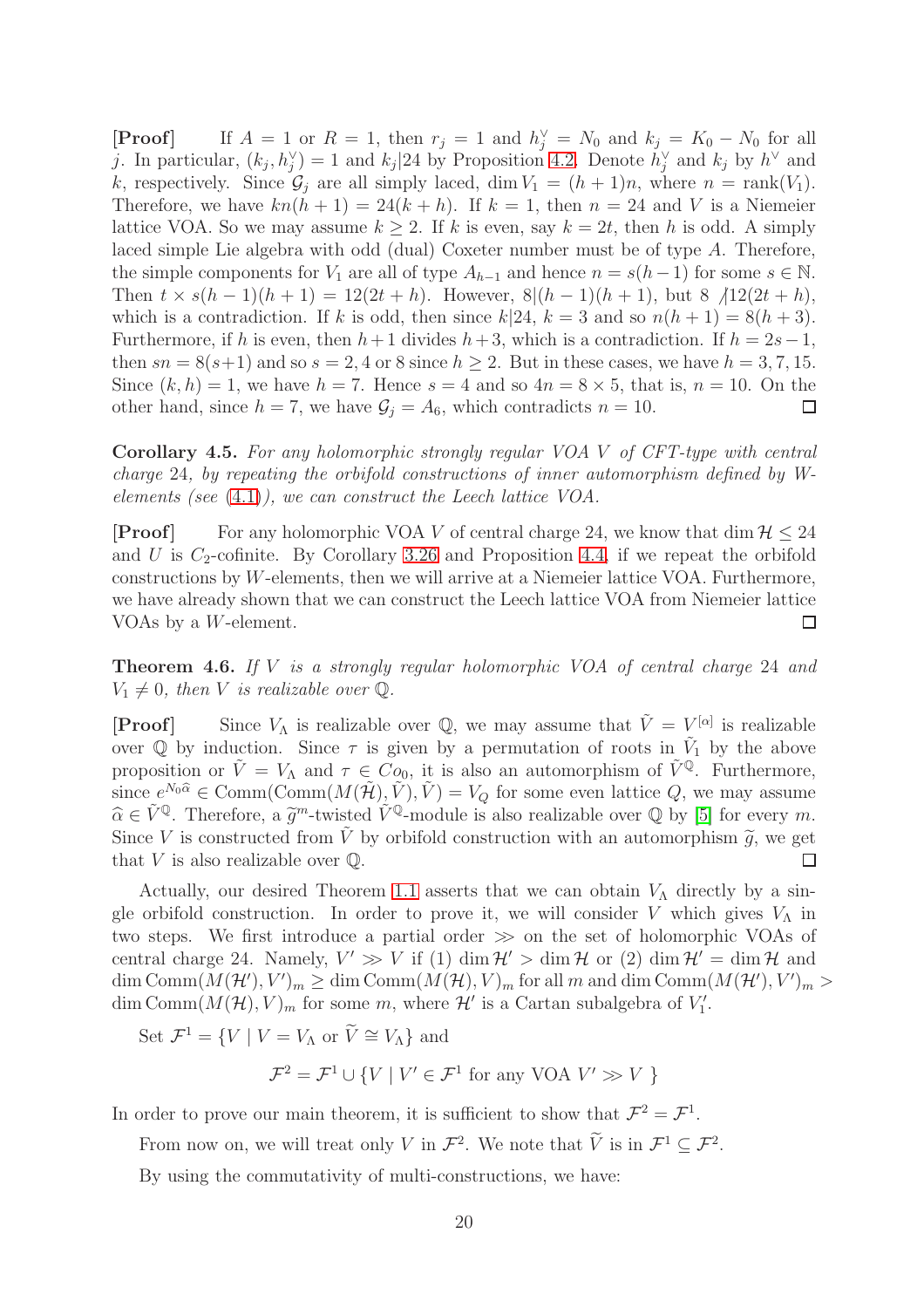**[Proof]** If $A = 1$ or $R = 1$, then $r_j = 1$ and $h_j^\vee = N_0$ and $k_j = K_0 - N_0$ for all $j$. In particular, $(k_j, h_j^\vee) = 1$ and $k_j | 24$ by Proposition 4.2. Denote $h_j^\vee$ and $k_j$ by $h^\vee$ and $k$, respectively. Since $\mathcal{G}_j$ are all simply laced, $\dim V_1 = (h+1)n$, where $n = \mathrm{rank}(V_1)$. Therefore, we have $kn(h+1) = 24(k+h)$. If $k = 1$, then $n = 24$ and $V$ is a Niemeier lattice VOA. So we may assume $k \geq 2$. If $k$ is even, say $k = 2t$, then $h$ is odd. A simply laced simple Lie algebra with odd (dual) Coxeter number must be of type $A$. Therefore, the simple components for $V_1$ are all of type $A_{h-1}$ and hence $n = s(h-1)$ for some $s \in \mathbb{N}$. Then $t \times s(h-1)(h+1) = 12(2t+h)$. However, $8 | (h-1)(h+1)$, but $8 \not| 12(2t+h)$, which is a contradiction. If $k$ is odd, then since $k | 24$, $k = 3$ and so $n(h+1) = 8(h+3)$. Furthermore, if $h$ is even, then $h+1$ divides $h+3$, which is a contradiction. If $h = 2s-1$, then $sn = 8(s+1)$ and so $s = 2, 4$ or $8$ since $h \geq 2$. But in these cases, we have $h = 3, 7, 15$. Since $(k, h) = 1$, we have $h = 7$. Hence $s = 4$ and so $4n = 8 \times 5$, that is, $n = 10$. On the other hand, since $h = 7$, we have $\mathcal{G}_j = A_6$, which contradicts $n = 10$. □

**Corollary 4.5.** *For any holomorphic strongly regular VOA $V$ of CFT-type with central charge 24, by repeating the orbifold constructions of inner automorphism defined by $W$-elements (see (4.1)), we can construct the Leech lattice VOA.*

**[Proof]** For any holomorphic VOA $V$ of central charge 24, we know that $\dim \mathcal{H} \leq 24$ and $U$ is $C_2$-cofinite. By Corollary 3.26 and Proposition 4.4, if we repeat the orbifold constructions by $W$-elements, then we will arrive at a Niemeier lattice VOA. Furthermore, we have already shown that we can construct the Leech lattice VOA from Niemeier lattice VOAs by a $W$-element. □

**Theorem 4.6.** *If $V$ is a strongly regular holomorphic VOA of central charge 24 and $V_1 \neq 0$, then $V$ is realizable over $\mathbb{Q}$.*

**[Proof]** Since $V_\Lambda$ is realizable over $\mathbb{Q}$, we may assume that $\tilde{V} = V^{[\alpha]}$ is realizable over $\mathbb{Q}$ by induction. Since $\tau$ is given by a permutation of roots in $\tilde{V}_1$ by the above proposition or $\tilde{V} = V_\Lambda$ and $\tau \in Co_0$, it is also an automorphism of $\tilde{V}^{\mathbb{Q}}$. Furthermore, since $e^{N_0\widehat{\alpha}} \in \mathrm{Comm}(\mathrm{Comm}(M(\tilde{\mathcal{H}}), \tilde{V}), \tilde{V}) = V_Q$ for some even lattice $Q$, we may assume $\widehat{\alpha} \in \tilde{V}^{\mathbb{Q}}$. Therefore, a $\widetilde{g}^m$-twisted $\tilde{V}^{\mathbb{Q}}$-module is also realizable over $\mathbb{Q}$ by [5] for every $m$. Since $V$ is constructed from $\tilde{V}$ by orbifold construction with an automorphism $\widetilde{g}$, we get that $V$ is also realizable over $\mathbb{Q}$. □

Actually, our desired Theorem 1.1 asserts that we can obtain $V_\Lambda$ directly by a single orbifold construction. In order to prove it, we will consider $V$ which gives $V_\Lambda$ in two steps. We first introduce a partial order $\gg$ on the set of holomorphic VOAs of central charge 24. Namely, $V' \gg V$ if (1) $\dim \mathcal{H}' > \dim \mathcal{H}$ or (2) $\dim \mathcal{H}' = \dim \mathcal{H}$ and $\dim \mathrm{Comm}(M(\mathcal{H}'), V')_m \geq \dim \mathrm{Comm}(M(\mathcal{H}), V)_m$ for all $m$ and $\dim \mathrm{Comm}(M(\mathcal{H}'), V')_m > \dim \mathrm{Comm}(M(\mathcal{H}), V)_m$ for some $m$, where $\mathcal{H}'$ is a Cartan subalgebra of $V'_1$.

Set $\mathcal{F}^1 = \{V \mid V = V_\Lambda \text{ or } \widetilde{V} \cong V_\Lambda\}$ and

$$\mathcal{F}^2 = \mathcal{F}^1 \cup \{V \mid V' \in \mathcal{F}^1 \text{ for any VOA } V' \gg V \ \}$$

In order to prove our main theorem, it is sufficient to show that $\mathcal{F}^2 = \mathcal{F}^1$.

From now on, we will treat only $V$ in $\mathcal{F}^2$. We note that $\widetilde{V}$ is in $\mathcal{F}^1 \subseteq \mathcal{F}^2$.

By using the commutativity of multi-constructions, we have: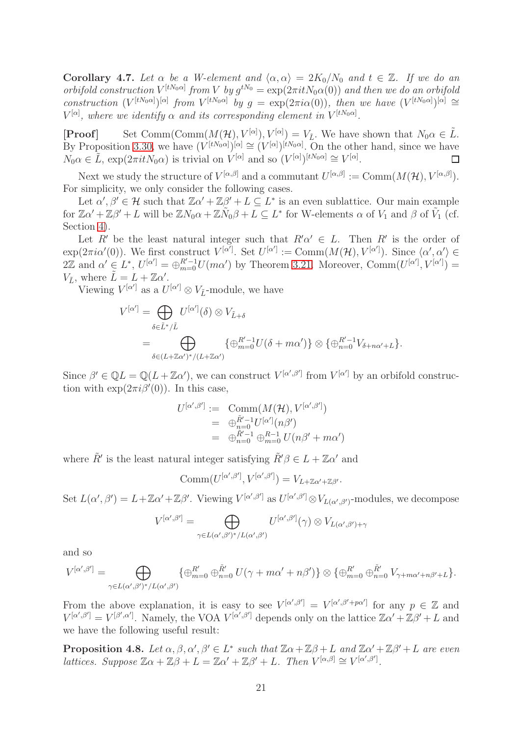**Corollary 4.7.** *Let $\alpha$ be a W-element and $\langle \alpha, \alpha\rangle = 2K_0/N_0$ and $t \in \mathbb{Z}$. If we do an orbifold construction $V^{[tN_0\alpha]}$ from $V$ by $g^{tN_0} = \exp(2\pi i t N_0 \alpha(0))$ and then we do an orbifold construction $(V^{[tN_0\alpha]})^{[\alpha]}$ from $V^{[tN_0\alpha]}$ by $g = \exp(2\pi i \alpha(0))$, then we have $(V^{[tN_0\alpha]})^{[\alpha]} \cong V^{[\alpha]}$, where we identify $\alpha$ and its corresponding element in $V^{[tN_0\alpha]}$.*

**[Proof]** Set $\mathrm{Comm}(\mathrm{Comm}(M(\mathcal{H}), V^{[\alpha]}), V^{[\alpha]}) = V_{\tilde{L}}$. We have shown that $N_0\alpha \in \tilde{L}$. By Proposition 3.30, we have $(V^{[tN_0\alpha]})^{[\alpha]} \cong (V^{[\alpha]})^{[tN_0\alpha]}$. On the other hand, since we have $N_0\alpha \in \tilde{L}$, $\exp(2\pi i t N_0\alpha)$ is trivial on $V^{[\alpha]}$ and so $(V^{[\alpha]})^{[tN_0\alpha]} \cong V^{[\alpha]}$. □

Next we study the structure of $V^{[\alpha,\beta]}$ and a commutant $U^{[\alpha,\beta]} := \mathrm{Comm}(M(\mathcal{H}), V^{[\alpha,\beta]})$. For simplicity, we only consider the following cases.

Let $\alpha', \beta' \in \mathcal{H}$ such that $\mathbb{Z}\alpha' + \mathbb{Z}\beta' + L \subseteq L^*$ is an even sublattice. Our main example for $\mathbb{Z}\alpha' + \mathbb{Z}\beta' + L$ will be $\mathbb{Z}N_0\alpha + \mathbb{Z}\tilde{N}_0\beta + L \subseteq L^*$ for W-elements $\alpha$ of $V_1$ and $\beta$ of $\tilde{V}_1$ (cf. Section 4).

Let $R'$ be the least natural integer such that $R'\alpha' \in L$. Then $R'$ is the order of $\exp(2\pi i \alpha'(0))$. We first construct $V^{[\alpha']}$. Set $U^{[\alpha']} := \mathrm{Comm}(M(\mathcal{H}), V^{[\alpha']})$. Since $\langle \alpha', \alpha'\rangle \in 2\mathbb{Z}$ and $\alpha' \in L^*$, $U^{[\alpha']} = \oplus_{m=0}^{R'-1} U(m\alpha')$ by Theorem 3.21. Moreover, $\mathrm{Comm}(U^{[\alpha']}, V^{[\alpha']}) = V_{\tilde{L}}$, where $\tilde{L} = L + \mathbb{Z}\alpha'$.

Viewing $V^{[\alpha']}$ as a $U^{[\alpha']} \otimes V_{\tilde{L}}$-module, we have

$$
\begin{aligned}
V^{[\alpha']} &= \bigoplus_{\delta \in \tilde{L}^*/\tilde{L}} U^{[\alpha']}(\delta) \otimes V_{\tilde{L}+\delta} \\
&= \bigoplus_{\delta \in (L+\mathbb{Z}\alpha')^*/(L+\mathbb{Z}\alpha')} \{\oplus_{m=0}^{R'-1} U(\delta + m\alpha')\} \otimes \{\oplus_{n=0}^{R'-1} V_{\delta + n\alpha' + L}\}.
\end{aligned}
$$

Since $\beta' \in \mathbb{Q}L = \mathbb{Q}(L + \mathbb{Z}\alpha')$, we can construct $V^{[\alpha',\beta']}$ from $V^{[\alpha']}$ by an orbifold construction with $\exp(2\pi i \beta'(0))$. In this case,

$$
\begin{aligned}
U^{[\alpha',\beta']} &:= \mathrm{Comm}(M(\mathcal{H}), V^{[\alpha',\beta']}) \\
&= \oplus_{n=0}^{\tilde{R}'-1} U^{[\alpha']}(n\beta') \\
&= \oplus_{n=0}^{\tilde{R}'-1} \oplus_{m=0}^{R-1} U(n\beta' + m\alpha')
\end{aligned}
$$

where $\tilde{R}'$ is the least natural integer satisfying $\tilde{R}'\beta \in L + \mathbb{Z}\alpha'$ and

$$
\mathrm{Comm}(U^{[\alpha',\beta']}, V^{[\alpha',\beta']}) = V_{L+\mathbb{Z}\alpha'+\mathbb{Z}\beta'}.
$$

Set $L(\alpha', \beta') = L + \mathbb{Z}\alpha' + \mathbb{Z}\beta'$. Viewing $V^{[\alpha',\beta']}$ as $U^{[\alpha',\beta']} \otimes V_{L(\alpha',\beta')}$-modules, we decompose

$$
V^{[\alpha',\beta']} = \bigoplus_{\gamma \in L(\alpha',\beta')^*/L(\alpha',\beta')} U^{[\alpha',\beta']}(\gamma) \otimes V_{L(\alpha',\beta')+\gamma}
$$

and so

$$
V^{[\alpha',\beta']} = \bigoplus_{\gamma \in L(\alpha',\beta')^*/L(\alpha',\beta')} \{\oplus_{m=0}^{R'} \oplus_{n=0}^{\tilde{R}'} U(\gamma + m\alpha' + n\beta')\} \otimes \{\oplus_{m=0}^{R'} \oplus_{n=0}^{\tilde{R}'} V_{\gamma + m\alpha' + n\beta' + L}\}.
$$

From the above explanation, it is easy to see $V^{[\alpha',\beta']} = V^{[\alpha',\beta'+p\alpha']}$ for any $p \in \mathbb{Z}$ and $V^{[\alpha',\beta']} = V^{[\beta',\alpha']}$. Namely, the VOA $V^{[\alpha',\beta']}$ depends only on the lattice $\mathbb{Z}\alpha' + \mathbb{Z}\beta' + L$ and we have the following useful result:

**Proposition 4.8.** *Let $\alpha, \beta, \alpha', \beta' \in L^*$ such that $\mathbb{Z}\alpha + \mathbb{Z}\beta + L$ and $\mathbb{Z}\alpha' + \mathbb{Z}\beta' + L$ are even lattices. Suppose $\mathbb{Z}\alpha + \mathbb{Z}\beta + L = \mathbb{Z}\alpha' + \mathbb{Z}\beta' + L$. Then $V^{[\alpha,\beta]} \cong V^{[\alpha',\beta']}$.*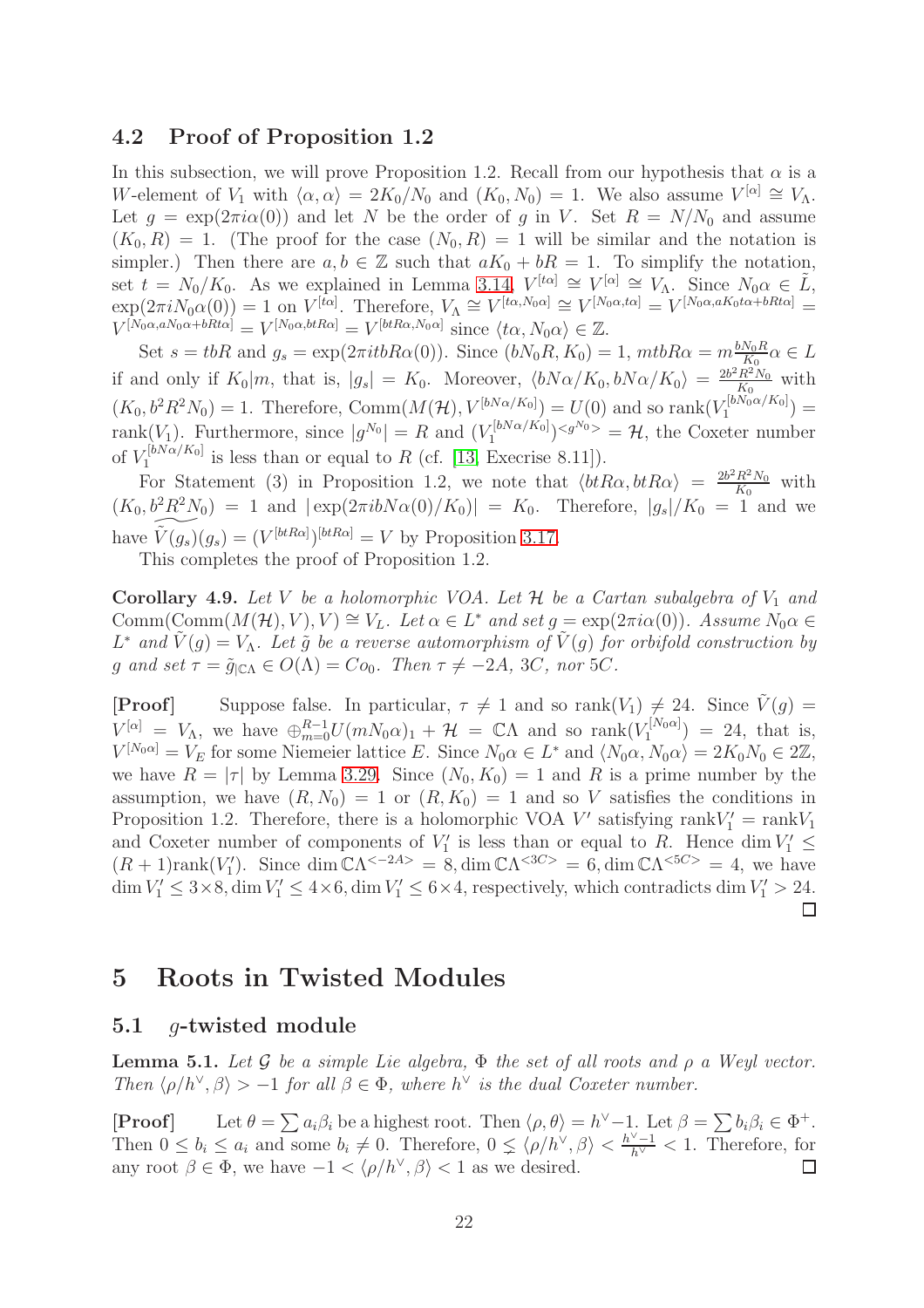### 4.2 Proof of Proposition 1.2

In this subsection, we will prove Proposition 1.2. Recall from our hypothesis that $\alpha$ is a $W$-element of $V_1$ with $\langle \alpha, \alpha \rangle = 2K_0/N_0$ and $(K_0, N_0) = 1$. We also assume $V^{[\alpha]} \cong V_\Lambda$. Let $g = \exp(2\pi i \alpha(0))$ and let $N$ be the order of $g$ in $V$. Set $R = N/N_0$ and assume $(K_0, R) = 1$. (The proof for the case $(N_0, R) = 1$ will be similar and the notation is simpler.) Then there are $a, b \in \mathbb{Z}$ such that $aK_0 + bR = 1$. To simplify the notation, set $t = N_0/K_0$. As we explained in Lemma 3.14, $V^{[t\alpha]} \cong V^{[\alpha]} \cong V_\Lambda$. Since $N_0\alpha \in \tilde{L}$, $\exp(2\pi i N_0 \alpha(0)) = 1$ on $V^{[t\alpha]}$. Therefore, $V_\Lambda \cong V^{[t\alpha, N_0\alpha]} \cong V^{[N_0\alpha, t\alpha]} = V^{[N_0\alpha, aK_0 t\alpha + bRt\alpha]} = V^{[N_0\alpha, aN_0\alpha + bRt\alpha]} = V^{[N_0\alpha, btR\alpha]} = V^{[btR\alpha, N_0\alpha]}$ since $\langle t\alpha, N_0\alpha \rangle \in \mathbb{Z}$.

Set $s = tbR$ and $g_s = \exp(2\pi i tbR\alpha(0))$. Since $(bN_0R, K_0) = 1$, $mtbR\alpha = m\frac{bN_0R}{K_0}\alpha \in L$ if and only if $K_0 | m$, that is, $|g_s| = K_0$. Moreover, $\langle bN\alpha/K_0, bN\alpha/K_0 \rangle = \frac{2b^2R^2N_0}{K_0}$ with $(K_0, b^2R^2N_0) = 1$. Therefore, $\mathrm{Comm}(M(\mathcal{H}), V^{[bN\alpha/K_0]}) = U(0)$ and so $\mathrm{rank}(V_1^{[bN_0\alpha/K_0]}) = \mathrm{rank}(V_1)$. Furthermore, since $|g^{N_0}| = R$ and $(V_1^{[bN\alpha/K_0]})^{<g^{N_0}>} = \mathcal{H}$, the Coxeter number of $V_1^{[bN\alpha/K_0]}$ is less than or equal to $R$ (cf. [13, Exercise 8.11]).

For Statement (3) in Proposition 1.2, we note that $\langle btR\alpha, btR\alpha \rangle = \frac{2b^2R^2N_0}{K_0}$ with $(K_0, b^2R^2N_0) = 1$ and $|\exp(2\pi i bN\alpha(0)/K_0)| = K_0$. Therefore, $|g_s|/K_0 = 1$ and we have $\widetilde{\tilde{V}(g_s)}(g_s) = (V^{[btR\alpha]})^{[btR\alpha]} = V$ by Proposition 3.17.

This completes the proof of Proposition 1.2.

**Corollary 4.9.** *Let $V$ be a holomorphic VOA. Let $\mathcal{H}$ be a Cartan subalgebra of $V_1$ and $\mathrm{Comm}(\mathrm{Comm}(M(\mathcal{H}), V), V) \cong V_L$. Let $\alpha \in L^*$ and set $g = \exp(2\pi i \alpha(0))$. Assume $N_0\alpha \in L^*$ and $\tilde{V}(g) = V_\Lambda$. Let $\tilde{g}$ be a reverse automorphism of $\tilde{V}(g)$ for orbifold construction by $g$ and set $\tau = \tilde{g}_{|\mathbb{C}\Lambda} \in O(\Lambda) = Co_0$. Then $\tau \neq -2A$, $3C$, nor $5C$.*

**[Proof]** Suppose false. In particular, $\tau \neq 1$ and so $\mathrm{rank}(V_1) \neq 24$. Since $\tilde{V}(g) = V^{[\alpha]} = V_\Lambda$, we have $\oplus_{m=0}^{R-1} U(mN_0\alpha)_1 + \mathcal{H} = \mathbb{C}\Lambda$ and so $\mathrm{rank}(V_1^{[N_0\alpha]}) = 24$, that is, $V^{[N_0\alpha]} = V_E$ for some Niemeier lattice $E$. Since $N_0\alpha \in L^*$ and $\langle N_0\alpha, N_0\alpha \rangle = 2K_0N_0 \in 2\mathbb{Z}$, we have $R = |\tau|$ by Lemma 3.29. Since $(N_0, K_0) = 1$ and $R$ is a prime number by the assumption, we have $(R, N_0) = 1$ or $(R, K_0) = 1$ and so $V$ satisfies the conditions in Proposition 1.2. Therefore, there is a holomorphic VOA $V'$ satisfying $\mathrm{rank}V'_1 = \mathrm{rank}V_1$ and Coxeter number of components of $V'_1$ is less than or equal to $R$. Hence $\dim V'_1 \leq (R+1)\mathrm{rank}(V'_1)$. Since $\dim \mathbb{C}\Lambda^{<-2A>} = 8, \dim \mathbb{C}\Lambda^{<3C>} = 6, \dim \mathbb{C}\Lambda^{<5C>} = 4$, we have $\dim V'_1 \leq 3 \times 8, \dim V'_1 \leq 4 \times 6, \dim V'_1 \leq 6 \times 4$, respectively, which contradicts $\dim V'_1 > 24$. □

## 5 Roots in Twisted Modules

### 5.1 $g$-twisted module

**Lemma 5.1.** *Let $\mathcal{G}$ be a simple Lie algebra, $\Phi$ the set of all roots and $\rho$ a Weyl vector. Then $\langle \rho/h^\vee, \beta \rangle > -1$ for all $\beta \in \Phi$, where $h^\vee$ is the dual Coxeter number.*

**[Proof]** Let $\theta = \sum a_i\beta_i$ be a highest root. Then $\langle \rho, \theta \rangle = h^\vee - 1$. Let $\beta = \sum b_i\beta_i \in \Phi^+$. Then $0 \leq b_i \leq a_i$ and some $b_i \neq 0$. Therefore, $0 \lneq \langle \rho/h^\vee, \beta \rangle < \frac{h^\vee - 1}{h^\vee} < 1$. Therefore, for any root $\beta \in \Phi$, we have $-1 < \langle \rho/h^\vee, \beta \rangle < 1$ as we desired. □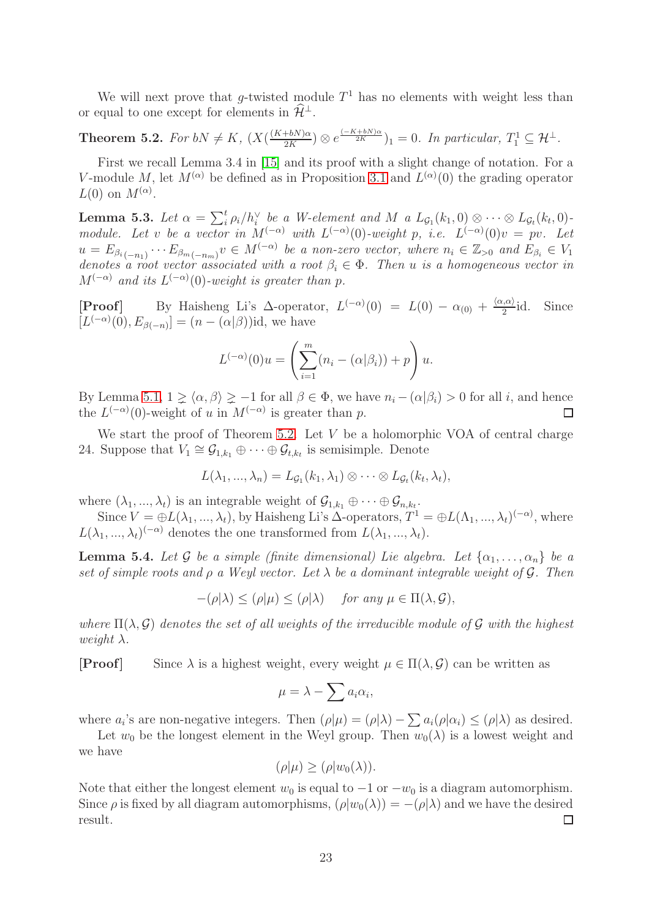We will next prove that $g$-twisted module $T^1$ has no elements with weight less than or equal to one except for elements in $\widehat{\mathcal{H}}^{\perp}$.

**Theorem 5.2.** *For $bN \neq K$, $(X(\frac{(K+bN)\alpha}{2K}) \otimes e^{\frac{(-K+bN)\alpha}{2K}})_1 = 0$. In particular, $T_1^1 \subseteq \mathcal{H}^{\perp}$.*

First we recall Lemma 3.4 in [15] and its proof with a slight change of notation. For a $V$-module $M$, let $M^{(\alpha)}$ be defined as in Proposition 3.1 and $L^{(\alpha)}(0)$ the grading operator $L(0)$ on $M^{(\alpha)}$.

**Lemma 5.3.** *Let $\alpha = \sum_i^t \rho_i/h_i^{\vee}$ be a W-element and $M$ a $L_{\mathcal{G}_1}(k_1, 0) \otimes \cdots \otimes L_{\mathcal{G}_t}(k_t, 0)$-module. Let $v$ be a vector in $M^{(-\alpha)}$ with $L^{(-\alpha)}(0)$-weight $p$, i.e. $L^{(-\alpha)}(0)v = pv$. Let $u = E_{\beta_i(-n_1)} \cdots E_{\beta_m(-n_m)} v \in M^{(-\alpha)}$ be a non-zero vector, where $n_i \in \mathbb{Z}_{>0}$ and $E_{\beta_i} \in V_1$ denotes a root vector associated with a root $\beta_i \in \Phi$. Then $u$ is a homogeneous vector in $M^{(-\alpha)}$ and its $L^{(-\alpha)}(0)$-weight is greater than $p$.*

**[Proof]** By Haisheng Li's $\Delta$-operator, $L^{(-\alpha)}(0) = L(0) - \alpha_{(0)} + \frac{\langle \alpha, \alpha \rangle}{2}\mathrm{id}$. Since $[L^{(-\alpha)}(0), E_{\beta(-n)}] = (n - (\alpha|\beta))\mathrm{id}$, we have

$$L^{(-\alpha)}(0)u = \left( \sum_{i=1}^{m} (n_i - (\alpha|\beta_i)) + p \right) u.$$

By Lemma 5.1, $1 \gneq \langle \alpha, \beta \rangle \gneq -1$ for all $\beta \in \Phi$, we have $n_i - (\alpha|\beta_i) > 0$ for all $i$, and hence the $L^{(-\alpha)}(0)$-weight of $u$ in $M^{(-\alpha)}$ is greater than $p$. □

We start the proof of Theorem 5.2. Let $V$ be a holomorphic VOA of central charge 24. Suppose that $V_1 \cong \mathcal{G}_{1,k_1} \oplus \cdots \oplus \mathcal{G}_{t,k_t}$ is semisimple. Denote

$$L(\lambda_1, ..., \lambda_n) = L_{\mathcal{G}_1}(k_1, \lambda_1) \otimes \cdots \otimes L_{\mathcal{G}_t}(k_t, \lambda_t),$$

where $(\lambda_1, ..., \lambda_t)$ is an integrable weight of $\mathcal{G}_{1,k_1} \oplus \cdots \oplus \mathcal{G}_{n,k_t}$.

Since $V = \oplus L(\lambda_1, ..., \lambda_t)$, by Haisheng Li's $\Delta$-operators, $T^1 = \oplus L(\Lambda_1, ..., \lambda_t)^{(-\alpha)}$, where $L(\lambda_1, ..., \lambda_t)^{(-\alpha)}$ denotes the one transformed from $L(\lambda_1, ..., \lambda_t)$.

**Lemma 5.4.** *Let $\mathcal{G}$ be a simple (finite dimensional) Lie algebra. Let $\{\alpha_1, \ldots, \alpha_n\}$ be a set of simple roots and $\rho$ a Weyl vector. Let $\lambda$ be a dominant integrable weight of $\mathcal{G}$. Then*

$$-(\rho|\lambda) \leq (\rho|\mu) \leq (\rho|\lambda) \quad \text{for any } \mu \in \Pi(\lambda, \mathcal{G}),$$

*where $\Pi(\lambda, \mathcal{G})$ denotes the set of all weights of the irreducible module of $\mathcal{G}$ with the highest weight $\lambda$.*

**[Proof]** Since $\lambda$ is a highest weight, every weight $\mu \in \Pi(\lambda, \mathcal{G})$ can be written as

$$\mu = \lambda - \sum a_i \alpha_i,$$

where $a_i$'s are non-negative integers. Then $(\rho|\mu) = (\rho|\lambda) - \sum a_i(\rho|\alpha_i) \leq (\rho|\lambda)$ as desired.

Let $w_0$ be the longest element in the Weyl group. Then $w_0(\lambda)$ is a lowest weight and we have

$$(\rho|\mu) \geq (\rho|w_0(\lambda)).$$

Note that either the longest element $w_0$ is equal to $-1$ or $-w_0$ is a diagram automorphism. Since $\rho$ is fixed by all diagram automorphisms, $(\rho|w_0(\lambda)) = -(\rho|\lambda)$ and we have the desired result. □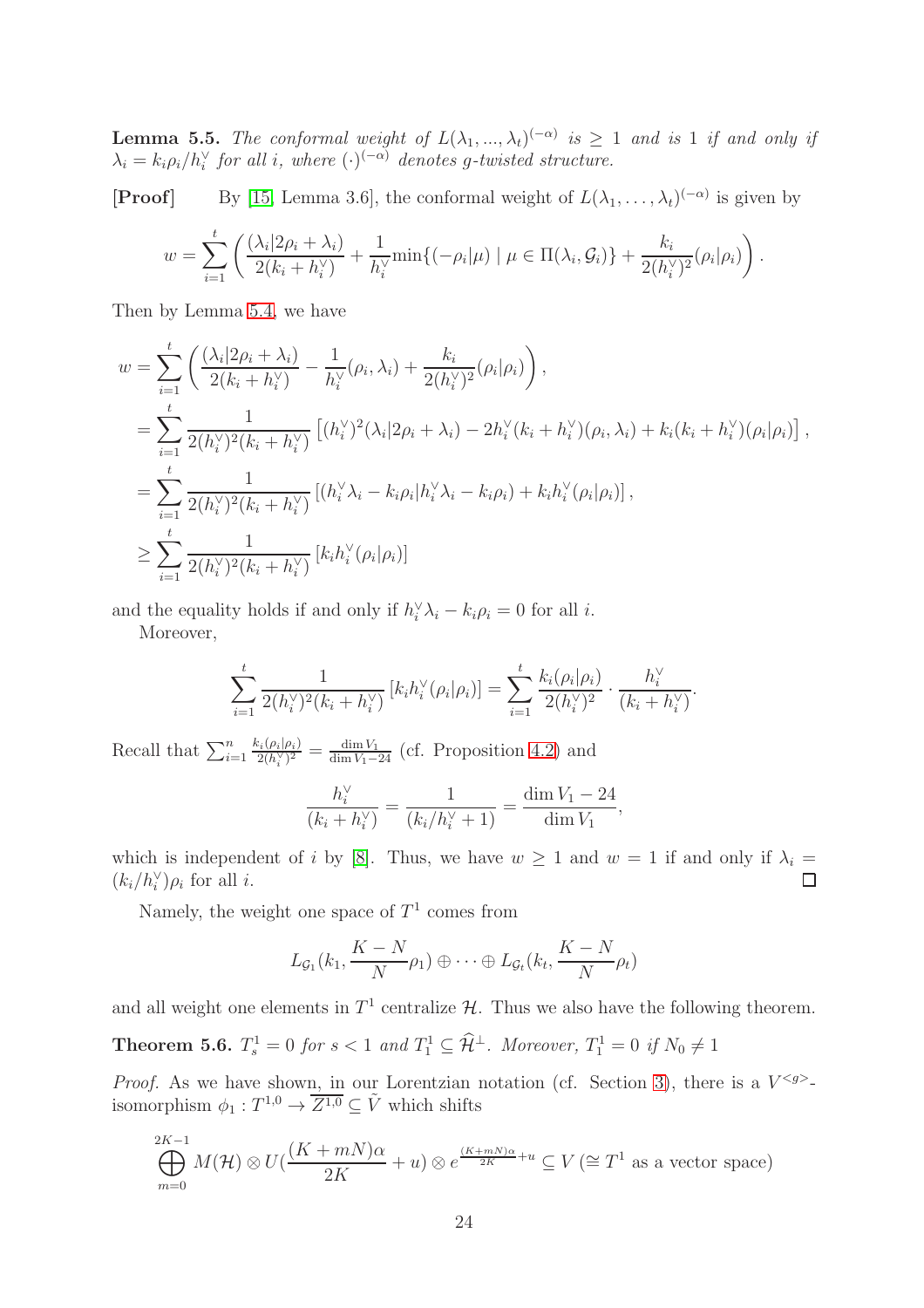**Lemma 5.5.** *The conformal weight of $L(\lambda_1, ..., \lambda_t)^{(-\alpha)}$ is $\geq 1$ and is 1 if and only if $\lambda_i = k_i\rho_i/h_i^\vee$ for all $i$, where $(\cdot)^{(-\alpha)}$ denotes $g$-twisted structure.*

**[Proof]** By [15, Lemma 3.6], the conformal weight of $L(\lambda_1, \ldots, \lambda_t)^{(-\alpha)}$ is given by

$$w = \sum_{i=1}^{t} \left( \frac{(\lambda_i|2\rho_i + \lambda_i)}{2(k_i + h_i^\vee)} + \frac{1}{h_i^\vee}\min\{(-\rho_i|\mu) \mid \mu \in \Pi(\lambda_i, \mathcal{G}_i)\} + \frac{k_i}{2(h_i^\vee)^2}(\rho_i|\rho_i) \right).$$

Then by Lemma 5.4, we have

$$\begin{aligned}
w &= \sum_{i=1}^{t} \left( \frac{(\lambda_i|2\rho_i + \lambda_i)}{2(k_i + h_i^\vee)} - \frac{1}{h_i^\vee}(\rho_i, \lambda_i) + \frac{k_i}{2(h_i^\vee)^2}(\rho_i|\rho_i) \right), \\
&= \sum_{i=1}^{t} \frac{1}{2(h_i^\vee)^2(k_i + h_i^\vee)} \left[ (h_i^\vee)^2(\lambda_i|2\rho_i + \lambda_i) - 2h_i^\vee(k_i + h_i^\vee)(\rho_i, \lambda_i) + k_i(k_i + h_i^\vee)(\rho_i|\rho_i) \right], \\
&= \sum_{i=1}^{t} \frac{1}{2(h_i^\vee)^2(k_i + h_i^\vee)} \left[ (h_i^\vee\lambda_i - k_i\rho_i|h_i^\vee\lambda_i - k_i\rho_i) + k_ih_i^\vee(\rho_i|\rho_i) \right], \\
&\geq \sum_{i=1}^{t} \frac{1}{2(h_i^\vee)^2(k_i + h_i^\vee)} \left[ k_ih_i^\vee(\rho_i|\rho_i) \right]
\end{aligned}$$

and the equality holds if and only if $h_i^\vee\lambda_i - k_i\rho_i = 0$ for all $i$.

Moreover,

$$\sum_{i=1}^{t} \frac{1}{2(h_i^\vee)^2(k_i + h_i^\vee)} \left[ k_ih_i^\vee(\rho_i|\rho_i) \right] = \sum_{i=1}^{t} \frac{k_i(\rho_i|\rho_i)}{2(h_i^\vee)^2} \cdot \frac{h_i^\vee}{(k_i + h_i^\vee)}.$$

Recall that $\sum_{i=1}^{n} \frac{k_i(\rho_i|\rho_i)}{2(h_i^\vee)^2} = \frac{\dim V_1}{\dim V_1 - 24}$ (cf. Proposition 4.2) and

$$\frac{h_i^\vee}{(k_i + h_i^\vee)} = \frac{1}{(k_i/h_i^\vee + 1)} = \frac{\dim V_1 - 24}{\dim V_1},$$

which is independent of $i$ by [8]. Thus, we have $w \geq 1$ and $w = 1$ if and only if $\lambda_i = (k_i/h_i^\vee)\rho_i$ for all $i$. □

Namely, the weight one space of $T^1$ comes from

$$L_{\mathcal{G}_1}(k_1, \frac{K-N}{N}\rho_1) \oplus \cdots \oplus L_{\mathcal{G}_t}(k_t, \frac{K-N}{N}\rho_t)$$

and all weight one elements in $T^1$ centralize $\mathcal{H}$. Thus we also have the following theorem.

**Theorem 5.6.** *$T_s^1 = 0$ for $s < 1$ and $T_1^1 \subseteq \widehat{\mathcal{H}}^\perp$. Moreover, $T_1^1 = 0$ if $N_0 \neq 1$*

*Proof.* As we have shown, in our Lorentzian notation (cf. Section 3), there is a $V^{<g>}$-isomorphism $\phi_1 : T^{1,0} \to \overline{Z^{1,0}} \subseteq \tilde{V}$ which shifts

$$\bigoplus_{m=0}^{2K-1} M(\mathcal{H}) \otimes U(\frac{(K+mN)\alpha}{2K} + u) \otimes e^{\frac{(K+mN)\alpha}{2K}+u} \subseteq V \; (\cong T^1 \text{ as a vector space})$$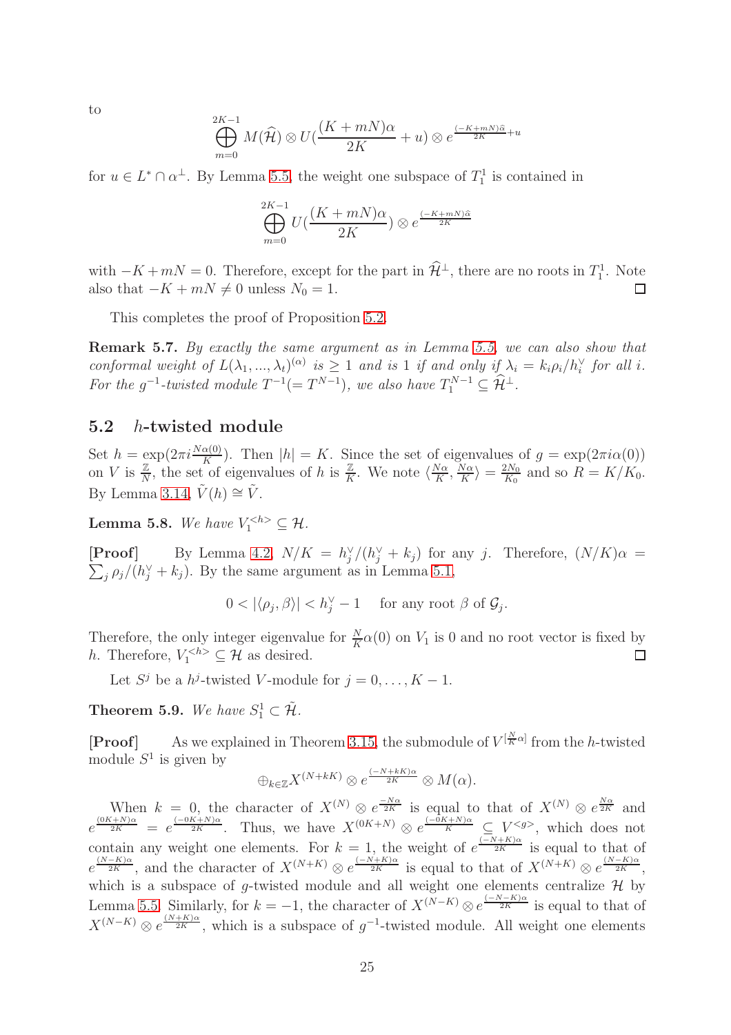to

$$\bigoplus_{m=0}^{2K-1} M(\widehat{\mathcal{H}}) \otimes U(\frac{(K+mN)\alpha}{2K}+u) \otimes e^{\frac{(-K+mN)\hat{\alpha}}{2K}+u}$$

for $u \in L^* \cap \alpha^{\perp}$. By Lemma 5.5, the weight one subspace of $T^1_1$ is contained in

$$\bigoplus_{m=0}^{2K-1} U(\frac{(K+mN)\alpha}{2K}) \otimes e^{\frac{(-K+mN)\hat{\alpha}}{2K}}$$

with $-K+mN=0$. Therefore, except for the part in $\widehat{\mathcal{H}}^{\perp}$, there are no roots in $T^1_1$. Note also that $-K+mN \neq 0$ unless $N_0=1$. □

This completes the proof of Proposition 5.2.

**Remark 5.7.** *By exactly the same argument as in Lemma 5.5, we can also show that conformal weight of $L(\lambda_1,...,\lambda_t)^{(\alpha)}$ is $\geq 1$ and is 1 if and only if $\lambda_i = k_i\rho_i/h^{\vee}_i$ for all $i$. For the $g^{-1}$-twisted module $T^{-1}(=T^{N-1})$, we also have $T^{N-1}_1 \subseteq \widehat{\mathcal{H}}^{\perp}$.*

## 5.2 $h$-twisted module

Set $h=\exp(2\pi i \frac{N\alpha(0)}{K})$. Then $|h|=K$. Since the set of eigenvalues of $g=\exp(2\pi i\alpha(0))$ on $V$ is $\frac{\mathbb{Z}}{N}$, the set of eigenvalues of $h$ is $\frac{\mathbb{Z}}{K}$. We note $\langle \frac{N\alpha}{K}, \frac{N\alpha}{K}\rangle = \frac{2N_0}{K_0}$ and so $R=K/K_0$. By Lemma 3.14, $\tilde{V}(h) \cong \tilde{V}$.

**Lemma 5.8.** *We have $V_1^{<h>} \subseteq \mathcal{H}$.*

**[Proof]** By Lemma 4.2, $N/K = h^{\vee}_j/(h^{\vee}_j+k_j)$ for any $j$. Therefore, $(N/K)\alpha = \sum_j \rho_j/(h^{\vee}_j+k_j)$. By the same argument as in Lemma 5.1,

$$0<|\langle \rho_j, \beta\rangle| < h^{\vee}_j - 1 \quad \text{for any root } \beta \text{ of } \mathcal{G}_j.$$

Therefore, the only integer eigenvalue for $\frac{N}{K}\alpha(0)$ on $V_1$ is 0 and no root vector is fixed by $h$. Therefore, $V_1^{<h>} \subseteq \mathcal{H}$ as desired. □

Let $S^j$ be a $h^j$-twisted $V$-module for $j=0,\ldots,K-1$.

**Theorem 5.9.** *We have $S^1_1 \subset \tilde{\mathcal{H}}$.*

**[Proof]** As we explained in Theorem 3.15, the submodule of $V^{[\frac{N}{K}\alpha]}$ from the $h$-twisted module $S^1$ is given by

$$\oplus_{k\in\mathbb{Z}} X^{(N+kK)} \otimes e^{\frac{(-N+kK)\alpha}{2K}} \otimes M(\alpha).$$

When $k=0$, the character of $X^{(N)} \otimes e^{\frac{-N\alpha}{2K}}$ is equal to that of $X^{(N)} \otimes e^{\frac{N\alpha}{2K}}$ and $e^{\frac{(0K+N)\alpha}{2K}} = e^{\frac{(-0K+N)\alpha}{2K}}$. Thus, we have $X^{(0K+N)} \otimes e^{\frac{(-0K+N)\alpha}{K}} \subseteq V^{<g>}$, which does not contain any weight one elements. For $k=1$, the weight of $e^{\frac{(-N+K)\alpha}{2K}}$ is equal to that of $e^{\frac{(N-K)\alpha}{2K}}$, and the character of $X^{(N+K)} \otimes e^{\frac{(-N+K)\alpha}{2K}}$ is equal to that of $X^{(N+K)} \otimes e^{\frac{(N-K)\alpha}{2K}}$, which is a subspace of $g$-twisted module and all weight one elements centralize $\mathcal{H}$ by Lemma 5.5. Similarly, for $k=-1$, the character of $X^{(N-K)} \otimes e^{\frac{(-N-K)\alpha}{2K}}$ is equal to that of $X^{(N-K)} \otimes e^{\frac{(N+K)\alpha}{2K}}$, which is a subspace of $g^{-1}$-twisted module. All weight one elements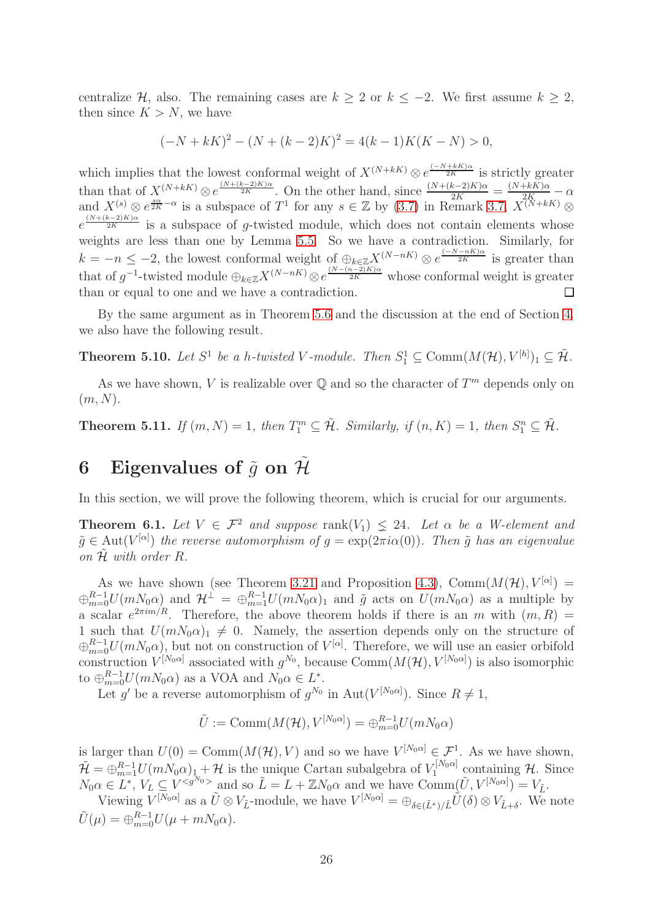centralize $\mathcal{H}$, also. The remaining cases are $k \geq 2$ or $k \leq -2$. We first assume $k \geq 2$, then since $K > N$, we have

$$(-N + kK)^2 - (N + (k-2)K)^2 = 4(k-1)K(K-N) > 0,$$

which implies that the lowest conformal weight of $X^{(N+kK)} \otimes e^{\frac{(-N+kK)\alpha}{2K}}$ is strictly greater than that of $X^{(N+kK)} \otimes e^{\frac{(N+(k-2)K)\alpha}{2K}}$. On the other hand, since $\frac{(N+(k-2)K)\alpha}{2K} = \frac{(N+kK)\alpha}{2K} - \alpha$ and $X^{(s)} \otimes e^{\frac{s\alpha}{2K} - \alpha}$ is a subspace of $T^1$ for any $s \in \mathbb{Z}$ by (3.7) in Remark 3.7, $X^{(N+kK)} \otimes e^{\frac{(N+(k-2)K)\alpha}{2K}}$ is a subspace of $g$-twisted module, which does not contain elements whose weights are less than one by Lemma 5.5. So we have a contradiction. Similarly, for $k = -n \leq -2$, the lowest conformal weight of $\oplus_{k\in\mathbb{Z}} X^{(N-nK)} \otimes e^{\frac{(-N-nK)\alpha}{2K}}$ is greater than that of $g^{-1}$-twisted module $\oplus_{k\in\mathbb{Z}} X^{(N-nK)} \otimes e^{\frac{(N-(n-2)K)\alpha}{2K}}$ whose conformal weight is greater than or equal to one and we have a contradiction. □

By the same argument as in Theorem 5.6 and the discussion at the end of Section 4, we also have the following result.

**Theorem 5.10.** *Let $S^1$ be a $h$-twisted $V$-module. Then $S^1_1 \subseteq \mathrm{Comm}(M(\mathcal{H}), V^{[h]})_1 \subseteq \tilde{\mathcal{H}}$.*

As we have shown, $V$ is realizable over $\mathbb{Q}$ and so the character of $T^m$ depends only on $(m, N)$.

**Theorem 5.11.** *If $(m, N) = 1$, then $T^m_1 \subseteq \tilde{\mathcal{H}}$. Similarly, if $(n, K) = 1$, then $S^n_1 \subseteq \tilde{\mathcal{H}}$.*

# 6 Eigenvalues of $\tilde{g}$ on $\tilde{\mathcal{H}}$

In this section, we will prove the following theorem, which is crucial for our arguments.

**Theorem 6.1.** *Let $V \in \mathcal{F}^2$ and suppose $\mathrm{rank}(V_1) \lneq 24$. Let $\alpha$ be a $W$-element and $\tilde{g} \in \mathrm{Aut}(V^{[\alpha]})$ the reverse automorphism of $g = \exp(2\pi i\alpha(0))$. Then $\tilde{g}$ has an eigenvalue on $\tilde{\mathcal{H}}$ with order $R$.*

As we have shown (see Theorem 3.21 and Proposition 4.3), $\mathrm{Comm}(M(\mathcal{H}), V^{[\alpha]}) = \oplus_{m=0}^{R-1} U(mN_0\alpha)$ and $\mathcal{H}^{\perp} = \oplus_{m=1}^{R-1} U(mN_0\alpha)_1$ and $\tilde{g}$ acts on $U(mN_0\alpha)$ as a multiple by a scalar $e^{2\pi i m/R}$. Therefore, the above theorem holds if there is an $m$ with $(m, R) = 1$ such that $U(mN_0\alpha)_1 \neq 0$. Namely, the assertion depends only on the structure of $\oplus_{m=0}^{R-1} U(mN_0\alpha)$, but not on construction of $V^{[\alpha]}$. Therefore, we will use an easier orbifold construction $V^{[N_0\alpha]}$ associated with $g^{N_0}$, because $\mathrm{Comm}(M(\mathcal{H}), V^{[N_0\alpha]})$ is also isomorphic to $\oplus_{m=0}^{R-1} U(mN_0\alpha)$ as a VOA and $N_0\alpha \in L^*$.

Let $g'$ be a reverse automorphism of $g^{N_0}$ in $\mathrm{Aut}(V^{[N_0\alpha]})$. Since $R \neq 1$,

$$\tilde{U} := \mathrm{Comm}(M(\mathcal{H}), V^{[N_0\alpha]}) = \oplus_{m=0}^{R-1} U(mN_0\alpha)$$

is larger than $U(0) = \mathrm{Comm}(M(\mathcal{H}), V)$ and so we have $V^{[N_0\alpha]} \in \mathcal{F}^1$. As we have shown, $\tilde{\mathcal{H}} = \oplus_{m=1}^{R-1} U(mN_0\alpha)_1 + \mathcal{H}$ is the unique Cartan subalgebra of $V_1^{[N_0\alpha]}$ containing $\mathcal{H}$. Since $N_0\alpha \in L^*$, $V_L \subseteq V^{<g^{N_0}>}$ and so $\tilde{L} = L + \mathbb{Z}N_0\alpha$ and we have $\mathrm{Comm}(\tilde{U}, V^{[N_0\alpha]}) = V_{\tilde{L}}$.

Viewing $V^{[N_0\alpha]}$ as a $\tilde{U} \otimes V_{\tilde{L}}$-module, we have $V^{[N_0\alpha]} = \oplus_{\delta \in (\tilde{L}^*)/\tilde{L}} \tilde{U}(\delta) \otimes V_{\tilde{L}+\delta}$. We note $\tilde{U}(\mu) = \oplus_{m=0}^{R-1} U(\mu + mN_0\alpha)$.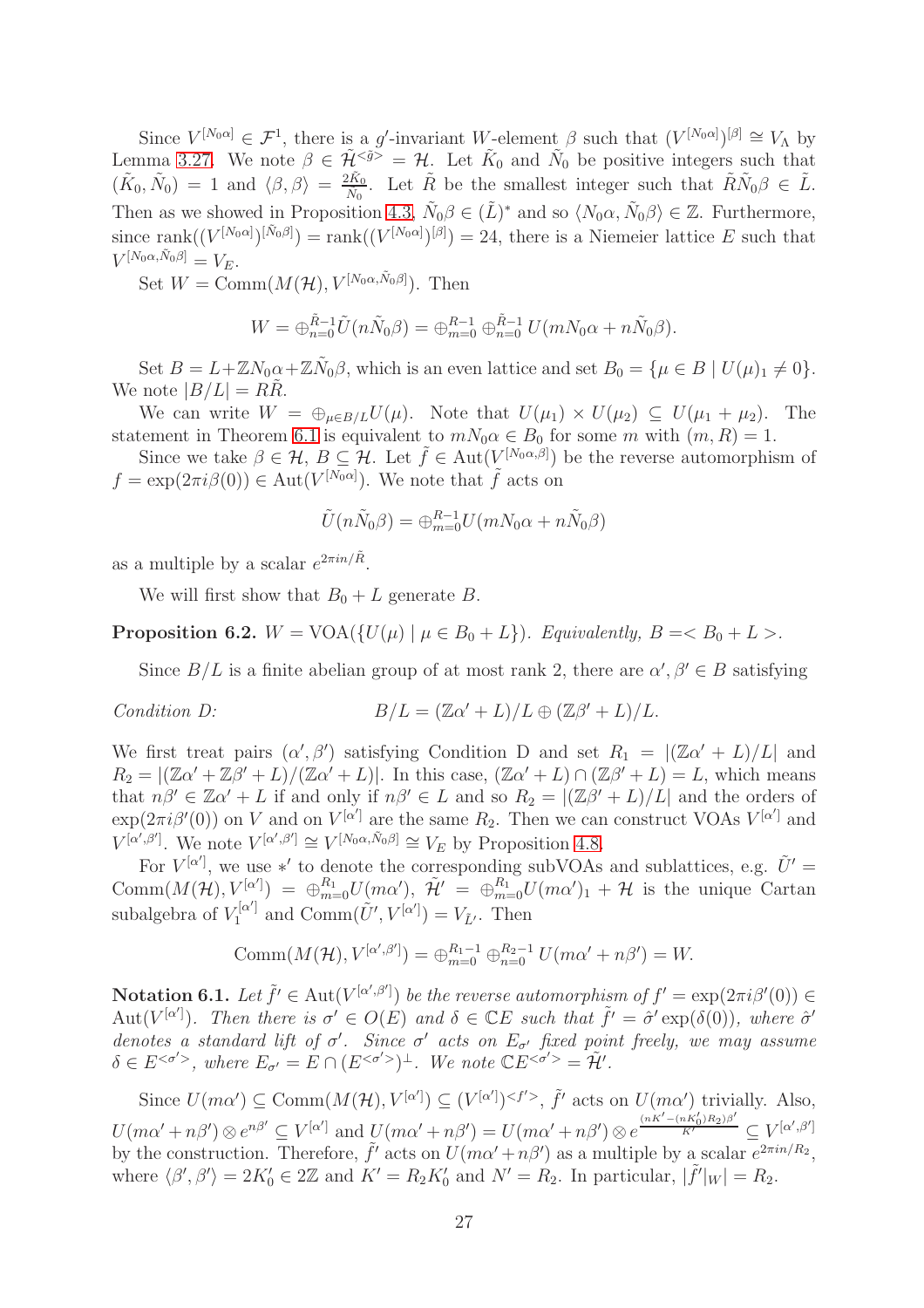Since $V^{[N_0\alpha]} \in \mathcal{F}^1$, there is a $g'$-invariant $W$-element $\beta$ such that $(V^{[N_0\alpha]})^{[\beta]} \cong V_\Lambda$ by Lemma 3.27. We note $\beta \in \tilde{\mathcal{H}}^{<\tilde{g}>} = \mathcal{H}$. Let $\tilde{K}_0$ and $\tilde{N}_0$ be positive integers such that $(\tilde{K}_0, \tilde{N}_0) = 1$ and $\langle \beta, \beta \rangle = \frac{2\tilde{K}_0}{\tilde{N}_0}$. Let $\tilde{R}$ be the smallest integer such that $\tilde{R}\tilde{N}_0\beta \in \tilde{L}$. Then as we showed in Proposition 4.3, $\tilde{N}_0\beta \in (\tilde{L})^*$ and so $\langle N_0\alpha, \tilde{N}_0\beta \rangle \in \mathbb{Z}$. Furthermore, since $\mathrm{rank}((V^{[N_0\alpha]})^{[\tilde{N}_0\beta]}) = \mathrm{rank}((V^{[N_0\alpha]})^{[\beta]}) = 24$, there is a Niemeier lattice $E$ such that $V^{[N_0\alpha, \tilde{N}_0\beta]} = V_E$.

Set $W = \mathrm{Comm}(M(\mathcal{H}), V^{[N_0\alpha, \tilde{N}_0\beta]})$. Then

$$W = \oplus_{n=0}^{\tilde{R}-1} \tilde{U}(n\tilde{N}_0\beta) = \oplus_{m=0}^{R-1} \oplus_{n=0}^{\tilde{R}-1} U(mN_0\alpha + n\tilde{N}_0\beta).$$

Set $B = L + \mathbb{Z}N_0\alpha + \mathbb{Z}\tilde{N}_0\beta$, which is an even lattice and set $B_0 = \{\mu \in B \mid U(\mu)_1 \neq 0\}$. We note $|B/L| = R\tilde{R}$.

We can write $W = \oplus_{\mu \in B/L} U(\mu)$. Note that $U(\mu_1) \times U(\mu_2) \subseteq U(\mu_1 + \mu_2)$. The statement in Theorem 6.1 is equivalent to $mN_0\alpha \in B_0$ for some $m$ with $(m, R) = 1$.

Since we take $\beta \in \mathcal{H}$, $B \subseteq \mathcal{H}$. Let $\tilde{f} \in \mathrm{Aut}(V^{[N_0\alpha, \beta]})$ be the reverse automorphism of $f = \exp(2\pi i\beta(0)) \in \mathrm{Aut}(V^{[N_0\alpha]})$. We note that $\tilde{f}$ acts on

$$\tilde{U}(n\tilde{N}_0\beta) = \oplus_{m=0}^{R-1} U(mN_0\alpha + n\tilde{N}_0\beta)$$

as a multiple by a scalar $e^{2\pi i n/\tilde{R}}$.

We will first show that $B_0 + L$ generate $B$.

**Proposition 6.2.** *$W = \mathrm{VOA}(\{U(\mu) \mid \mu \in B_0 + L\})$. Equivalently, $B = < B_0 + L >$.*

Since $B/L$ is a finite abelian group of at most rank 2, there are $\alpha', \beta' \in B$ satisfying

$$\textit{Condition D:} \qquad B/L = (\mathbb{Z}\alpha' + L)/L \oplus (\mathbb{Z}\beta' + L)/L.$$

We first treat pairs $(\alpha', \beta')$ satisfying Condition D and set $R_1 = |(\mathbb{Z}\alpha' + L)/L|$ and $R_2 = |(\mathbb{Z}\alpha' + \mathbb{Z}\beta' + L)/(\mathbb{Z}\alpha' + L)|$. In this case, $(\mathbb{Z}\alpha' + L) \cap (\mathbb{Z}\beta' + L) = L$, which means that $n\beta' \in \mathbb{Z}\alpha' + L$ if and only if $n\beta' \in L$ and so $R_2 = |(\mathbb{Z}\beta' + L)/L|$ and the orders of $\exp(2\pi i\beta'(0))$ on $V$ and on $V^{[\alpha']}$ are the same $R_2$. Then we can construct VOAs $V^{[\alpha']}$ and $V^{[\alpha', \beta']}$. We note $V^{[\alpha', \beta']} \cong V^{[N_0\alpha, \tilde{N}_0\beta]} \cong V_E$ by Proposition 4.8.

For $V^{[\alpha']}$, we use $*'$ to denote the corresponding subVOAs and sublattices, e.g. $\tilde{U}' = \mathrm{Comm}(M(\mathcal{H}), V^{[\alpha']}) = \oplus_{m=0}^{R_1} U(m\alpha')$, $\tilde{\mathcal{H}}' = \oplus_{m=0}^{R_1} U(m\alpha')_1 + \mathcal{H}$ is the unique Cartan subalgebra of $V_1^{[\alpha']}$ and $\mathrm{Comm}(\tilde{U}', V^{[\alpha']}) = V_{\tilde{L}'}$. Then

$$\mathrm{Comm}(M(\mathcal{H}), V^{[\alpha', \beta']}) = \oplus_{m=0}^{R_1-1} \oplus_{n=0}^{R_2-1} U(m\alpha' + n\beta') = W.$$

**Notation 6.1.** *Let $\tilde{f}' \in \mathrm{Aut}(V^{[\alpha', \beta']})$ be the reverse automorphism of $f' = \exp(2\pi i\beta'(0)) \in \mathrm{Aut}(V^{[\alpha']})$. Then there is $\sigma' \in O(E)$ and $\delta \in \mathbb{C}E$ such that $\tilde{f}' = \hat{\sigma}' \exp(\delta(0))$, where $\hat{\sigma}'$ denotes a standard lift of $\sigma'$. Since $\sigma'$ acts on $E_{\sigma'}$ fixed point freely, we may assume $\delta \in E^{<\sigma'>}$, where $E_{\sigma'} = E \cap (E^{<\sigma'>})^\perp$. We note $\mathbb{C}E^{<\sigma'>} = \tilde{\mathcal{H}}'$.*

Since $U(m\alpha') \subseteq \mathrm{Comm}(M(\mathcal{H}), V^{[\alpha']}) \subseteq (V^{[\alpha']})^{<f'>}$, $\tilde{f}'$ acts on $U(m\alpha')$ trivially. Also, $U(m\alpha' + n\beta') \otimes e^{n\beta'} \subseteq V^{[\alpha']}$ and $U(m\alpha' + n\beta') = U(m\alpha' + n\beta') \otimes e^{\frac{(nK' - (nK_0')R_2)\beta'}{K'}} \subseteq V^{[\alpha', \beta']}$ by the construction. Therefore, $\tilde{f}'$ acts on $U(m\alpha' + n\beta')$ as a multiple by a scalar $e^{2\pi i n/R_2}$, where $\langle \beta', \beta' \rangle = 2K_0' \in 2\mathbb{Z}$ and $K' = R_2K_0'$ and $N' = R_2$. In particular, $|\tilde{f}'|_W| = R_2$.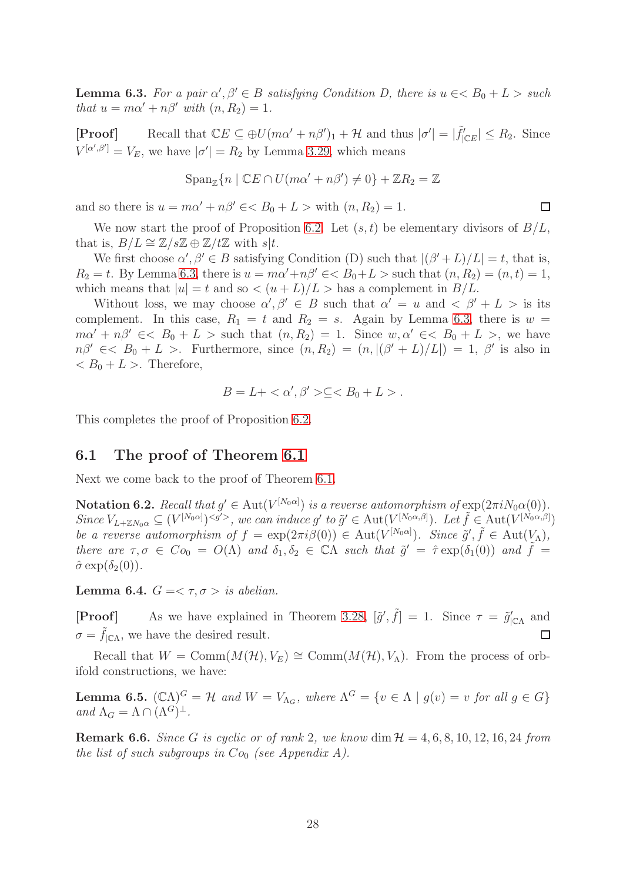**Lemma 6.3.** *For a pair $\alpha', \beta' \in B$ satisfying Condition D, there is $u \in < B_0 + L >$ such that $u = m\alpha' + n\beta'$ with $(n, R_2) = 1$.*

**[Proof]** Recall that $\mathbb{C}E \subseteq \oplus U(m\alpha' + n\beta')_1 + \mathcal{H}$ and thus $|\sigma'| = |\tilde{f}'_{|\mathbb{C}E}| \leq R_2$. Since $V^{[\alpha',\beta']} = V_E$, we have $|\sigma'| = R_2$ by Lemma 3.29, which means

$$\mathrm{Span}_{\mathbb{Z}}\{n \mid \mathbb{C}E \cap U(m\alpha' + n\beta') \neq 0\} + \mathbb{Z}R_2 = \mathbb{Z}$$

and so there is $u = m\alpha' + n\beta' \in < B_0 + L >$ with $(n, R_2) = 1$. $\square$

We now start the proof of Proposition 6.2. Let $(s, t)$ be elementary divisors of $B/L$, that is, $B/L \cong \mathbb{Z}/s\mathbb{Z} \oplus \mathbb{Z}/t\mathbb{Z}$ with $s|t$.

We first choose $\alpha', \beta' \in B$ satisfying Condition (D) such that $|(\beta' + L)/L| = t$, that is, $R_2 = t$. By Lemma 6.3, there is $u = m\alpha' + n\beta' \in < B_0 + L >$ such that $(n, R_2) = (n, t) = 1$, which means that $|u| = t$ and so $< (u + L)/L >$ has a complement in $B/L$.

Without loss, we may choose $\alpha', \beta' \in B$ such that $\alpha' = u$ and $< \beta' + L >$ is its complement. In this case, $R_1 = t$ and $R_2 = s$. Again by Lemma 6.3, there is $w = m\alpha' + n\beta' \in < B_0 + L >$ such that $(n, R_2) = 1$. Since $w, \alpha' \in < B_0 + L >$, we have $n\beta' \in < B_0 + L >$. Furthermore, since $(n, R_2) = (n, |(\beta' + L)/L|) = 1$, $\beta'$ is also in $< B_0 + L >$. Therefore,

$$B = L + < \alpha', \beta' > \subseteq < B_0 + L > .$$

This completes the proof of Proposition 6.2.

## 6.1 The proof of Theorem 6.1

Next we come back to the proof of Theorem 6.1.

**Notation 6.2.** *Recall that $g' \in \mathrm{Aut}(V^{[N_0\alpha]})$ is a reverse automorphism of $\exp(2\pi i N_0\alpha(0))$. Since $V_{L+\mathbb{Z}N_0\alpha} \subseteq (V^{[N_0\alpha]})^{<g'>}$, we can induce $g'$ to $\tilde{g}' \in \mathrm{Aut}(V^{[N_0\alpha,\beta]})$. Let $\tilde{f} \in \mathrm{Aut}(V^{[N_0\alpha,\beta]})$ be a reverse automorphism of $f = \exp(2\pi i\beta(0)) \in \mathrm{Aut}(V^{[N_0\alpha]})$. Since $\tilde{g}', \tilde{f} \in \mathrm{Aut}(V_\Lambda)$, there are $\tau, \sigma \in Co_0 = O(\Lambda)$ and $\delta_1, \delta_2 \in \mathbb{C}\Lambda$ such that $\tilde{g}' = \hat{\tau}\exp(\delta_1(0))$ and $\tilde{f} = \hat{\sigma}\exp(\delta_2(0))$.*

**Lemma 6.4.** *$G =< \tau, \sigma >$ is abelian.*

**[Proof]** As we have explained in Theorem 3.28, $[\tilde{g}', \tilde{f}] = 1$. Since $\tau = \tilde{g}'_{|\mathbb{C}\Lambda}$ and $\sigma = \tilde{f}_{|\mathbb{C}\Lambda}$, we have the desired result. $\square$

Recall that $W = \mathrm{Comm}(M(\mathcal{H}), V_E) \cong \mathrm{Comm}(M(\mathcal{H}), V_\Lambda)$. From the process of orbifold constructions, we have:

**Lemma 6.5.** *$(\mathbb{C}\Lambda)^G = \mathcal{H}$ and $W = V_{\Lambda_G}$, where $\Lambda^G = \{v \in \Lambda \mid g(v) = v \text{ for all } g \in G\}$ and $\Lambda_G = \Lambda \cap (\Lambda^G)^\perp$.*

**Remark 6.6.** *Since $G$ is cyclic or of rank 2, we know $\dim \mathcal{H} = 4, 6, 8, 10, 12, 16, 24$ from the list of such subgroups in $Co_0$ (see Appendix A).*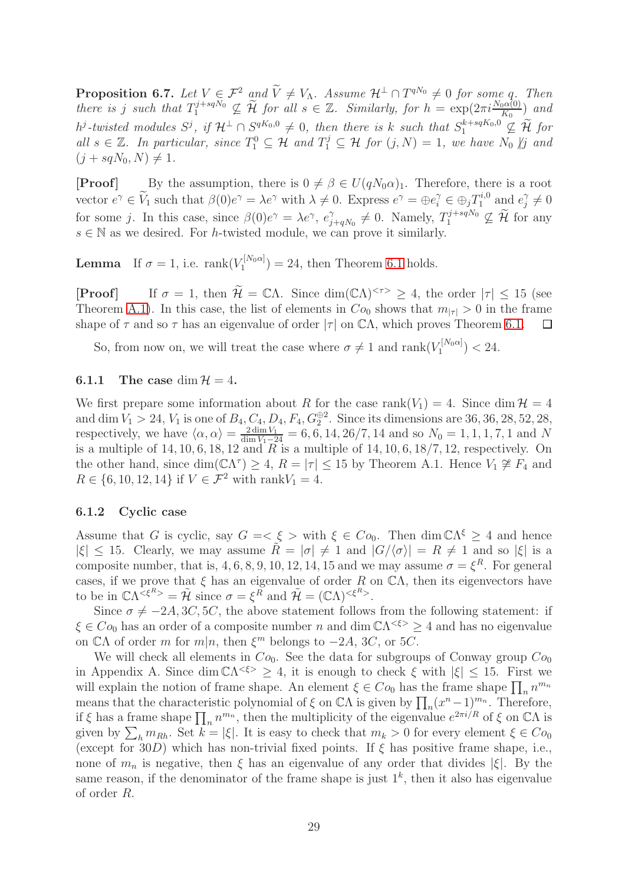**Proposition 6.7.** *Let $V \in \mathcal{F}^2$ and $\widetilde{V} \neq V_\Lambda$. Assume $\mathcal{H}^\perp \cap T^{qN_0} \neq 0$ for some $q$. Then there is $j$ such that $T_1^{j+sqN_0} \not\subseteq \widetilde{\mathcal{H}}$ for all $s \in \mathbb{Z}$. Similarly, for $h = \exp(2\pi i \frac{N_0\alpha(0)}{K_0})$ and $h^j$-twisted modules $S^j$, if $\mathcal{H}^\perp \cap S^{qK_0,0} \neq 0$, then there is $k$ such that $S_1^{k+sqK_0,0} \not\subseteq \widetilde{\mathcal{H}}$ for all $s \in \mathbb{Z}$. In particular, since $T_1^0 \subseteq \mathcal{H}$ and $T_1^j \subseteq \mathcal{H}$ for $(j,N)=1$, we have $N_0 \not| j$ and $(j+sqN_0, N) \neq 1$.*

**[Proof]** By the assumption, there is $0 \neq \beta \in U(qN_0\alpha)_1$. Therefore, there is a root vector $e^\gamma \in \widetilde{V}_1$ such that $\beta(0)e^\gamma = \lambda e^\gamma$ with $\lambda \neq 0$. Express $e^\gamma = \oplus e_i^\gamma \in \oplus_j T_1^{i,0}$ and $e_j^\gamma \neq 0$ for some $j$. In this case, since $\beta(0)e^\gamma = \lambda e^\gamma$, $e_{j+qN_0}^\gamma \neq 0$. Namely, $T_1^{j+sqN_0} \not\subseteq \widetilde{\mathcal{H}}$ for any $s \in \mathbb{N}$ as we desired. For $h$-twisted module, we can prove it similarly.

**Lemma** If $\sigma = 1$, i.e. $\mathrm{rank}(V_1^{[N_0\alpha]}) = 24$, then Theorem 6.1 holds.

**[Proof]** If $\sigma = 1$, then $\widetilde{\mathcal{H}} = \mathbb{C}\Lambda$. Since $\dim(\mathbb{C}\Lambda)^{<\tau>} \geq 4$, the order $|\tau| \leq 15$ (see Theorem A.1). In this case, the list of elements in $Co_0$ shows that $m_{|\tau|} > 0$ in the frame shape of $\tau$ and so $\tau$ has an eigenvalue of order $|\tau|$ on $\mathbb{C}\Lambda$, which proves Theorem 6.1. □

So, from now on, we will treat the case where $\sigma \neq 1$ and $\mathrm{rank}(V_1^{[N_0\alpha]}) < 24$.

### 6.1.1 The case $\dim \mathcal{H} = 4$.

We first prepare some information about $R$ for the case $\mathrm{rank}(V_1) = 4$. Since $\dim \mathcal{H} = 4$ and $\dim V_1 > 24$, $V_1$ is one of $B_4, C_4, D_4, F_4, G_2^{\oplus 2}$. Since its dimensions are $36, 36, 28, 52, 28$, respectively, we have $\langle \alpha, \alpha \rangle = \frac{2\dim V_1}{\dim V_1 - 24} = 6, 6, 14, 26/7, 14$ and so $N_0 = 1, 1, 1, 7, 1$ and $N$ is a multiple of $14, 10, 6, 18, 12$ and $R$ is a multiple of $14, 10, 6, 18/7, 12$, respectively. On the other hand, since $\dim(\mathbb{C}\Lambda^\tau) \geq 4$, $R = |\tau| \leq 15$ by Theorem A.1. Hence $V_1 \not\cong F_4$ and $R \in \{6, 10, 12, 14\}$ if $V \in \mathcal{F}^2$ with $\mathrm{rank} V_1 = 4$.

### 6.1.2 Cyclic case

Assume that $G$ is cyclic, say $G = <\xi>$ with $\xi \in Co_0$. Then $\dim \mathbb{C}\Lambda^\xi \geq 4$ and hence $|\xi| \leq 15$. Clearly, we may assume $\tilde{R} = |\sigma| \neq 1$ and $|G/\langle\sigma\rangle| = R \neq 1$ and so $|\xi|$ is a composite number, that is, $4, 6, 8, 9, 10, 12, 14, 15$ and we may assume $\sigma = \xi^R$. For general cases, if we prove that $\xi$ has an eigenvalue of order $R$ on $\mathbb{C}\Lambda$, then its eigenvectors have to be in $\mathbb{C}\Lambda^{<\xi^R>} = \tilde{\mathcal{H}}$ since $\sigma = \xi^R$ and $\tilde{\mathcal{H}} = (\mathbb{C}\Lambda)^{<\xi^R>}$.

Since $\sigma \neq -2A, 3C, 5C$, the above statement follows from the following statement: if $\xi \in Co_0$ has an order of a composite number $n$ and $\dim \mathbb{C}\Lambda^{<\xi>} \geq 4$ and has no eigenvalue on $\mathbb{C}\Lambda$ of order $m$ for $m|n$, then $\xi^m$ belongs to $-2A$, $3C$, or $5C$.

We will check all elements in $Co_0$. See the data for subgroups of Conway group $Co_0$ in Appendix A. Since $\dim \mathbb{C}\Lambda^{<\xi>} \geq 4$, it is enough to check $\xi$ with $|\xi| \leq 15$. First we will explain the notion of frame shape. An element $\xi \in Co_0$ has the frame shape $\prod_n n^{m_n}$ means that the characteristic polynomial of $\xi$ on $\mathbb{C}\Lambda$ is given by $\prod_n (x^n - 1)^{m_n}$. Therefore, if $\xi$ has a frame shape $\prod_n n^{m_n}$, then the multiplicity of the eigenvalue $e^{2\pi i/R}$ of $\xi$ on $\mathbb{C}\Lambda$ is given by $\sum_h m_{Rh}$. Set $k = |\xi|$. It is easy to check that $m_k > 0$ for every element $\xi \in Co_0$ (except for $30D$) which has non-trivial fixed points. If $\xi$ has positive frame shape, i.e., none of $m_n$ is negative, then $\xi$ has an eigenvalue of any order that divides $|\xi|$. By the same reason, if the denominator of the frame shape is just $1^k$, then it also has eigenvalue of order $R$.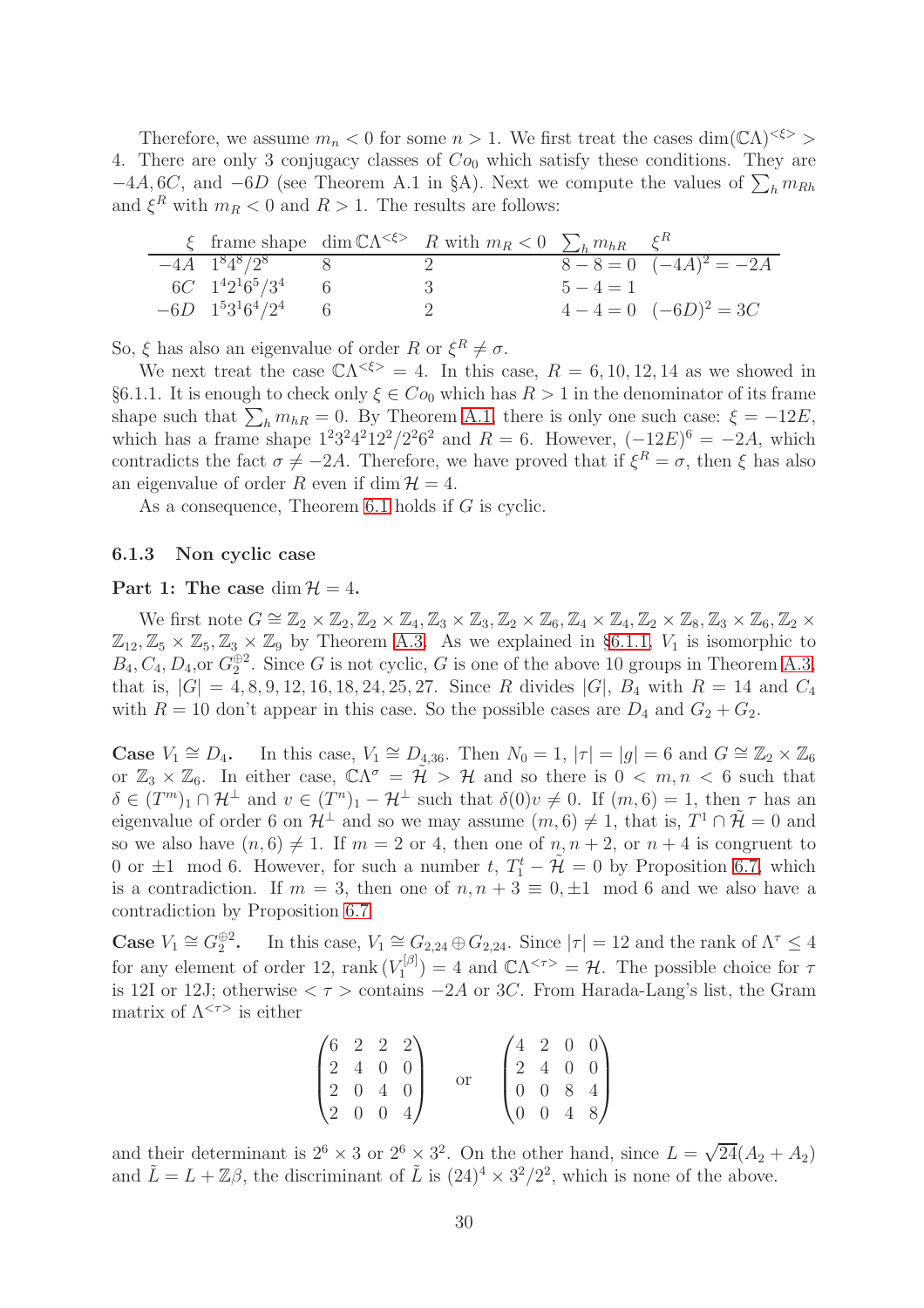Therefore, we assume $m_n < 0$ for some $n > 1$. We first treat the cases $\dim(\mathbb{C}\Lambda)^{<\xi>} > 4$. There are only 3 conjugacy classes of $Co_0$ which satisfy these conditions. They are $-4A, 6C$, and $-6D$ (see Theorem A.1 in §A). Next we compute the values of $\sum_h m_{Rh}$ and $\xi^R$ with $m_R < 0$ and $R > 1$. The results are follows:

| $\xi$ | frame shape | $\dim \mathbb{C}\Lambda^{<\xi>}$ | $R$ with $m_R < 0$ | $\sum_h m_{hR}$ | $\xi^R$ |
|---|---|---|---|---|---|
| $-4A$ | $1^8 4^8/2^8$ | 8 | 2 | $8-8=0$ | $(-4A)^2 = -2A$ |
| $6C$ | $1^4 2^1 6^5/3^4$ | 6 | 3 | $5-4=1$ | |
| $-6D$ | $1^5 3^1 6^4/2^4$ | 6 | 2 | $4-4=0$ | $(-6D)^2 = 3C$ |

So, $\xi$ has also an eigenvalue of order $R$ or $\xi^R \neq \sigma$.

We next treat the case $\mathbb{C}\Lambda^{<\xi>} = 4$. In this case, $R = 6, 10, 12, 14$ as we showed in §6.1.1. It is enough to check only $\xi \in Co_0$ which has $R > 1$ in the denominator of its frame shape such that $\sum_h m_{hR} = 0$. By Theorem A.1, there is only one such case: $\xi = -12E$, which has a frame shape $1^2 3^2 4^2 12^2/2^2 6^2$ and $R = 6$. However, $(-12E)^6 = -2A$, which contradicts the fact $\sigma \neq -2A$. Therefore, we have proved that if $\xi^R = \sigma$, then $\xi$ has also an eigenvalue of order $R$ even if $\dim \mathcal{H} = 4$.

As a consequence, Theorem 6.1 holds if $G$ is cyclic.

### 6.1.3 Non cyclic case

**Part 1: The case $\dim \mathcal{H} = 4$.**

We first note $G \cong \mathbb{Z}_2\times\mathbb{Z}_2, \mathbb{Z}_2\times\mathbb{Z}_4, \mathbb{Z}_3\times\mathbb{Z}_3, \mathbb{Z}_2\times\mathbb{Z}_6, \mathbb{Z}_4\times\mathbb{Z}_4, \mathbb{Z}_2\times\mathbb{Z}_8, \mathbb{Z}_3\times\mathbb{Z}_6, \mathbb{Z}_2\times\mathbb{Z}_{12}, \mathbb{Z}_5\times\mathbb{Z}_5, \mathbb{Z}_3\times\mathbb{Z}_9$ by Theorem A.3. As we explained in §6.1.1, $V_1$ is isomorphic to $B_4, C_4, D_4$, or $G_2^{\oplus 2}$. Since $G$ is not cyclic, $G$ is one of the above 10 groups in Theorem A.3, that is, $|G| = 4, 8, 9, 12, 16, 18, 24, 25, 27$. Since $R$ divides $|G|$, $B_4$ with $R = 14$ and $C_4$ with $R = 10$ don't appear in this case. So the possible cases are $D_4$ and $G_2 + G_2$.

**Case $V_1 \cong D_4$.** In this case, $V_1 \cong D_{4,36}$. Then $N_0 = 1$, $|\tau| = |g| = 6$ and $G \cong \mathbb{Z}_2\times\mathbb{Z}_6$ or $\mathbb{Z}_3\times\mathbb{Z}_6$. In either case, $\mathbb{C}\Lambda^\sigma = \tilde{\mathcal{H}} > \mathcal{H}$ and so there is $0 < m, n < 6$ such that $\delta \in (T^m)_1 \cap \mathcal{H}^\perp$ and $v \in (T^n)_1 - \mathcal{H}^\perp$ such that $\delta(0)v \neq 0$. If $(m, 6) = 1$, then $\tau$ has an eigenvalue of order 6 on $\mathcal{H}^\perp$ and so we may assume $(m, 6) \neq 1$, that is, $T^1 \cap \tilde{\mathcal{H}} = 0$ and so we also have $(n, 6) \neq 1$. If $m = 2$ or $4$, then one of $n, n+2$, or $n+4$ is congruent to $0$ or $\pm 1 \mod 6$. However, for such a number $t$, $T_1^t - \tilde{\mathcal{H}} = 0$ by Proposition 6.7, which is a contradiction. If $m = 3$, then one of $n, n+3 \equiv 0, \pm 1 \mod 6$ and we also have a contradiction by Proposition 6.7.

**Case $V_1 \cong G_2^{\oplus 2}$.** In this case, $V_1 \cong G_{2,24} \oplus G_{2,24}$. Since $|\tau| = 12$ and the rank of $\Lambda^\tau \leq 4$ for any element of order 12, $\mathrm{rank}\,(V_1^{[\beta]}) = 4$ and $\mathbb{C}\Lambda^{<\tau>} = \mathcal{H}$. The possible choice for $\tau$ is 12I or 12J; otherwise $<\tau>$ contains $-2A$ or $3C$. From Harada-Lang's list, the Gram matrix of $\Lambda^{<\tau>}$ is either

$$\begin{pmatrix} 6 & 2 & 2 & 2 \\ 2 & 4 & 0 & 0 \\ 2 & 0 & 4 & 0 \\ 2 & 0 & 0 & 4 \end{pmatrix} \quad \text{or} \quad \begin{pmatrix} 4 & 2 & 0 & 0 \\ 2 & 4 & 0 & 0 \\ 0 & 0 & 8 & 4 \\ 0 & 0 & 4 & 8 \end{pmatrix}$$

and their determinant is $2^6 \times 3$ or $2^6 \times 3^2$. On the other hand, since $L = \sqrt{24}(A_2 + A_2)$ and $\tilde{L} = L + \mathbb{Z}\beta$, the discriminant of $\tilde{L}$ is $(24)^4 \times 3^2/2^2$, which is none of the above.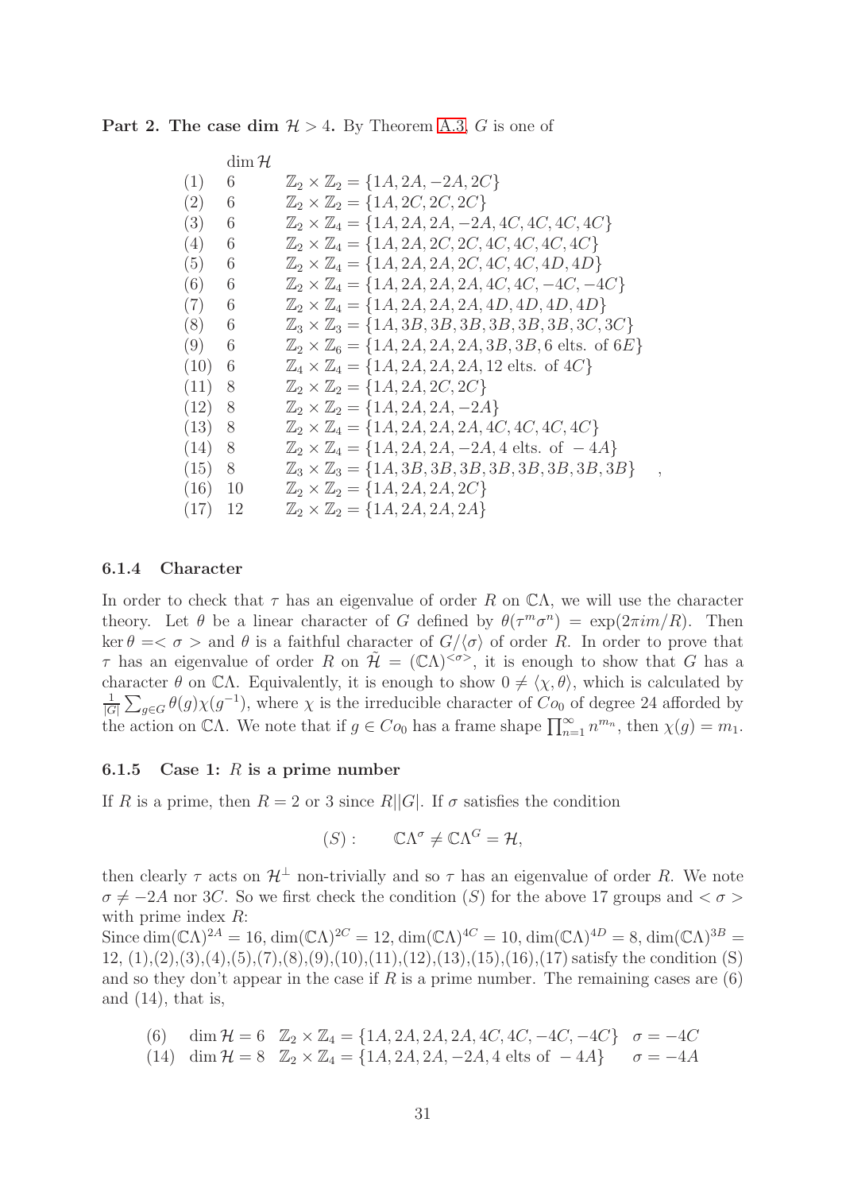**Part 2. The case dim $\mathcal{H} > 4$.** By Theorem A.3, $G$ is one of

|  | $\dim \mathcal{H}$ |  |
|---|---|---|
| (1) | 6 | $\mathbb{Z}_2 \times \mathbb{Z}_2 = \{1A, 2A, -2A, 2C\}$ |
| (2) | 6 | $\mathbb{Z}_2 \times \mathbb{Z}_2 = \{1A, 2C, 2C, 2C\}$ |
| (3) | 6 | $\mathbb{Z}_2 \times \mathbb{Z}_4 = \{1A, 2A, 2A, -2A, 4C, 4C, 4C, 4C\}$ |
| (4) | 6 | $\mathbb{Z}_2 \times \mathbb{Z}_4 = \{1A, 2A, 2C, 2C, 4C, 4C, 4C, 4C\}$ |
| (5) | 6 | $\mathbb{Z}_2 \times \mathbb{Z}_4 = \{1A, 2A, 2A, 2C, 4C, 4C, 4D, 4D\}$ |
| (6) | 6 | $\mathbb{Z}_2 \times \mathbb{Z}_4 = \{1A, 2A, 2A, 2A, 4C, 4C, -4C, -4C\}$ |
| (7) | 6 | $\mathbb{Z}_2 \times \mathbb{Z}_4 = \{1A, 2A, 2A, 2A, 4D, 4D, 4D, 4D\}$ |
| (8) | 6 | $\mathbb{Z}_3 \times \mathbb{Z}_3 = \{1A, 3B, 3B, 3B, 3B, 3B, 3B, 3C, 3C\}$ |
| (9) | 6 | $\mathbb{Z}_2 \times \mathbb{Z}_6 = \{1A, 2A, 2A, 2A, 3B, 3B, 6 \text{ elts. of } 6E\}$ |
| (10) | 6 | $\mathbb{Z}_4 \times \mathbb{Z}_4 = \{1A, 2A, 2A, 2A, 12 \text{ elts. of } 4C\}$ |
| (11) | 8 | $\mathbb{Z}_2 \times \mathbb{Z}_2 = \{1A, 2A, 2C, 2C\}$ |
| (12) | 8 | $\mathbb{Z}_2 \times \mathbb{Z}_2 = \{1A, 2A, 2A, -2A\}$ |
| (13) | 8 | $\mathbb{Z}_2 \times \mathbb{Z}_4 = \{1A, 2A, 2A, 2A, 4C, 4C, 4C, 4C\}$ |
| (14) | 8 | $\mathbb{Z}_2 \times \mathbb{Z}_4 = \{1A, 2A, 2A, -2A, 4 \text{ elts. of } -4A\}$ |
| (15) | 8 | $\mathbb{Z}_3 \times \mathbb{Z}_3 = \{1A, 3B, 3B, 3B, 3B, 3B, 3B, 3B, 3B\}$ , |
| (16) | 10 | $\mathbb{Z}_2 \times \mathbb{Z}_2 = \{1A, 2A, 2A, 2C\}$ |
| (17) | 12 | $\mathbb{Z}_2 \times \mathbb{Z}_2 = \{1A, 2A, 2A, 2A\}$ |

### 6.1.4 Character

In order to check that $\tau$ has an eigenvalue of order $R$ on $\mathbb{C}\Lambda$, we will use the character theory. Let $\theta$ be a linear character of $G$ defined by $\theta(\tau^m\sigma^n) = \exp(2\pi i m/R)$. Then $\ker\theta = <\sigma>$ and $\theta$ is a faithful character of $G/\langle\sigma\rangle$ of order $R$. In order to prove that $\tau$ has an eigenvalue of order $R$ on $\tilde{\mathcal{H}} = (\mathbb{C}\Lambda)^{<\sigma>}$, it is enough to show that $G$ has a character $\theta$ on $\mathbb{C}\Lambda$. Equivalently, it is enough to show $0 \neq \langle\chi, \theta\rangle$, which is calculated by $\frac{1}{|G|}\sum_{g\in G}\theta(g)\chi(g^{-1})$, where $\chi$ is the irreducible character of $Co_0$ of degree 24 afforded by the action on $\mathbb{C}\Lambda$. We note that if $g \in Co_0$ has a frame shape $\prod_{n=1}^{\infty} n^{m_n}$, then $\chi(g) = m_1$.

### 6.1.5 Case 1: $R$ is a prime number

If $R$ is a prime, then $R = 2$ or $3$ since $R||G|$. If $\sigma$ satisfies the condition

$$(S): \qquad \mathbb{C}\Lambda^{\sigma} \neq \mathbb{C}\Lambda^{G} = \mathcal{H},$$

then clearly $\tau$ acts on $\mathcal{H}^{\perp}$ non-trivially and so $\tau$ has an eigenvalue of order $R$. We note $\sigma \neq -2A$ nor $3C$. So we first check the condition $(S)$ for the above 17 groups and $<\sigma>$ with prime index $R$:

Since $\dim(\mathbb{C}\Lambda)^{2A} = 16, \dim(\mathbb{C}\Lambda)^{2C} = 12, \dim(\mathbb{C}\Lambda)^{4C} = 10, \dim(\mathbb{C}\Lambda)^{4D} = 8, \dim(\mathbb{C}\Lambda)^{3B} = 12$, (1),(2),(3),(4),(5),(7),(8),(9),(10),(11),(12),(13),(15),(16),(17) satisfy the condition (S) and so they don't appear in the case if $R$ is a prime number. The remaining cases are (6) and (14), that is,

|  |  |  |  |
|---|---|---|---|
| (6) | $\dim \mathcal{H} = 6$ | $\mathbb{Z}_2 \times \mathbb{Z}_4 = \{1A, 2A, 2A, 2A, 4C, 4C, -4C, -4C\}$ | $\sigma = -4C$ |
| (14) | $\dim \mathcal{H} = 8$ | $\mathbb{Z}_2 \times \mathbb{Z}_4 = \{1A, 2A, 2A, -2A, 4 \text{ elts of } -4A\}$ | $\sigma = -4A$ |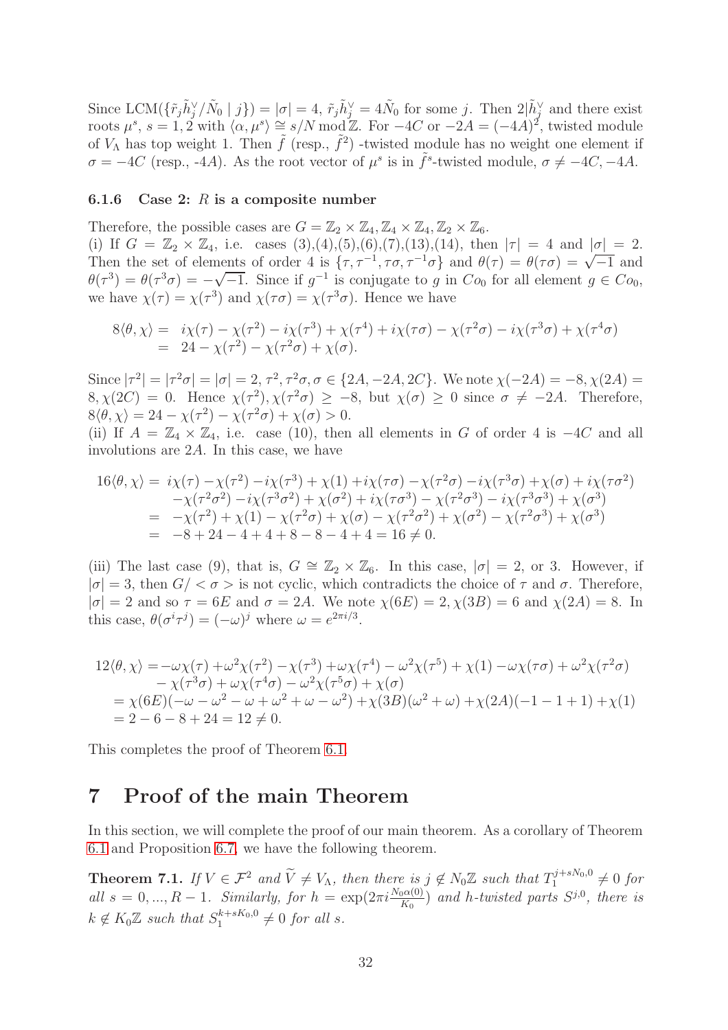Since $\mathrm{LCM}(\{\tilde{r}_j\tilde{h}_j^\vee/\tilde{N}_0 \mid j\}) = |\sigma| = 4$, $\tilde{r}_j\tilde{h}_j^\vee = 4\tilde{N}_0$ for some $j$. Then $2|\tilde{h}_j^\vee$ and there exist roots $\mu^s$, $s = 1, 2$ with $\langle \alpha, \mu^s\rangle \cong s/N \bmod \mathbb{Z}$. For $-4C$ or $-2A = (-4A)^2$, twisted module of $V_\Lambda$ has top weight 1. Then $\tilde{f}$ (resp., $\tilde{f}^2$) -twisted module has no weight one element if $\sigma = -4C$ (resp., -4$A$). As the root vector of $\mu^s$ is in $\tilde{f}^s$-twisted module, $\sigma \neq -4C, -4A$.

### 6.1.6 Case 2: $R$ is a composite number

Therefore, the possible cases are $G = \mathbb{Z}_2 \times \mathbb{Z}_4, \mathbb{Z}_4 \times \mathbb{Z}_4, \mathbb{Z}_2 \times \mathbb{Z}_6$.

(i) If $G = \mathbb{Z}_2 \times \mathbb{Z}_4$, i.e. cases (3),(4),(5),(6),(7),(13),(14), then $|\tau| = 4$ and $|\sigma| = 2$. Then the set of elements of order 4 is $\{\tau, \tau^{-1}, \tau\sigma, \tau^{-1}\sigma\}$ and $\theta(\tau) = \theta(\tau\sigma) = \sqrt{-1}$ and $\theta(\tau^3) = \theta(\tau^3\sigma) = -\sqrt{-1}$. Since if $g^{-1}$ is conjugate to $g$ in $Co_0$ for all element $g \in Co_0$, we have $\chi(\tau) = \chi(\tau^3)$ and $\chi(\tau\sigma) = \chi(\tau^3\sigma)$. Hence we have

$$\begin{aligned}
8\langle\theta,\chi\rangle &= i\chi(\tau) - \chi(\tau^2) - i\chi(\tau^3) + \chi(\tau^4) + i\chi(\tau\sigma) - \chi(\tau^2\sigma) - i\chi(\tau^3\sigma) + \chi(\tau^4\sigma) \\
&= 24 - \chi(\tau^2) - \chi(\tau^2\sigma) + \chi(\sigma).
\end{aligned}$$

Since $|\tau^2| = |\tau^2\sigma| = |\sigma| = 2$, $\tau^2, \tau^2\sigma, \sigma \in \{2A, -2A, 2C\}$. We note $\chi(-2A) = -8, \chi(2A) = 8, \chi(2C) = 0$. Hence $\chi(\tau^2), \chi(\tau^2\sigma) \geq -8$, but $\chi(\sigma) \geq 0$ since $\sigma \neq -2A$. Therefore, $8\langle\theta,\chi\rangle = 24 - \chi(\tau^2) - \chi(\tau^2\sigma) + \chi(\sigma) > 0$.

(ii) If $A = \mathbb{Z}_4 \times \mathbb{Z}_4$, i.e. case (10), then all elements in $G$ of order 4 is $-4C$ and all involutions are $2A$. In this case, we have

$$\begin{aligned}
16\langle\theta,\chi\rangle &= i\chi(\tau) - \chi(\tau^2) - i\chi(\tau^3) + \chi(1) + i\chi(\tau\sigma) - \chi(\tau^2\sigma) - i\chi(\tau^3\sigma) + \chi(\sigma) + i\chi(\tau\sigma^2) \\
&\quad - \chi(\tau^2\sigma^2) - i\chi(\tau^3\sigma^2) + \chi(\sigma^2) + i\chi(\tau\sigma^3) - \chi(\tau^2\sigma^3) - i\chi(\tau^3\sigma^3) + \chi(\sigma^3) \\
&= -\chi(\tau^2) + \chi(1) - \chi(\tau^2\sigma) + \chi(\sigma) - \chi(\tau^2\sigma^2) + \chi(\sigma^2) - \chi(\tau^2\sigma^3) + \chi(\sigma^3) \\
&= -8 + 24 - 4 + 4 + 8 - 8 - 4 + 4 = 16 \neq 0.
\end{aligned}$$

(iii) The last case (9), that is, $G \cong \mathbb{Z}_2 \times \mathbb{Z}_6$. In this case, $|\sigma| = 2$, or 3. However, if $|\sigma| = 3$, then $G/<\sigma>$ is not cyclic, which contradicts the choice of $\tau$ and $\sigma$. Therefore, $|\sigma| = 2$ and so $\tau = 6E$ and $\sigma = 2A$. We note $\chi(6E) = 2, \chi(3B) = 6$ and $\chi(2A) = 8$. In this case, $\theta(\sigma^i\tau^j) = (-\omega)^j$ where $\omega = e^{2\pi i/3}$.

$$\begin{aligned}
12\langle\theta,\chi\rangle &= -\omega\chi(\tau) + \omega^2\chi(\tau^2) - \chi(\tau^3) + \omega\chi(\tau^4) - \omega^2\chi(\tau^5) + \chi(1) - \omega\chi(\tau\sigma) + \omega^2\chi(\tau^2\sigma) \\
&\quad - \chi(\tau^3\sigma) + \omega\chi(\tau^4\sigma) - \omega^2\chi(\tau^5\sigma) + \chi(\sigma) \\
&= \chi(6E)(-\omega - \omega^2 - \omega + \omega^2 + \omega - \omega^2) + \chi(3B)(\omega^2 + \omega) + \chi(2A)(-1 - 1 + 1) + \chi(1) \\
&= 2 - 6 - 8 + 24 = 12 \neq 0.
\end{aligned}$$

This completes the proof of Theorem 6.1.

# 7 Proof of the main Theorem

In this section, we will complete the proof of our main theorem. As a corollary of Theorem 6.1 and Proposition 6.7, we have the following theorem.

**Theorem 7.1.** *If $V \in \mathcal{F}^2$ and $\widetilde{V} \neq V_\Lambda$, then there is $j \notin N_0\mathbb{Z}$ such that $T_1^{j+sN_0,0} \neq 0$ for all $s = 0, ..., R-1$. Similarly, for $h = \exp(2\pi i\frac{N_0\alpha(0)}{K_0})$ and $h$-twisted parts $S^{j,0}$, there is $k \notin K_0\mathbb{Z}$ such that $S_1^{k+sK_0,0} \neq 0$ for all $s$.*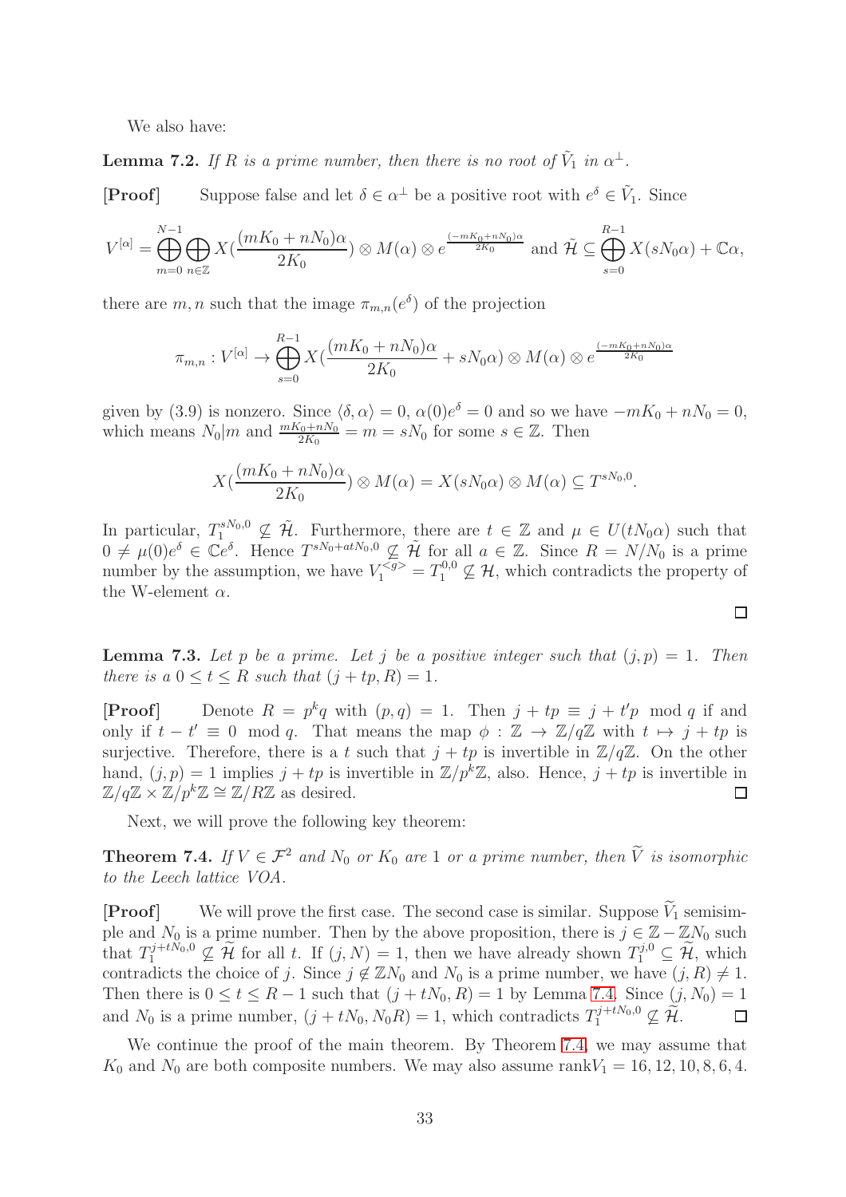We also have:

**Lemma 7.2.** *If $R$ is a prime number, then there is no root of $\tilde{V}_1$ in $\alpha^\perp$.*

**[Proof]** Suppose false and let $\delta \in \alpha^\perp$ be a positive root with $e^\delta \in \tilde{V}_1$. Since

$$V^{[\alpha]} = \bigoplus_{m=0}^{N-1} \bigoplus_{n \in \mathbb{Z}} X(\frac{(mK_0 + nN_0)\alpha}{2K_0}) \otimes M(\alpha) \otimes e^{\frac{(-mK_0+nN_0)\alpha}{2K_0}} \text{ and } \tilde{\mathcal{H}} \subseteq \bigoplus_{s=0}^{R-1} X(sN_0\alpha) + \mathbb{C}\alpha,$$

there are $m, n$ such that the image $\pi_{m,n}(e^\delta)$ of the projection

$$\pi_{m,n} : V^{[\alpha]} \to \bigoplus_{s=0}^{R-1} X(\frac{(mK_0 + nN_0)\alpha}{2K_0} + sN_0\alpha) \otimes M(\alpha) \otimes e^{\frac{(-mK_0+nN_0)\alpha}{2K_0}}$$

given by (3.9) is nonzero. Since $\langle \delta, \alpha \rangle = 0$, $\alpha(0)e^\delta = 0$ and so we have $-mK_0 + nN_0 = 0$, which means $N_0 | m$ and $\frac{mK_0+nN_0}{2K_0} = m = sN_0$ for some $s \in \mathbb{Z}$. Then

$$X(\frac{(mK_0 + nN_0)\alpha}{2K_0}) \otimes M(\alpha) = X(sN_0\alpha) \otimes M(\alpha) \subseteq T^{sN_0,0}.$$

In particular, $T_1^{sN_0,0} \not\subseteq \tilde{\mathcal{H}}$. Furthermore, there are $t \in \mathbb{Z}$ and $\mu \in U(tN_0\alpha)$ such that $0 \neq \mu(0)e^\delta \in \mathbb{C}e^\delta$. Hence $T^{sN_0+atN_0,0} \not\subseteq \tilde{\mathcal{H}}$ for all $a \in \mathbb{Z}$. Since $R = N/N_0$ is a prime number by the assumption, we have $V_1^{<g>} = T_1^{0,0} \not\subseteq \mathcal{H}$, which contradicts the property of the W-element $\alpha$.

$\square$

**Lemma 7.3.** *Let $p$ be a prime. Let $j$ be a positive integer such that $(j, p) = 1$. Then there is a $0 \leq t \leq R$ such that $(j + tp, R) = 1$.*

**[Proof]** Denote $R = p^k q$ with $(p, q) = 1$. Then $j + tp \equiv j + t'p \mod q$ if and only if $t - t' \equiv 0 \mod q$. That means the map $\phi : \mathbb{Z} \to \mathbb{Z}/q\mathbb{Z}$ with $t \mapsto j + tp$ is surjective. Therefore, there is a $t$ such that $j + tp$ is invertible in $\mathbb{Z}/q\mathbb{Z}$. On the other hand, $(j, p) = 1$ implies $j + tp$ is invertible in $\mathbb{Z}/p^k\mathbb{Z}$, also. Hence, $j + tp$ is invertible in $\mathbb{Z}/q\mathbb{Z} \times \mathbb{Z}/p^k\mathbb{Z} \cong \mathbb{Z}/R\mathbb{Z}$ as desired. $\square$

Next, we will prove the following key theorem:

**Theorem 7.4.** *If $V \in \mathcal{F}^2$ and $N_0$ or $K_0$ are 1 or a prime number, then $\widetilde{V}$ is isomorphic to the Leech lattice VOA.*

**[Proof]** We will prove the first case. The second case is similar. Suppose $\widetilde{V}_1$ semisimple and $N_0$ is a prime number. Then by the above proposition, there is $j \in \mathbb{Z} - \mathbb{Z}N_0$ such that $T_1^{j+tN_0,0} \not\subseteq \widetilde{\mathcal{H}}$ for all $t$. If $(j, N) = 1$, then we have already shown $T_1^{j,0} \subseteq \widetilde{\mathcal{H}}$, which contradicts the choice of $j$. Since $j \notin \mathbb{Z}N_0$ and $N_0$ is a prime number, we have $(j, R) \neq 1$. Then there is $0 \leq t \leq R - 1$ such that $(j + tN_0, R) = 1$ by Lemma 7.4. Since $(j, N_0) = 1$ and $N_0$ is a prime number, $(j + tN_0, N_0R) = 1$, which contradicts $T_1^{j+tN_0,0} \not\subseteq \widetilde{\mathcal{H}}$. $\square$

We continue the proof of the main theorem. By Theorem 7.4, we may assume that $K_0$ and $N_0$ are both composite numbers. We may also assume $\text{rank}V_1 = 16, 12, 10, 8, 6, 4$.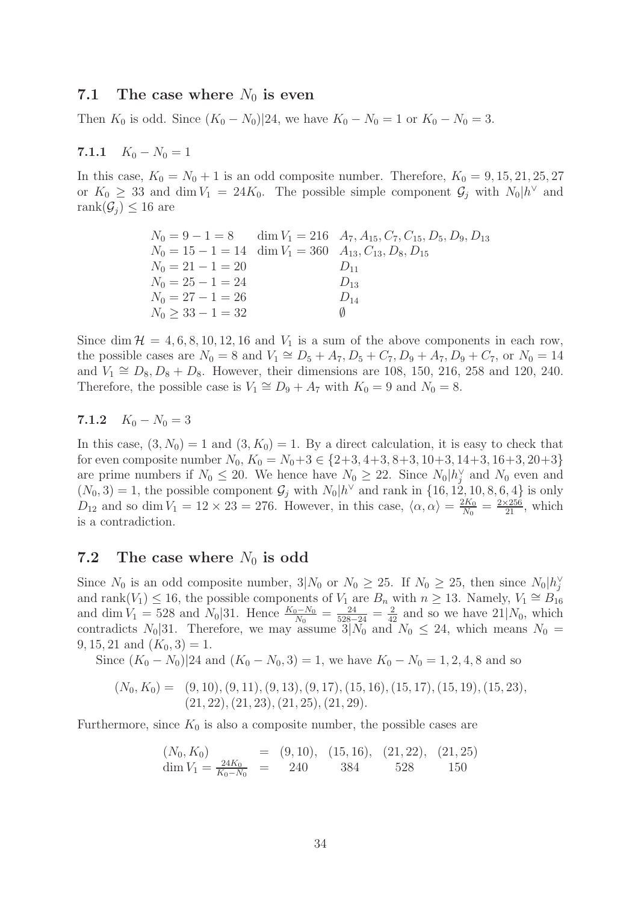### 7.1 The case where $N_0$ is even

Then $K_0$ is odd. Since $(K_0 - N_0)|24$, we have $K_0 - N_0 = 1$ or $K_0 - N_0 = 3$.

#### 7.1.1 $K_0 - N_0 = 1$

In this case, $K_0 = N_0 + 1$ is an odd composite number. Therefore, $K_0 = 9, 15, 21, 25, 27$ or $K_0 \geq 33$ and $\dim V_1 = 24K_0$. The possible simple component $\mathcal{G}_j$ with $N_0|h^\vee$ and $\mathrm{rank}(\mathcal{G}_j) \leq 16$ are

$$
\begin{array}{lll}
N_0 = 9 - 1 = 8 & \dim V_1 = 216 & A_7, A_{15}, C_7, C_{15}, D_5, D_9, D_{13} \\
N_0 = 15 - 1 = 14 & \dim V_1 = 360 & A_{13}, C_{13}, D_8, D_{15} \\
N_0 = 21 - 1 = 20 & & D_{11} \\
N_0 = 25 - 1 = 24 & & D_{13} \\
N_0 = 27 - 1 = 26 & & D_{14} \\
N_0 \geq 33 - 1 = 32 & & \emptyset
\end{array}
$$

Since $\dim \mathcal{H} = 4, 6, 8, 10, 12, 16$ and $V_1$ is a sum of the above components in each row, the possible cases are $N_0 = 8$ and $V_1 \cong D_5 + A_7, D_5 + C_7, D_9 + A_7, D_9 + C_7$, or $N_0 = 14$ and $V_1 \cong D_8, D_8 + D_8$. However, their dimensions are 108, 150, 216, 258 and 120, 240. Therefore, the possible case is $V_1 \cong D_9 + A_7$ with $K_0 = 9$ and $N_0 = 8$.

#### 7.1.2 $K_0 - N_0 = 3$

In this case, $(3, N_0) = 1$ and $(3, K_0) = 1$. By a direct calculation, it is easy to check that for even composite number $N_0$, $K_0 = N_0 + 3 \in \{2+3, 4+3, 8+3, 10+3, 14+3, 16+3, 20+3\}$ are prime numbers if $N_0 \leq 20$. We hence have $N_0 \geq 22$. Since $N_0|h_j^\vee$ and $N_0$ even and $(N_0, 3) = 1$, the possible component $\mathcal{G}_j$ with $N_0|h^\vee$ and rank in $\{16, 12, 10, 8, 6, 4\}$ is only $D_{12}$ and so $\dim V_1 = 12 \times 23 = 276$. However, in this case, $\langle \alpha, \alpha \rangle = \frac{2K_0}{N_0} = \frac{2\times 256}{21}$, which is a contradiction.

### 7.2 The case where $N_0$ is odd

Since $N_0$ is an odd composite number, $3|N_0$ or $N_0 \geq 25$. If $N_0 \geq 25$, then since $N_0|h_j^\vee$ and $\mathrm{rank}(V_1) \leq 16$, the possible components of $V_1$ are $B_n$ with $n \geq 13$. Namely, $V_1 \cong B_{16}$ and $\dim V_1 = 528$ and $N_0|31$. Hence $\frac{K_0 - N_0}{N_0} = \frac{24}{528-24} = \frac{2}{42}$ and so we have $21|N_0$, which contradicts $N_0|31$. Therefore, we may assume $3|N_0$ and $N_0 \leq 24$, which means $N_0 = 9, 15, 21$ and $(K_0, 3) = 1$.

Since $(K_0 - N_0)|24$ and $(K_0 - N_0, 3) = 1$, we have $K_0 - N_0 = 1, 2, 4, 8$ and so

$$
(N_0, K_0) = \begin{array}{l} (9, 10), (9, 11), (9, 13), (9, 17), (15, 16), (15, 17), (15, 19), (15, 23), \\ (21, 22), (21, 23), (21, 25), (21, 29). \end{array}
$$

Furthermore, since $K_0$ is also a composite number, the possible cases are

$$
\begin{array}{lccccc}
(N_0, K_0) & = & (9, 10), & (15, 16), & (21, 22), & (21, 25) \\
\dim V_1 = \frac{24K_0}{K_0 - N_0} & = & 240 & 384 & 528 & 150
\end{array}
$$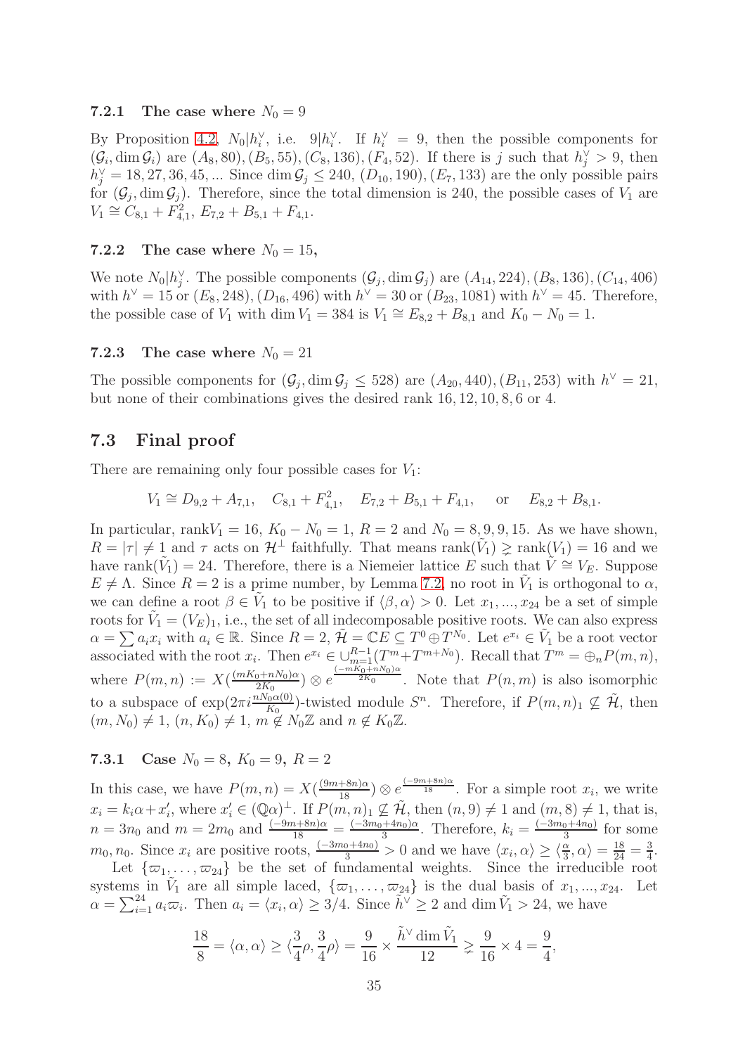#### 7.2.1 The case where $N_0 = 9$

By Proposition 4.2, $N_0 | h_i^\vee$, i.e. $9 | h_i^\vee$. If $h_i^\vee = 9$, then the possible components for $(\mathcal{G}_i, \dim \mathcal{G}_i)$ are $(A_8, 80), (B_5, 55), (C_8, 136), (F_4, 52)$. If there is $j$ such that $h_j^\vee > 9$, then $h_j^\vee = 18, 27, 36, 45, ...$ Since $\dim \mathcal{G}_j \leq 240$, $(D_{10}, 190), (E_7, 133)$ are the only possible pairs for $(\mathcal{G}_j, \dim \mathcal{G}_j)$. Therefore, since the total dimension is 240, the possible cases of $V_1$ are $V_1 \cong C_{8,1} + F_{4,1}^2$, $E_{7,2} + B_{5,1} + F_{4,1}$.

#### 7.2.2 The case where $N_0 = 15$,

We note $N_0 | h_j^\vee$. The possible components $(\mathcal{G}_j, \dim \mathcal{G}_j)$ are $(A_{14}, 224), (B_8, 136), (C_{14}, 406)$ with $h^\vee = 15$ or $(E_8, 248), (D_{16}, 496)$ with $h^\vee = 30$ or $(B_{23}, 1081)$ with $h^\vee = 45$. Therefore, the possible case of $V_1$ with $\dim V_1 = 384$ is $V_1 \cong E_{8,2} + B_{8,1}$ and $K_0 - N_0 = 1$.

#### 7.2.3 The case where $N_0 = 21$

The possible components for $(\mathcal{G}_j, \dim \mathcal{G}_j \leq 528)$ are $(A_{20}, 440), (B_{11}, 253)$ with $h^\vee = 21$, but none of their combinations gives the desired rank 16, 12, 10, 8, 6 or 4.

### 7.3 Final proof

There are remaining only four possible cases for $V_1$:

$$V_1 \cong D_{9,2} + A_{7,1}, \quad C_{8,1} + F_{4,1}^2, \quad E_{7,2} + B_{5,1} + F_{4,1}, \quad \text{or} \quad E_{8,2} + B_{8,1}.$$

In particular, $\mathrm{rank} V_1 = 16$, $K_0 - N_0 = 1$, $R = 2$ and $N_0 = 8, 9, 9, 15$. As we have shown, $R = |\tau| \neq 1$ and $\tau$ acts on $\mathcal{H}^\perp$ faithfully. That means $\mathrm{rank}(\tilde{V}_1) \gneq \mathrm{rank}(V_1) = 16$ and we have $\mathrm{rank}(\tilde{V}_1) = 24$. Therefore, there is a Niemeier lattice $E$ such that $\tilde{V} \cong V_E$. Suppose $E \neq \Lambda$. Since $R = 2$ is a prime number, by Lemma 7.2, no root in $\tilde{V}_1$ is orthogonal to $\alpha$, we can define a root $\beta \in \tilde{V}_1$ to be positive if $\langle \beta, \alpha \rangle > 0$. Let $x_1, ..., x_{24}$ be a set of simple roots for $\tilde{V}_1 = (V_E)_1$, i.e., the set of all indecomposable positive roots. We can also express $\alpha = \sum a_i x_i$ with $a_i \in \mathbb{R}$. Since $R = 2$, $\tilde{\mathcal{H}} = \mathbb{C}E \subseteq T^0 \oplus T^{N_0}$. Let $e^{x_i} \in \tilde{V}_1$ be a root vector associated with the root $x_i$. Then $e^{x_i} \in \cup_{m=1}^{R-1} (T^m + T^{m+N_0})$. Recall that $T^m = \oplus_n P(m,n)$, where $P(m,n) := X(\frac{(mK_0+nN_0)\alpha}{2K_0}) \otimes e^{\frac{(-mK_0+nN_0)\alpha}{2K_0}}$. Note that $P(n,m)$ is also isomorphic to a subspace of $\exp(2\pi i \frac{nN_0\alpha(0)}{K_0})$-twisted module $S^n$. Therefore, if $P(m,n)_1 \not\subseteq \tilde{\mathcal{H}}$, then $(m, N_0) \neq 1$, $(n, K_0) \neq 1$, $m \notin N_0\mathbb{Z}$ and $n \notin K_0\mathbb{Z}$.

#### 7.3.1 Case $N_0 = 8$, $K_0 = 9$, $R = 2$

In this case, we have $P(m,n) = X(\frac{(9m+8n)\alpha}{18}) \otimes e^{\frac{(-9m+8n)\alpha}{18}}$. For a simple root $x_i$, we write $x_i = k_i\alpha + x_i'$, where $x_i' \in (\mathbb{Q}\alpha)^\perp$. If $P(m,n)_1 \not\subseteq \tilde{\mathcal{H}}$, then $(n,9) \neq 1$ and $(m,8) \neq 1$, that is, $n = 3n_0$ and $m = 2m_0$ and $\frac{(-9m+8n)\alpha}{18} = \frac{(-3m_0+4n_0)\alpha}{3}$. Therefore, $k_i = \frac{(-3m_0+4n_0)}{3}$ for some $m_0, n_0$. Since $x_i$ are positive roots, $\frac{(-3m_0+4n_0)}{3} > 0$ and we have $\langle x_i, \alpha \rangle \geq \langle \frac{\alpha}{3}, \alpha \rangle = \frac{18}{24} = \frac{3}{4}$.

Let $\{\varpi_1, \ldots, \varpi_{24}\}$ be the set of fundamental weights. Since the irreducible root systems in $\tilde{V}_1$ are all simple laced, $\{\varpi_1, \ldots, \varpi_{24}\}$ is the dual basis of $x_1, ..., x_{24}$. Let $\alpha = \sum_{i=1}^{24} a_i \varpi_i$. Then $a_i = \langle x_i, \alpha \rangle \geq 3/4$. Since $\tilde{h}^\vee \geq 2$ and $\dim \tilde{V}_1 > 24$, we have

$$\frac{18}{8} = \langle \alpha, \alpha \rangle \geq \langle \frac{3}{4}\rho, \frac{3}{4}\rho \rangle = \frac{9}{16} \times \frac{\tilde{h}^\vee \dim \tilde{V}_1}{12} \gneq \frac{9}{16} \times 4 = \frac{9}{4},$$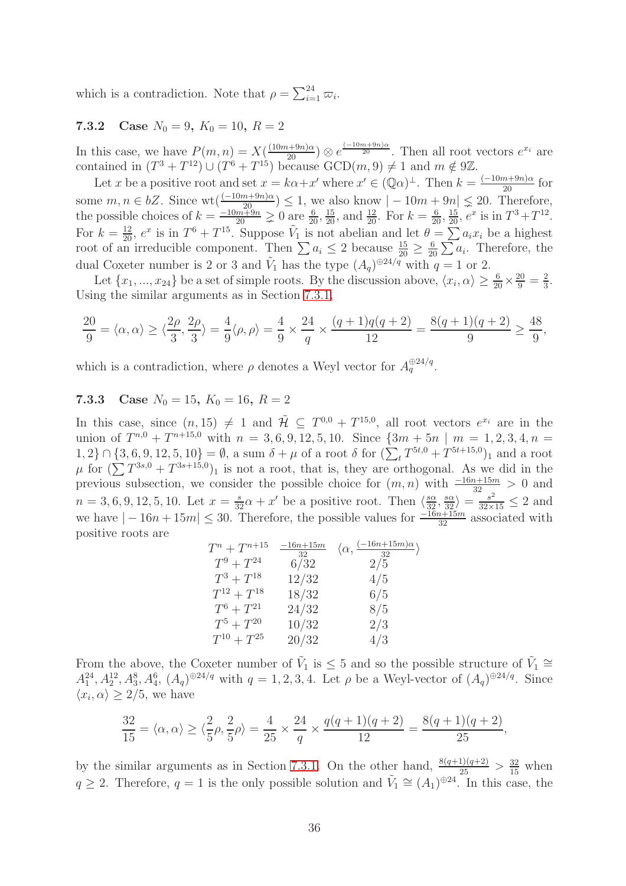which is a contradiction. Note that $\rho = \sum_{i=1}^{24} \varpi_i$.

### 7.3.2 Case $N_0 = 9,\ K_0 = 10,\ R = 2$

In this case, we have $P(m,n) = X(\frac{(10m+9n)\alpha}{20}) \otimes e^{\frac{(-10m+9n)\alpha}{20}}$. Then all root vectors $e^{x_i}$ are contained in $(T^3 + T^{12}) \cup (T^6 + T^{15})$ because $\mathrm{GCD}(m, 9) \neq 1$ and $m \notin 9\mathbb{Z}$.

Let $x$ be a positive root and set $x = k\alpha + x'$ where $x' \in (\mathbb{Q}\alpha)^{\perp}$. Then $k = \frac{(-10m+9n)\alpha}{20}$ for some $m, n \in bZ$. Since $\mathrm{wt}(\frac{(-10m+9n)\alpha}{20}) \leq 1$, we also know $|-10m+9n| \lesssim 20$. Therefore, the possible choices of $k = \frac{-10m+9n}{20} \gneq 0$ are $\frac{6}{20}, \frac{15}{20}$, and $\frac{12}{20}$. For $k = \frac{6}{20}, \frac{15}{20}$, $e^x$ is in $T^3 + T^{12}$. For $k = \frac{12}{20}$, $e^x$ is in $T^6 + T^{15}$. Suppose $\tilde{V}_1$ is not abelian and let $\theta = \sum a_i x_i$ be a highest root of an irreducible component. Then $\sum a_i \leq 2$ because $\frac{15}{20} \geq \frac{6}{20} \sum a_i$. Therefore, the dual Coxeter number is 2 or 3 and $\tilde{V}_1$ has the type $(A_q)^{\oplus 24/q}$ with $q = 1$ or 2.

Let $\{x_1, ..., x_{24}\}$ be a set of simple roots. By the discussion above, $\langle x_i, \alpha \rangle \geq \frac{6}{20} \times \frac{20}{9} = \frac{2}{3}$. Using the similar arguments as in Section 7.3.1,

$$\frac{20}{9} = \langle \alpha, \alpha \rangle \geq \langle \frac{2\rho}{3}, \frac{2\rho}{3} \rangle = \frac{4}{9} \langle \rho, \rho \rangle = \frac{4}{9} \times \frac{24}{q} \times \frac{(q+1)q(q+2)}{12} = \frac{8(q+1)(q+2)}{9} \geq \frac{48}{9},$$

which is a contradiction, where $\rho$ denotes a Weyl vector for $A_q^{\oplus 24/q}$.

### 7.3.3 Case $N_0 = 15,\ K_0 = 16,\ R = 2$

In this case, since $(n, 15) \neq 1$ and $\tilde{\mathcal{H}} \subseteq T^{0,0} + T^{15,0}$, all root vectors $e^{x_i}$ are in the union of $T^{n,0} + T^{n+15,0}$ with $n = 3, 6, 9, 12, 5, 10$. Since $\{3m + 5n \mid m = 1, 2, 3, 4, n = 1, 2\} \cap \{3, 6, 9, 12, 5, 10\} = \emptyset$, a sum $\delta + \mu$ of a root $\delta$ for $(\sum_t T^{5t,0} + T^{5t+15,0})_1$ and a root $\mu$ for $(\sum T^{3s,0} + T^{3s+15,0})_1$ is not a root, that is, they are orthogonal. As we did in the previous subsection, we consider the possible choice for $(m, n)$ with $\frac{-16n+15m}{32} > 0$ and $n = 3, 6, 9, 12, 5, 10$. Let $x = \frac{s}{32}\alpha + x'$ be a positive root. Then $\langle \frac{s\alpha}{32}, \frac{s\alpha}{32} \rangle = \frac{s^2}{32 \times 15} \leq 2$ and we have $|-16n + 15m| \leq 30$. Therefore, the possible values for $\frac{-16n+15m}{32}$ associated with positive roots are

| $T^n + T^{n+15}$ | $\frac{-16n+15m}{32}$ | $\langle \alpha, \frac{(-16n+15m)\alpha}{32} \rangle$ |
|---|---|---|
| $T^9 + T^{24}$ | $6/32$ | $2/5$ |
| $T^3 + T^{18}$ | $12/32$ | $4/5$ |
| $T^{12} + T^{18}$ | $18/32$ | $6/5$ |
| $T^6 + T^{21}$ | $24/32$ | $8/5$ |
| $T^5 + T^{20}$ | $10/32$ | $2/3$ |
| $T^{10} + T^{25}$ | $20/32$ | $4/3$ |

From the above, the Coxeter number of $\tilde{V}_1$ is $\leq 5$ and so the possible structure of $\tilde{V}_1 \cong A_1^{24}, A_2^{12}, A_3^8, A_4^6$, $(A_q)^{\oplus 24/q}$ with $q = 1, 2, 3, 4$. Let $\rho$ be a Weyl-vector of $(A_q)^{\oplus 24/q}$. Since $\langle x_i, \alpha \rangle \geq 2/5$, we have

$$\frac{32}{15} = \langle \alpha, \alpha \rangle \geq \langle \frac{2}{5}\rho, \frac{2}{5}\rho \rangle = \frac{4}{25} \times \frac{24}{q} \times \frac{q(q+1)(q+2)}{12} = \frac{8(q+1)(q+2)}{25},$$

by the similar arguments as in Section 7.3.1. On the other hand, $\frac{8(q+1)(q+2)}{25} > \frac{32}{15}$ when $q \geq 2$. Therefore, $q = 1$ is the only possible solution and $\tilde{V}_1 \cong (A_1)^{\oplus 24}$. In this case, the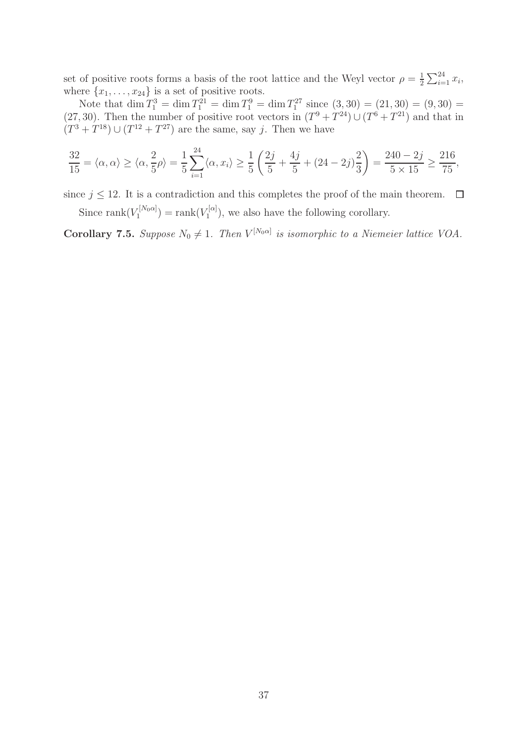set of positive roots forms a basis of the root lattice and the Weyl vector $\rho = \frac{1}{2}\sum_{i=1}^{24} x_i$, where $\{x_1, \ldots, x_{24}\}$ is a set of positive roots.

Note that $\dim T_1^3 = \dim T_1^{21} = \dim T_1^9 = \dim T_1^{27}$ since $(3,30) = (21,30) = (9,30) = (27,30)$. Then the number of positive root vectors in $(T^9 + T^{24}) \cup (T^6 + T^{21})$ and that in $(T^3 + T^{18}) \cup (T^{12} + T^{27})$ are the same, say $j$. Then we have

$$\frac{32}{15} = \langle \alpha, \alpha \rangle \geq \langle \alpha, \frac{2}{5}\rho \rangle = \frac{1}{5}\sum_{i=1}^{24} \langle \alpha, x_i \rangle \geq \frac{1}{5}\left( \frac{2j}{5} + \frac{4j}{5} + (24 - 2j)\frac{2}{3} \right) = \frac{240 - 2j}{5 \times 15} \geq \frac{216}{75},$$

since $j \leq 12$. It is a contradiction and this completes the proof of the main theorem. $\square$

Since $\mathrm{rank}(V_1^{[N_0\alpha]}) = \mathrm{rank}(V_1^{[\alpha]})$, we also have the following corollary.

**Corollary 7.5.** *Suppose $N_0 \neq 1$. Then $V^{[N_0\alpha]}$ is isomorphic to a Niemeier lattice VOA.*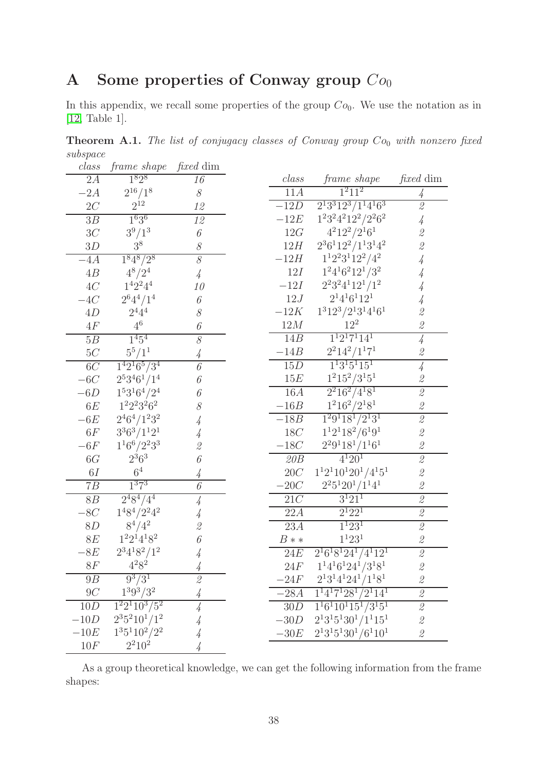## A Some properties of Conway group $Co_0$

In this appendix, we recall some properties of the group $Co_0$. We use the notation as in [12, Table 1].

**Theorem A.1.** *The list of conjugacy classes of Conway group $Co_0$ with nonzero fixed subspace*

| *class* | *frame shape* | *fixed* dim |
|---|---|---|
| $2A$ | $1^8 2^8$ | 16 |
| $-2A$ | $2^{16}/1^8$ | 8 |
| $2C$ | $2^{12}$ | 12 |
| $3B$ | $1^6 3^6$ | 12 |
| $3C$ | $3^9/1^3$ | 6 |
| $3D$ | $3^8$ | 8 |
| $-4A$ | $1^8 4^8/2^8$ | 8 |
| $4B$ | $4^8/2^4$ | 4 |
| $4C$ | $1^4 2^2 4^4$ | 10 |
| $-4C$ | $2^6 4^4/1^4$ | 6 |
| $4D$ | $2^4 4^4$ | 8 |
| $4F$ | $4^6$ | 6 |
| $5B$ | $1^4 5^4$ | 8 |
| $5C$ | $5^5/1^1$ | 4 |
| $6C$ | $1^4 2^1 6^5/3^4$ | 6 |
| $-6C$ | $2^5 3^4 6^1/1^4$ | 6 |
| $-6D$ | $1^5 3^1 6^4/2^4$ | 6 |
| $6E$ | $1^2 2^2 3^2 6^2$ | 8 |
| $-6E$ | $2^4 6^4/1^2 3^2$ | 4 |
| $6F$ | $3^3 6^3/1^1 2^1$ | 4 |
| $-6F$ | $1^1 6^6/2^2 3^3$ | 2 |
| $6G$ | $2^3 6^3$ | 6 |
| $6I$ | $6^4$ | 4 |
| $7B$ | $1^3 7^3$ | 6 |
| $8B$ | $2^4 8^4/4^4$ | 4 |
| $-8C$ | $1^4 8^4/2^2 4^2$ | 4 |
| $8D$ | $8^4/4^2$ | 2 |
| $8E$ | $1^2 2^1 4^1 8^2$ | 6 |
| $-8E$ | $2^3 4^1 8^2/1^2$ | 4 |
| $8F$ | $4^2 8^2$ | 4 |
| $9B$ | $9^3/3^1$ | 2 |
| $9C$ | $1^3 9^3/3^2$ | 4 |
| $10D$ | $1^2 2^1 10^3/5^2$ | 4 |
| $-10D$ | $2^3 5^2 10^1/1^2$ | 4 |
| $-10E$ | $1^3 5^1 10^2/2^2$ | 4 |
| $10F$ | $2^2 10^2$ | 4 |

| *class* | *frame shape* | *fixed* dim |
|---|---|---|
| $11A$ | $1^2 11^2$ | 4 |
| $-12D$ | $2^1 3^3 12^3/1^1 4^1 6^3$ | 2 |
| $-12E$ | $1^2 3^2 4^2 12^2/2^2 6^2$ | 4 |
| $12G$ | $4^2 12^2/2^1 6^1$ | 2 |
| $12H$ | $2^3 6^1 12^2/1^1 3^1 4^2$ | 2 |
| $-12H$ | $1^1 2^2 3^1 12^2/4^2$ | 4 |
| $12I$ | $1^2 4^1 6^2 12^1/3^2$ | 4 |
| $-12I$ | $2^2 3^2 4^1 12^1/1^2$ | 4 |
| $12J$ | $2^1 4^1 6^1 12^1$ | 4 |
| $-12K$ | $1^3 12^3/2^1 3^1 4^1 6^1$ | 2 |
| $12M$ | $12^2$ | 2 |
| $14B$ | $1^1 2^1 7^1 14^1$ | 4 |
| $-14B$ | $2^2 14^2/1^1 7^1$ | 2 |
| $15D$ | $1^1 3^1 5^1 15^1$ | 4 |
| $15E$ | $1^2 15^2/3^1 5^1$ | 2 |
| $16A$ | $2^2 16^2/4^1 8^1$ | 2 |
| $-16B$ | $1^2 16^2/2^1 8^1$ | 2 |
| $-18B$ | $1^2 9^1 18^1/2^1 3^1$ | 2 |
| $18C$ | $1^1 2^1 18^2/6^1 9^1$ | 2 |
| $-18C$ | $2^2 9^1 18^1/1^1 6^1$ | 2 |
| $20B$ | $4^1 20^1$ | 2 |
| $20C$ | $1^1 2^1 10^1 20^1/4^1 5^1$ | 2 |
| $-20C$ | $2^2 5^1 20^1/1^1 4^1$ | 2 |
| $21C$ | $3^1 21^1$ | 2 |
| $22A$ | $2^1 22^1$ | 2 |
| $23A$ | $1^1 23^1$ | 2 |
| $B**$ | $1^1 23^1$ | 2 |
| $24E$ | $2^1 6^1 8^1 24^1/4^1 12^1$ | 2 |
| $24F$ | $1^1 4^1 6^1 24^1/3^1 8^1$ | 2 |
| $-24F$ | $2^1 3^1 4^1 24^1/1^1 8^1$ | 2 |
| $-28A$ | $1^1 4^1 7^1 28^1/2^1 14^1$ | 2 |
| $30D$ | $1^1 6^1 10^1 15^1/3^1 5^1$ | 2 |
| $-30D$ | $2^1 3^1 5^1 30^1/1^1 15^1$ | 2 |
| $-30E$ | $2^1 3^1 5^1 30^1/6^1 10^1$ | 2 |

As a group theoretical knowledge, we can get the following information from the frame shapes: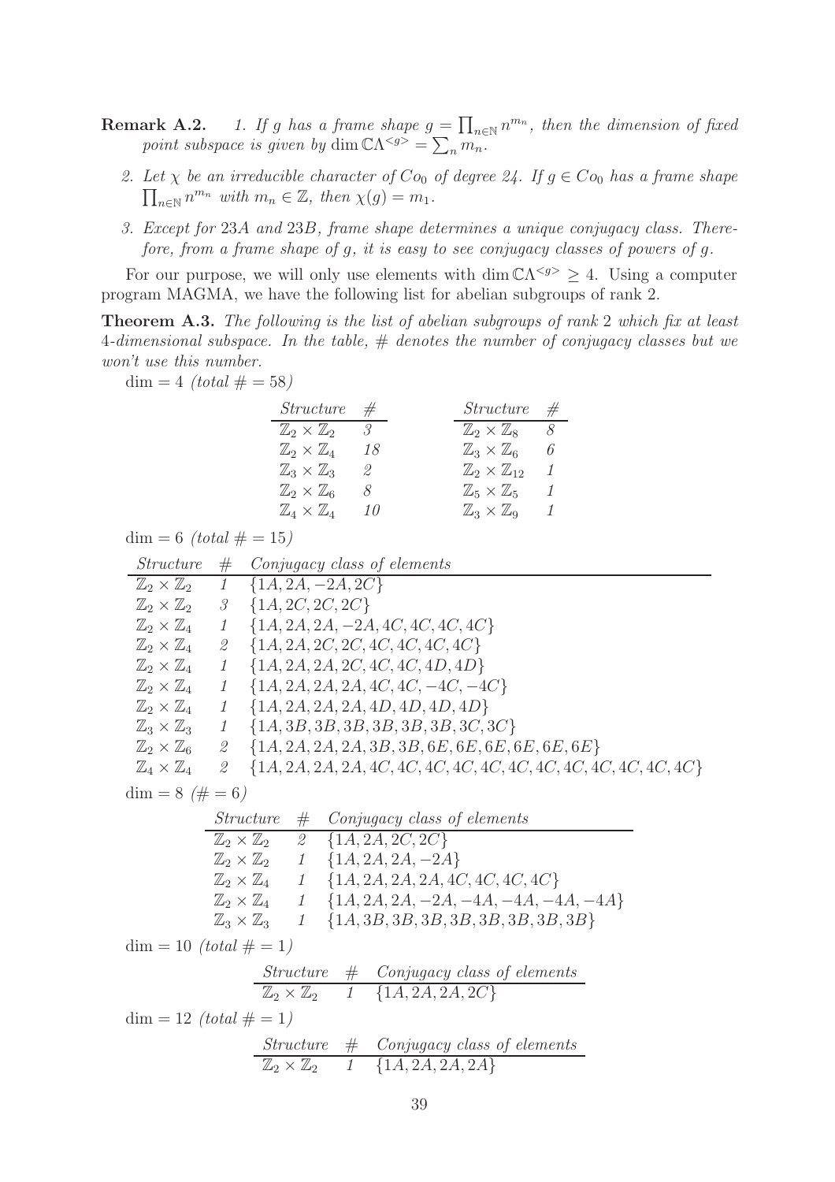**Remark A.2.** *1. If $g$ has a frame shape $g = \prod_{n\in\mathbb{N}} n^{m_n}$, then the dimension of fixed point subspace is given by $\dim \mathbb{C}\Lambda^{<g>} = \sum_n m_n$.*

*2. Let $\chi$ be an irreducible character of $Co_0$ of degree 24. If $g \in Co_0$ has a frame shape $\prod_{n\in\mathbb{N}} n^{m_n}$ with $m_n \in \mathbb{Z}$, then $\chi(g) = m_1$.*

*3. Except for 23A and 23B, frame shape determines a unique conjugacy class. Therefore, from a frame shape of $g$, it is easy to see conjugacy classes of powers of $g$.*

For our purpose, we will only use elements with $\dim \mathbb{C}\Lambda^{<g>} \geq 4$. Using a computer program MAGMA, we have the following list for abelian subgroups of rank 2.

**Theorem A.3.** *The following is the list of abelian subgroups of rank 2 which fix at least 4-dimensional subspace. In the table, # denotes the number of conjugacy classes but we won't use this number.*

$\dim = 4$ *(total # = 58)*

| *Structure* | # |
|---|---|
| $\mathbb{Z}_2 \times \mathbb{Z}_2$ | 3 |
| $\mathbb{Z}_2 \times \mathbb{Z}_4$ | 18 |
| $\mathbb{Z}_3 \times \mathbb{Z}_3$ | 2 |
| $\mathbb{Z}_2 \times \mathbb{Z}_6$ | 8 |
| $\mathbb{Z}_4 \times \mathbb{Z}_4$ | 10 |

| *Structure* | # |
|---|---|
| $\mathbb{Z}_2 \times \mathbb{Z}_8$ | 8 |
| $\mathbb{Z}_3 \times \mathbb{Z}_6$ | 6 |
| $\mathbb{Z}_2 \times \mathbb{Z}_{12}$ | 1 |
| $\mathbb{Z}_5 \times \mathbb{Z}_5$ | 1 |
| $\mathbb{Z}_3 \times \mathbb{Z}_9$ | 1 |

$\dim = 6$ *(total # = 15)*

| *Structure* | # | *Conjugacy class of elements* |
|---|---|---|
| $\mathbb{Z}_2 \times \mathbb{Z}_2$ | 1 | $\{1A, 2A, -2A, 2C\}$ |
| $\mathbb{Z}_2 \times \mathbb{Z}_2$ | 3 | $\{1A, 2C, 2C, 2C\}$ |
| $\mathbb{Z}_2 \times \mathbb{Z}_4$ | 1 | $\{1A, 2A, 2A, -2A, 4C, 4C, 4C, 4C\}$ |
| $\mathbb{Z}_2 \times \mathbb{Z}_4$ | 2 | $\{1A, 2A, 2C, 2C, 4C, 4C, 4C, 4C\}$ |
| $\mathbb{Z}_2 \times \mathbb{Z}_4$ | 1 | $\{1A, 2A, 2A, 2C, 4C, 4C, 4D, 4D\}$ |
| $\mathbb{Z}_2 \times \mathbb{Z}_4$ | 1 | $\{1A, 2A, 2A, 2A, 4C, 4C, -4C, -4C\}$ |
| $\mathbb{Z}_2 \times \mathbb{Z}_4$ | 1 | $\{1A, 2A, 2A, 2A, 4D, 4D, 4D, 4D\}$ |
| $\mathbb{Z}_3 \times \mathbb{Z}_3$ | 1 | $\{1A, 3B, 3B, 3B, 3B, 3B, 3B, 3C, 3C\}$ |
| $\mathbb{Z}_2 \times \mathbb{Z}_6$ | 2 | $\{1A, 2A, 2A, 2A, 3B, 3B, 6E, 6E, 6E, 6E, 6E, 6E\}$ |
| $\mathbb{Z}_4 \times \mathbb{Z}_4$ | 2 | $\{1A, 2A, 2A, 2A, 4C, 4C, 4C, 4C, 4C, 4C, 4C, 4C, 4C, 4C, 4C, 4C\}$ |

$\dim = 8$ *(# = 6)*

| *Structure* | # | *Conjugacy class of elements* |
|---|---|---|
| $\mathbb{Z}_2 \times \mathbb{Z}_2$ | 2 | $\{1A, 2A, 2C, 2C\}$ |
| $\mathbb{Z}_2 \times \mathbb{Z}_2$ | 1 | $\{1A, 2A, 2A, -2A\}$ |
| $\mathbb{Z}_2 \times \mathbb{Z}_4$ | 1 | $\{1A, 2A, 2A, 2A, 4C, 4C, 4C, 4C\}$ |
| $\mathbb{Z}_2 \times \mathbb{Z}_4$ | 1 | $\{1A, 2A, 2A, -2A, -4A, -4A, -4A, -4A\}$ |
| $\mathbb{Z}_3 \times \mathbb{Z}_3$ | 1 | $\{1A, 3B, 3B, 3B, 3B, 3B, 3B, 3B, 3B\}$ |

$\dim = 10$ *(total # = 1)*

| *Structure* | # | *Conjugacy class of elements* |
|---|---|---|
| $\mathbb{Z}_2 \times \mathbb{Z}_2$ | 1 | $\{1A, 2A, 2A, 2C\}$ |

$\dim = 12$ *(total # = 1)*

| *Structure* | # | *Conjugacy class of elements* |
|---|---|---|
| $\mathbb{Z}_2 \times \mathbb{Z}_2$ | 1 | $\{1A, 2A, 2A, 2A\}$ |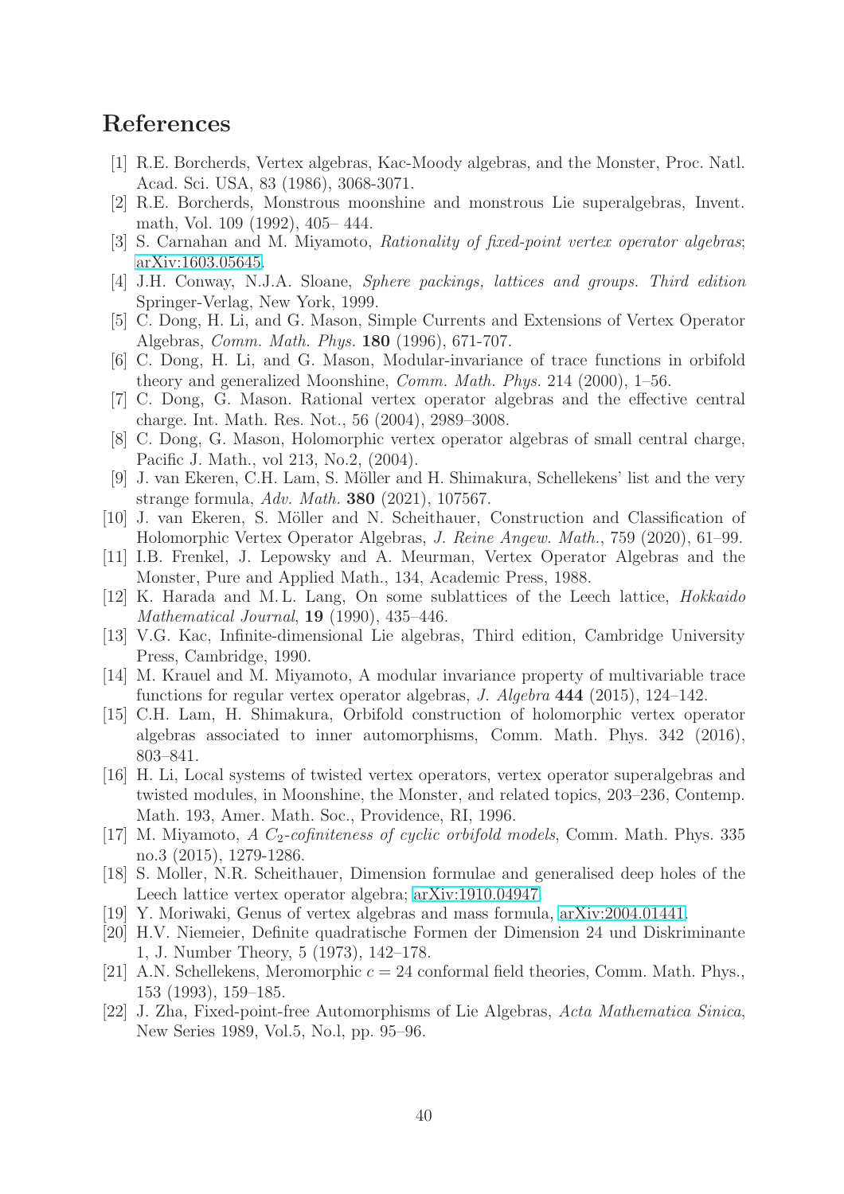# References

[1] R.E. Borcherds, Vertex algebras, Kac-Moody algebras, and the Monster, Proc. Natl. Acad. Sci. USA, 83 (1986), 3068-3071.

[2] R.E. Borcherds, Monstrous moonshine and monstrous Lie superalgebras, Invent. math, Vol. 109 (1992), 405– 444.

[3] S. Carnahan and M. Miyamoto, *Rationality of fixed-point vertex operator algebras*; arXiv:1603.05645.

[4] J.H. Conway, N.J.A. Sloane, *Sphere packings, lattices and groups. Third edition* Springer-Verlag, New York, 1999.

[5] C. Dong, H. Li, and G. Mason, Simple Currents and Extensions of Vertex Operator Algebras, *Comm. Math. Phys.* **180** (1996), 671-707.

[6] C. Dong, H. Li, and G. Mason, Modular-invariance of trace functions in orbifold theory and generalized Moonshine, *Comm. Math. Phys.* 214 (2000), 1–56.

[7] C. Dong, G. Mason. Rational vertex operator algebras and the effective central charge. Int. Math. Res. Not., 56 (2004), 2989–3008.

[8] C. Dong, G. Mason, Holomorphic vertex operator algebras of small central charge, Pacific J. Math., vol 213, No.2, (2004).

[9] J. van Ekeren, C.H. Lam, S. Möller and H. Shimakura, Schellekens' list and the very strange formula, *Adv. Math.* **380** (2021), 107567.

[10] J. van Ekeren, S. Möller and N. Scheithauer, Construction and Classification of Holomorphic Vertex Operator Algebras, *J. Reine Angew. Math.*, 759 (2020), 61–99.

[11] I.B. Frenkel, J. Lepowsky and A. Meurman, Vertex Operator Algebras and the Monster, Pure and Applied Math., 134, Academic Press, 1988.

[12] K. Harada and M. L. Lang, On some sublattices of the Leech lattice, *Hokkaido Mathematical Journal*, **19** (1990), 435–446.

[13] V.G. Kac, Infinite-dimensional Lie algebras, Third edition, Cambridge University Press, Cambridge, 1990.

[14] M. Krauel and M. Miyamoto, A modular invariance property of multivariable trace functions for regular vertex operator algebras, *J. Algebra* **444** (2015), 124–142.

[15] C.H. Lam, H. Shimakura, Orbifold construction of holomorphic vertex operator algebras associated to inner automorphisms, Comm. Math. Phys. 342 (2016), 803–841.

[16] H. Li, Local systems of twisted vertex operators, vertex operator superalgebras and twisted modules, in Moonshine, the Monster, and related topics, 203–236, Contemp. Math. 193, Amer. Math. Soc., Providence, RI, 1996.

[17] M. Miyamoto, *A $C_2$-cofiniteness of cyclic orbifold models*, Comm. Math. Phys. 335 no.3 (2015), 1279-1286.

[18] S. Moller, N.R. Scheithauer, Dimension formulae and generalised deep holes of the Leech lattice vertex operator algebra; arXiv:1910.04947.

[19] Y. Moriwaki, Genus of vertex algebras and mass formula, arXiv:2004.01441.

[20] H.V. Niemeier, Definite quadratische Formen der Dimension 24 und Diskriminante 1, J. Number Theory, 5 (1973), 142–178.

[21] A.N. Schellekens, Meromorphic $c = 24$ conformal field theories, Comm. Math. Phys., 153 (1993), 159–185.

[22] J. Zha, Fixed-point-free Automorphisms of Lie Algebras, *Acta Mathematica Sinica*, New Series 1989, Vol.5, No.l, pp. 95–96.